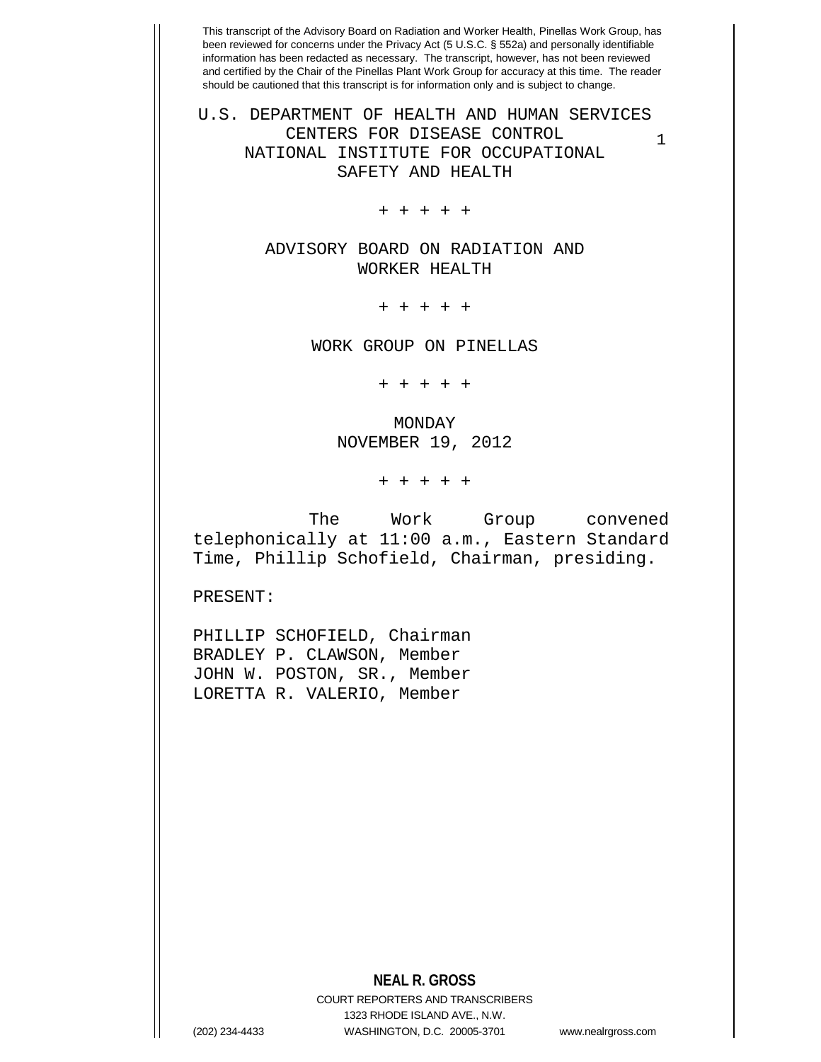This transcript of the Advisory Board on Radiation and Worker Health, Pinellas Work Group, has been reviewed for concerns under the Privacy Act (5 U.S.C. § 552a) and personally identifiable information has been redacted as necessary. The transcript, however, has not been reviewed and certified by the Chair of the Pinellas Plant Work Group for accuracy at this time. The reader should be cautioned that this transcript is for information only and is subject to change.

# U.S. DEPARTMENT OF HEALTH AND HUMAN SERVICES
# CENTERS FOR DISEASE CONTROL
# NATIONAL INSTITUTE FOR OCCUPATIONAL SAFETY AND HEALTH

+ + + + +

## ADVISORY BOARD ON RADIATION AND WORKER HEALTH

+ + + + +

## WORK GROUP ON PINELLAS

+ + + + +

MONDAY
NOVEMBER 19, 2012

+ + + + +

The Work Group convened telephonically at 11:00 a.m., Eastern Standard Time, Phillip Schofield, Chairman, presiding.

PRESENT:

PHILLIP SCHOFIELD, Chairman
BRADLEY P. CLAWSON, Member
JOHN W. POSTON, SR., Member
LORETTA R. VALERIO, Member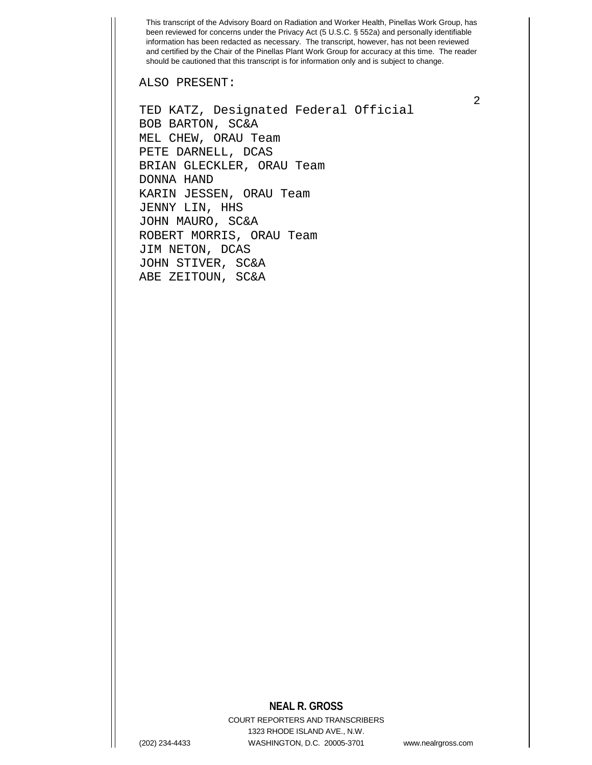ALSO PRESENT:

TED KATZ, Designated Federal Official
BOB BARTON, SC&A
MEL CHEW, ORAU Team
PETE DARNELL, DCAS
BRIAN GLECKLER, ORAU Team
DONNA HAND
KARIN JESSEN, ORAU Team
JENNY LIN, HHS
JOHN MAURO, SC&A
ROBERT MORRIS, ORAU Team
JIM NETON, DCAS
JOHN STIVER, SC&A
ABE ZEITOUN, SC&A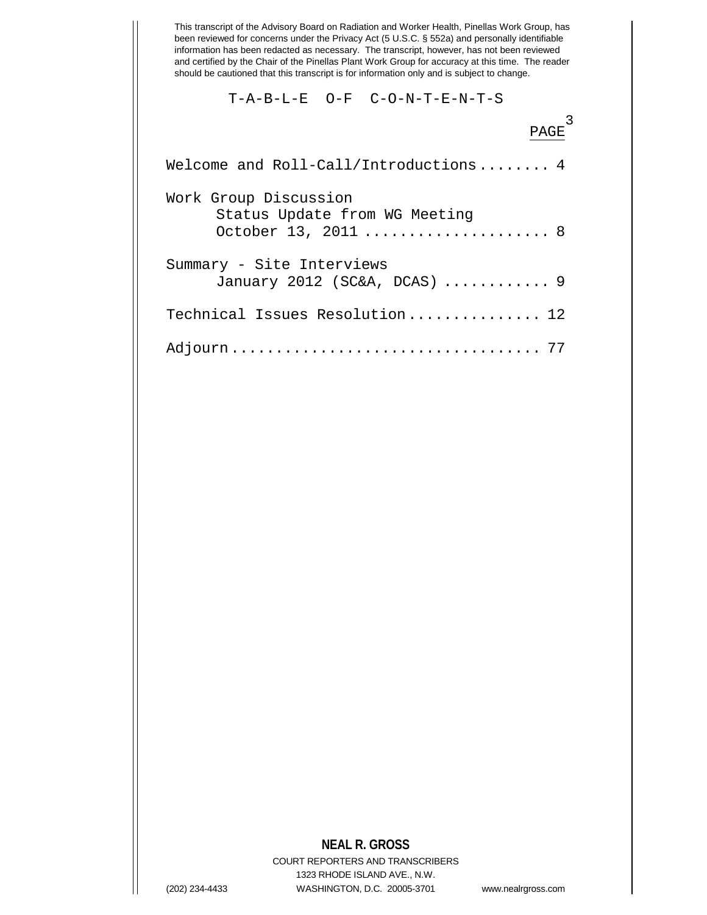This transcript of the Advisory Board on Radiation and Worker Health, Pinellas Work Group, has been reviewed for concerns under the Privacy Act (5 U.S.C. § 552a) and personally identifiable information has been redacted as necessary. The transcript, however, has not been reviewed and certified by the Chair of the Pinellas Plant Work Group for accuracy at this time. The reader should be cautioned that this transcript is for information only and is subject to change.

# T-A-B-L-E O-F C-O-N-T-E-N-T-S

| | PAGE |
|---|---|
| Welcome and Roll-Call/Introductions | 4 |
| Work Group Discussion<br>Status Update from WG Meeting<br>October 13, 2011 | 8 |
| Summary - Site Interviews<br>January 2012 (SC&A, DCAS) | 9 |
| Technical Issues Resolution | 12 |
| Adjourn | 77 |

**NEAL R. GROSS**
COURT REPORTERS AND TRANSCRIBERS
1323 RHODE ISLAND AVE., N.W.
(202) 234-4433 WASHINGTON, D.C. 20005-3701 www.nealrgross.com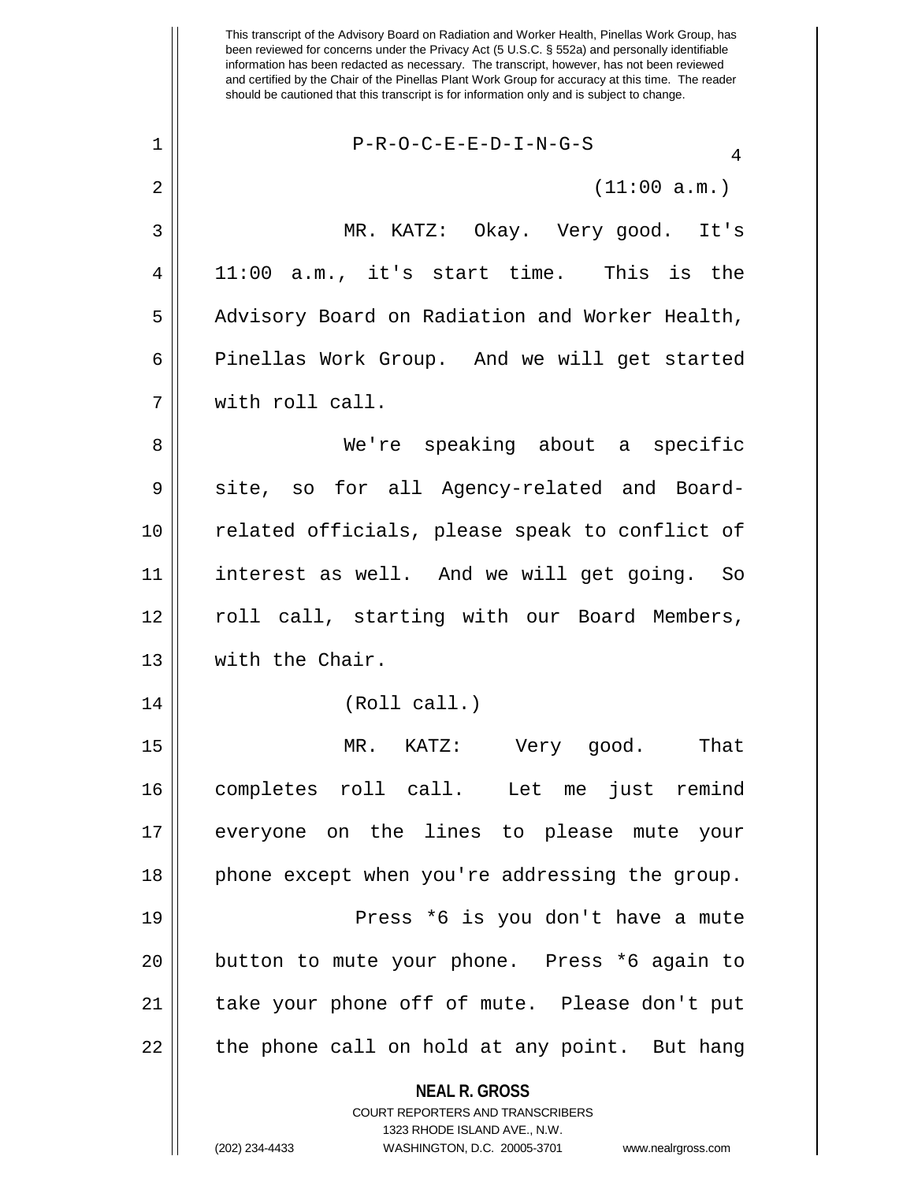This transcript of the Advisory Board on Radiation and Worker Health, Pinellas Work Group, has been reviewed for concerns under the Privacy Act (5 U.S.C. § 552a) and personally identifiable information has been redacted as necessary. The transcript, however, has not been reviewed and certified by the Chair of the Pinellas Plant Work Group for accuracy at this time. The reader should be cautioned that this transcript is for information only and is subject to change.

P-R-O-C-E-E-D-I-N-G-S

(11:00 a.m.)

MR. KATZ: Okay. Very good. It's 11:00 a.m., it's start time. This is the Advisory Board on Radiation and Worker Health, Pinellas Work Group. And we will get started with roll call.

We're speaking about a specific site, so for all Agency-related and Board-related officials, please speak to conflict of interest as well. And we will get going. So roll call, starting with our Board Members, with the Chair.

(Roll call.)

MR. KATZ: Very good. That completes roll call. Let me just remind everyone on the lines to please mute your phone except when you're addressing the group.

Press *6 is you don't have a mute button to mute your phone. Press *6 again to take your phone off of mute. Please don't put the phone call on hold at any point. But hang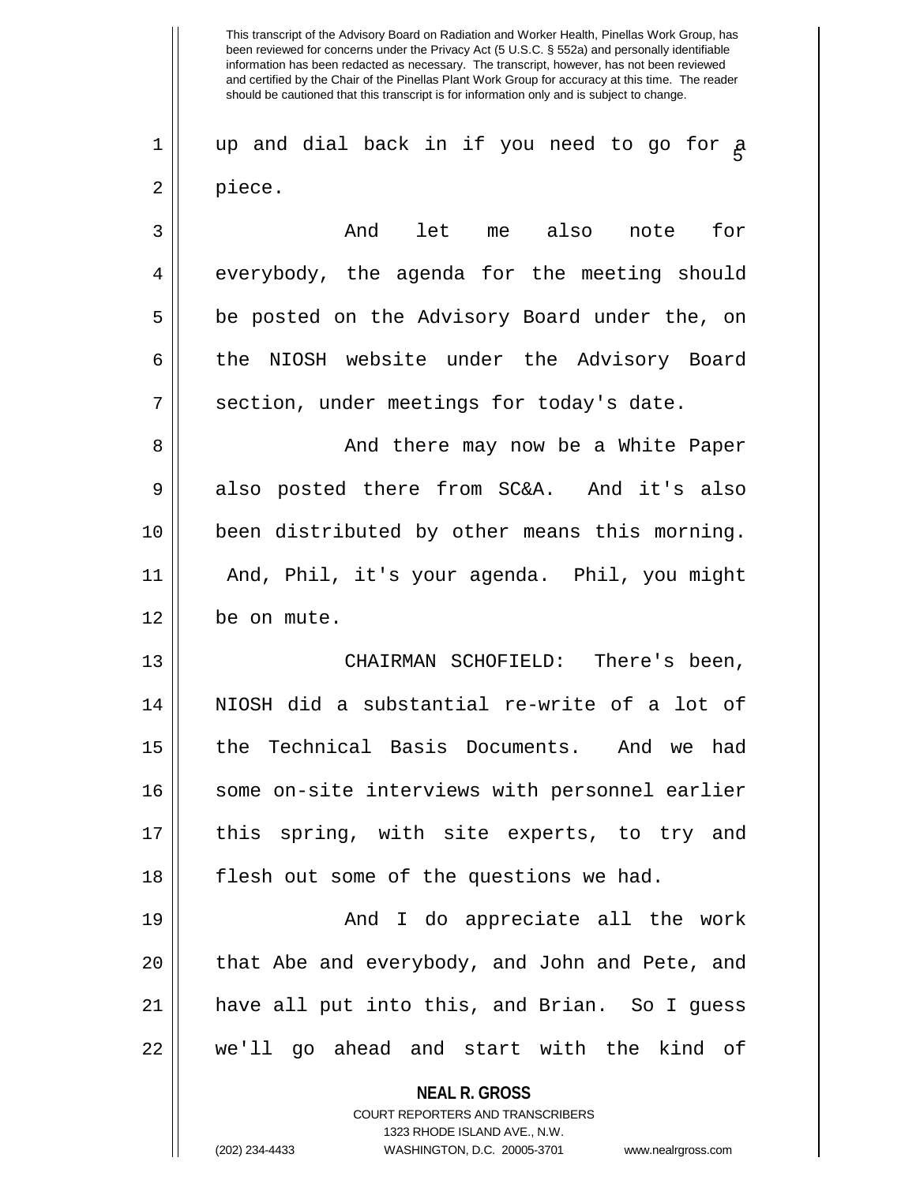up and dial back in if you need to go for a piece.

And let me also note for everybody, the agenda for the meeting should be posted on the Advisory Board under the, on the NIOSH website under the Advisory Board section, under meetings for today's date.

And there may now be a White Paper also posted there from SC&A. And it's also been distributed by other means this morning. And, Phil, it's your agenda. Phil, you might be on mute.

CHAIRMAN SCHOFIELD: There's been, NIOSH did a substantial re-write of a lot of the Technical Basis Documents. And we had some on-site interviews with personnel earlier this spring, with site experts, to try and flesh out some of the questions we had.

And I do appreciate all the work that Abe and everybody, and John and Pete, and have all put into this, and Brian. So I guess we'll go ahead and start with the kind of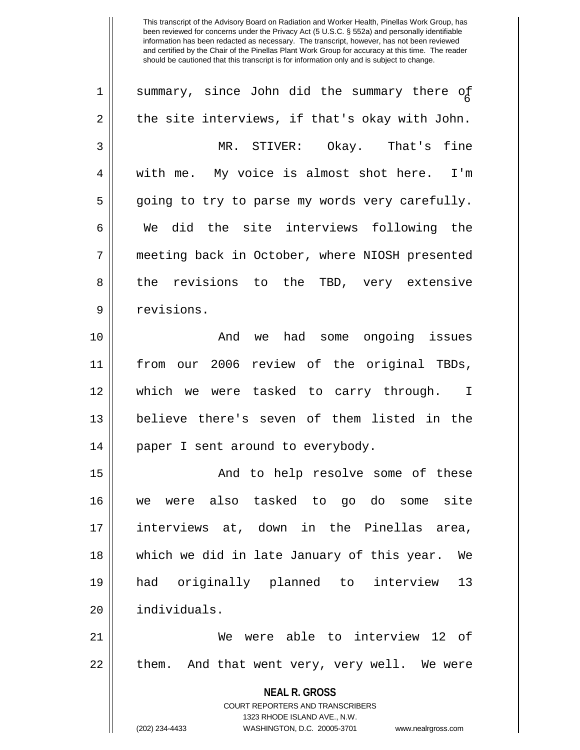summary, since John did the summary there of the site interviews, if that's okay with John.

MR. STIVER: Okay. That's fine with me. My voice is almost shot here. I'm going to try to parse my words very carefully. We did the site interviews following the meeting back in October, where NIOSH presented the revisions to the TBD, very extensive revisions.

And we had some ongoing issues from our 2006 review of the original TBDs, which we were tasked to carry through. I believe there's seven of them listed in the paper I sent around to everybody.

And to help resolve some of these we were also tasked to go do some site interviews at, down in the Pinellas area, which we did in late January of this year. We had originally planned to interview 13 individuals.

We were able to interview 12 of them. And that went very, very well. We were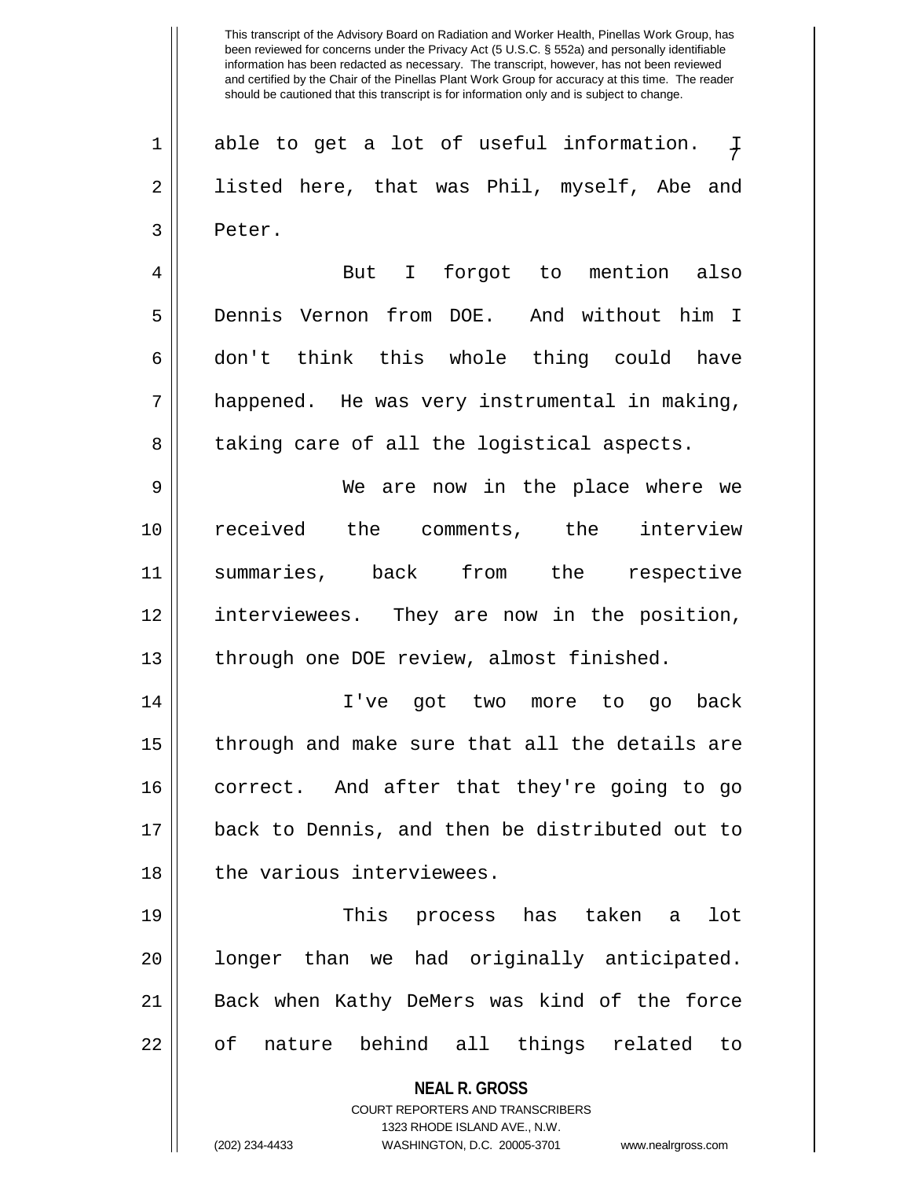This transcript of the Advisory Board on Radiation and Worker Health, Pinellas Work Group, has been reviewed for concerns under the Privacy Act (5 U.S.C. § 552a) and personally identifiable information has been redacted as necessary. The transcript, however, has not been reviewed and certified by the Chair of the Pinellas Plant Work Group for accuracy at this time. The reader should be cautioned that this transcript is for information only and is subject to change.

able to get a lot of useful information. I listed here, that was Phil, myself, Abe and Peter.

But I forgot to mention also Dennis Vernon from DOE. And without him I don't think this whole thing could have happened. He was very instrumental in making, taking care of all the logistical aspects.

We are now in the place where we received the comments, the interview summaries, back from the respective interviewees. They are now in the position, through one DOE review, almost finished.

I've got two more to go back through and make sure that all the details are correct. And after that they're going to go back to Dennis, and then be distributed out to the various interviewees.

This process has taken a lot longer than we had originally anticipated. Back when Kathy DeMers was kind of the force of nature behind all things related to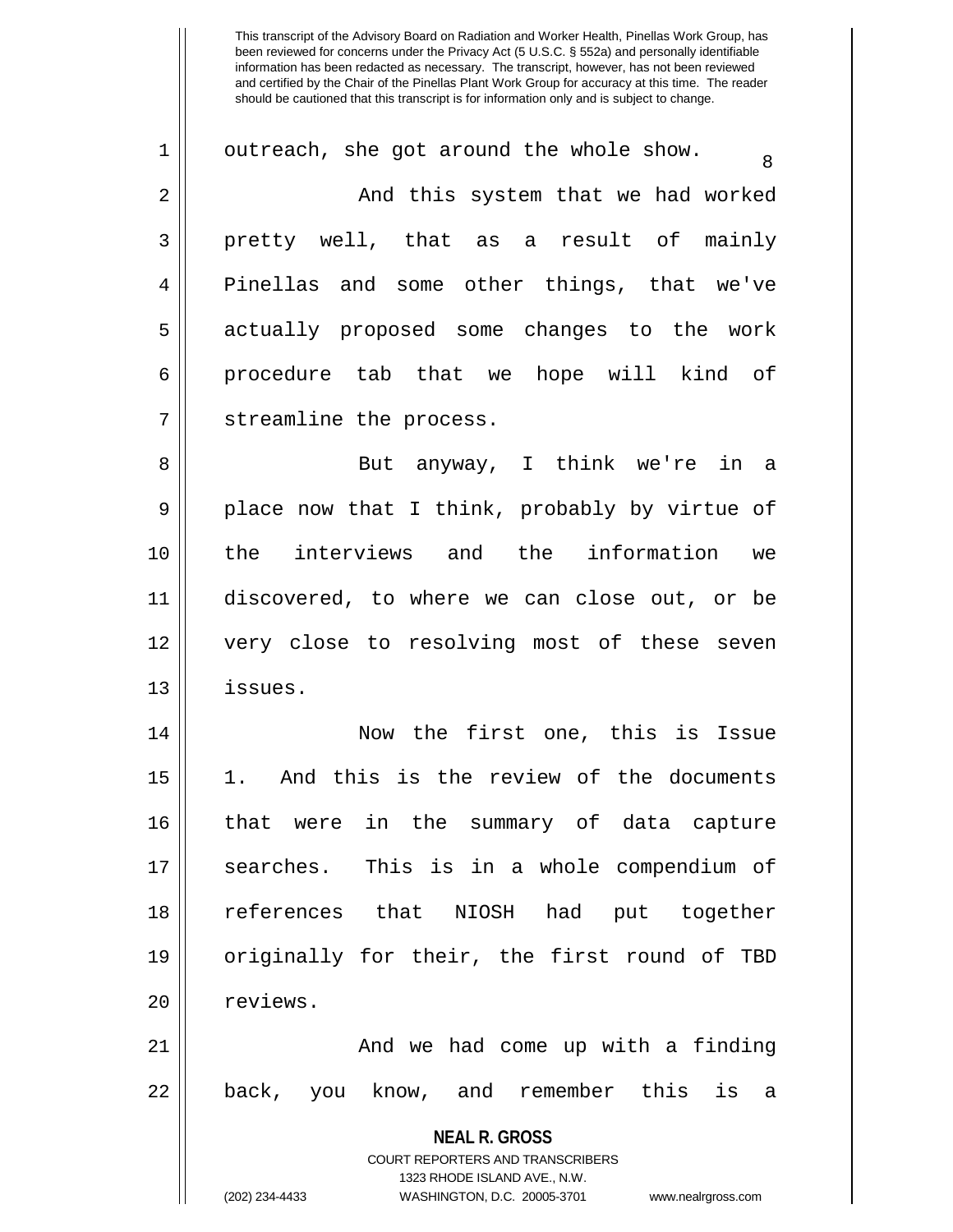outreach, she got around the whole show.

And this system that we had worked pretty well, that as a result of mainly Pinellas and some other things, that we've actually proposed some changes to the work procedure tab that we hope will kind of streamline the process.

But anyway, I think we're in a place now that I think, probably by virtue of the interviews and the information we discovered, to where we can close out, or be very close to resolving most of these seven issues.

Now the first one, this is Issue 1. And this is the review of the documents that were in the summary of data capture searches. This is in a whole compendium of references that NIOSH had put together originally for their, the first round of TBD reviews.

And we had come up with a finding back, you know, and remember this is a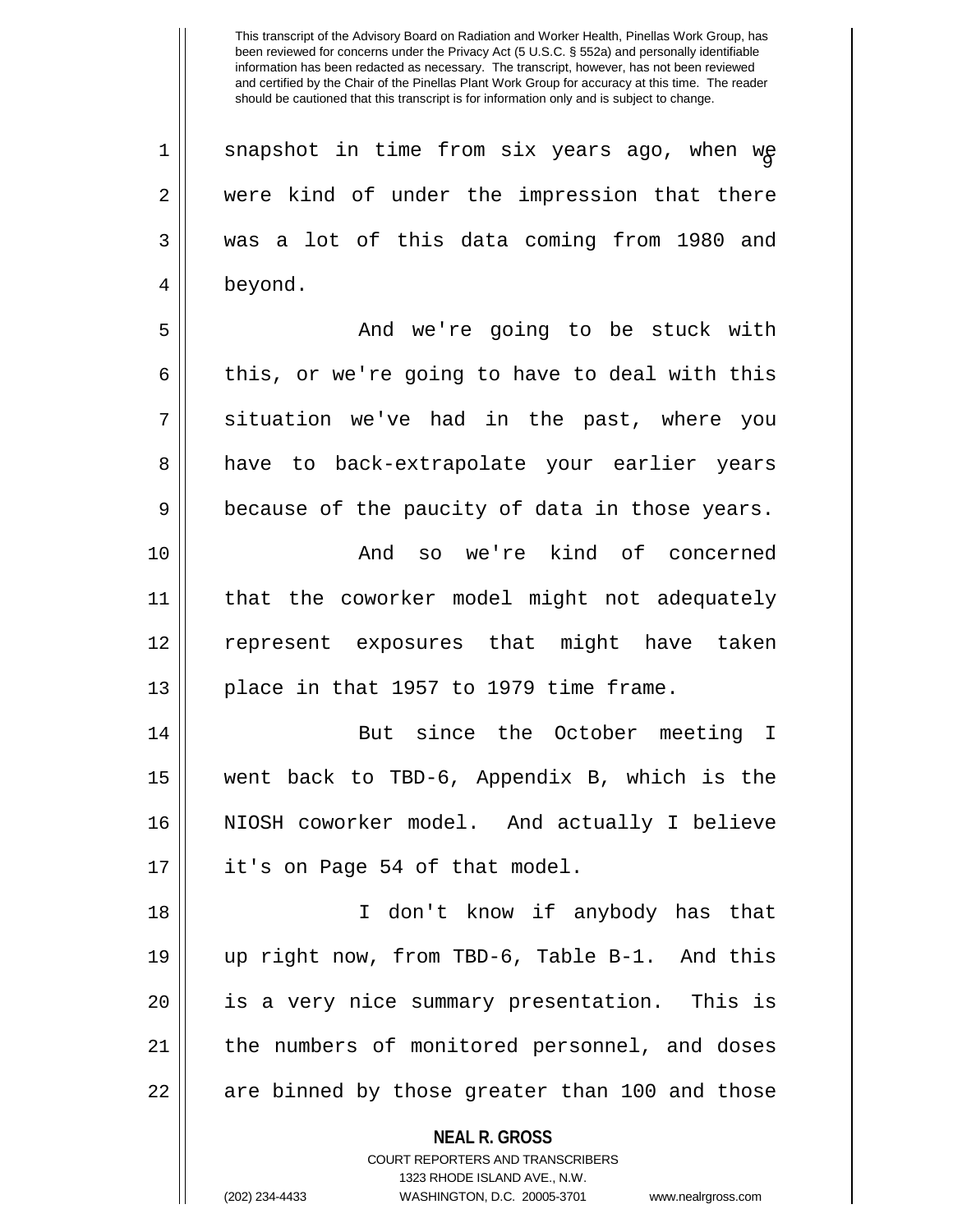snapshot in time from six years ago, when we were kind of under the impression that there was a lot of this data coming from 1980 and beyond.

And we're going to be stuck with this, or we're going to have to deal with this situation we've had in the past, where you have to back-extrapolate your earlier years because of the paucity of data in those years.

And so we're kind of concerned that the coworker model might not adequately represent exposures that might have taken place in that 1957 to 1979 time frame.

But since the October meeting I went back to TBD-6, Appendix B, which is the NIOSH coworker model. And actually I believe it's on Page 54 of that model.

I don't know if anybody has that up right now, from TBD-6, Table B-1. And this is a very nice summary presentation. This is the numbers of monitored personnel, and doses are binned by those greater than 100 and those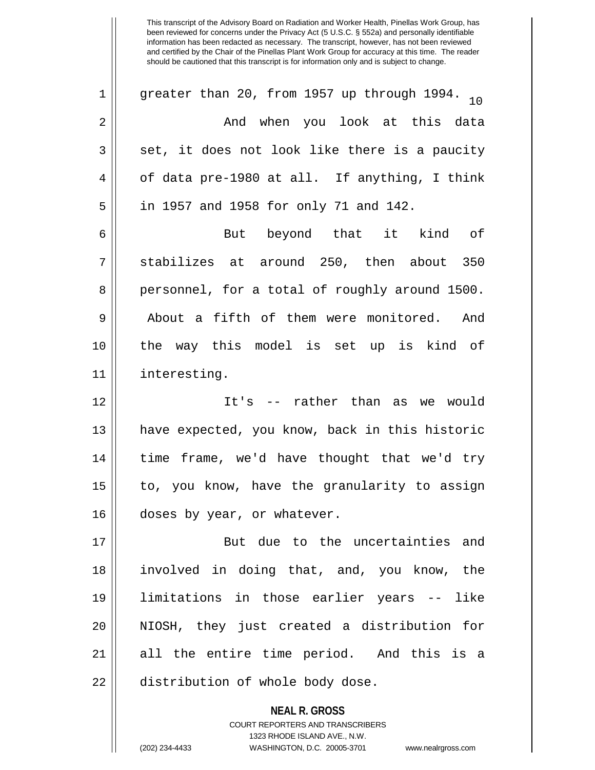greater than 20, from 1957 up through 1994.

And when you look at this data set, it does not look like there is a paucity of data pre-1980 at all. If anything, I think in 1957 and 1958 for only 71 and 142.

But beyond that it kind of stabilizes at around 250, then about 350 personnel, for a total of roughly around 1500. About a fifth of them were monitored. And the way this model is set up is kind of interesting.

It's -- rather than as we would have expected, you know, back in this historic time frame, we'd have thought that we'd try to, you know, have the granularity to assign doses by year, or whatever.

But due to the uncertainties and involved in doing that, and, you know, the limitations in those earlier years -- like NIOSH, they just created a distribution for all the entire time period. And this is a distribution of whole body dose.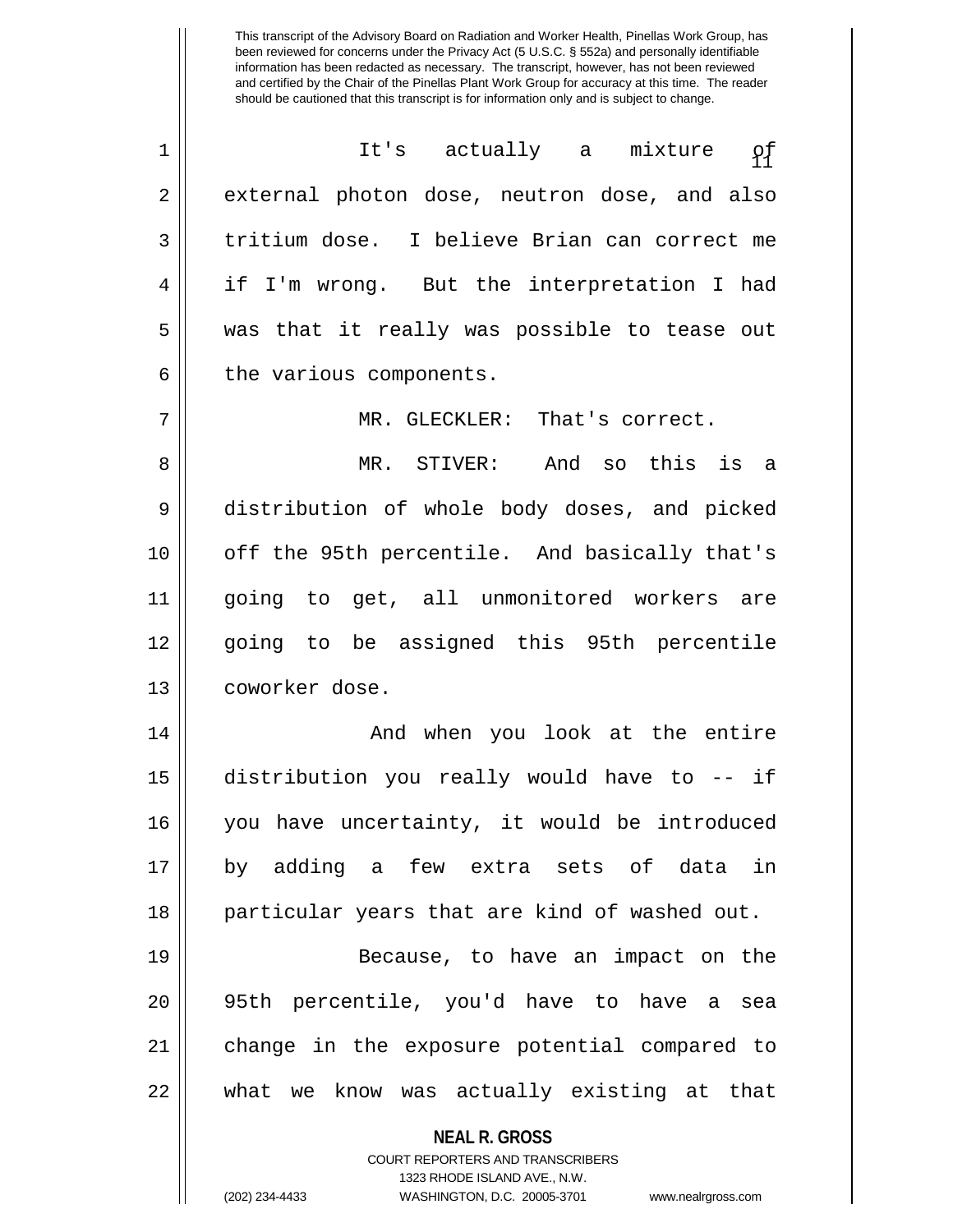It's actually a mixture of external photon dose, neutron dose, and also tritium dose. I believe Brian can correct me if I'm wrong. But the interpretation I had was that it really was possible to tease out the various components.

MR. GLECKLER: That's correct.

MR. STIVER: And so this is a distribution of whole body doses, and picked off the 95th percentile. And basically that's going to get, all unmonitored workers are going to be assigned this 95th percentile coworker dose.

And when you look at the entire distribution you really would have to -- if you have uncertainty, it would be introduced by adding a few extra sets of data in particular years that are kind of washed out.

Because, to have an impact on the 95th percentile, you'd have to have a sea change in the exposure potential compared to what we know was actually existing at that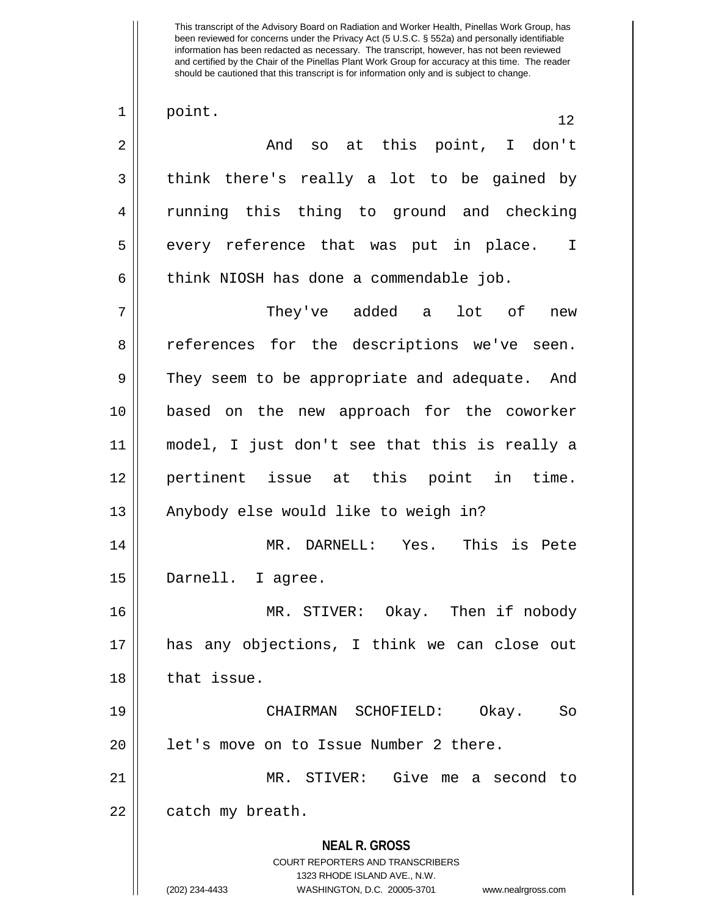point.

And so at this point, I don't think there's really a lot to be gained by running this thing to ground and checking every reference that was put in place. I think NIOSH has done a commendable job.

They've added a lot of new references for the descriptions we've seen. They seem to be appropriate and adequate. And based on the new approach for the coworker model, I just don't see that this is really a pertinent issue at this point in time. Anybody else would like to weigh in?

MR. DARNELL: Yes. This is Pete Darnell. I agree.

MR. STIVER: Okay. Then if nobody has any objections, I think we can close out that issue.

CHAIRMAN SCHOFIELD: Okay. So let's move on to Issue Number 2 there.

MR. STIVER: Give me a second to catch my breath.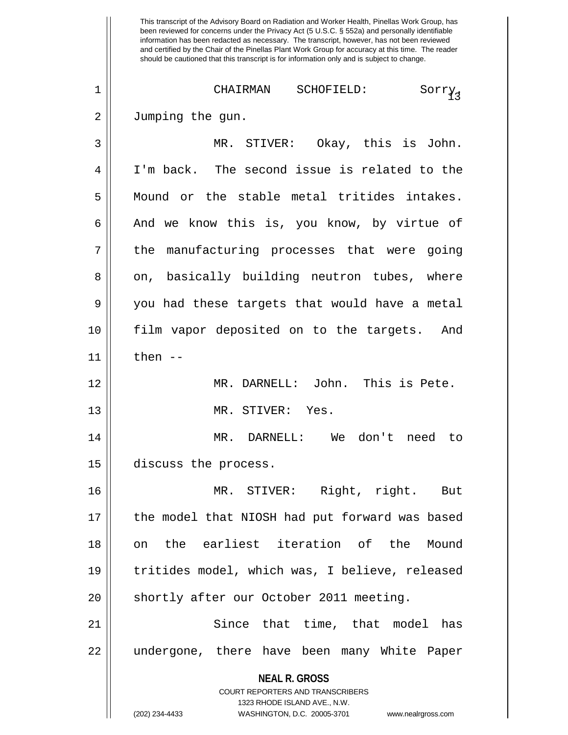CHAIRMAN SCHOFIELD: Sorry. Jumping the gun.

MR. STIVER: Okay, this is John. I'm back. The second issue is related to the Mound or the stable metal tritides intakes. And we know this is, you know, by virtue of the manufacturing processes that were going on, basically building neutron tubes, where you had these targets that would have a metal film vapor deposited on to the targets. And then --

MR. DARNELL: John. This is Pete.

MR. STIVER: Yes.

MR. DARNELL: We don't need to discuss the process.

MR. STIVER: Right, right. But the model that NIOSH had put forward was based on the earliest iteration of the Mound tritides model, which was, I believe, released shortly after our October 2011 meeting.

Since that time, that model has undergone, there have been many White Paper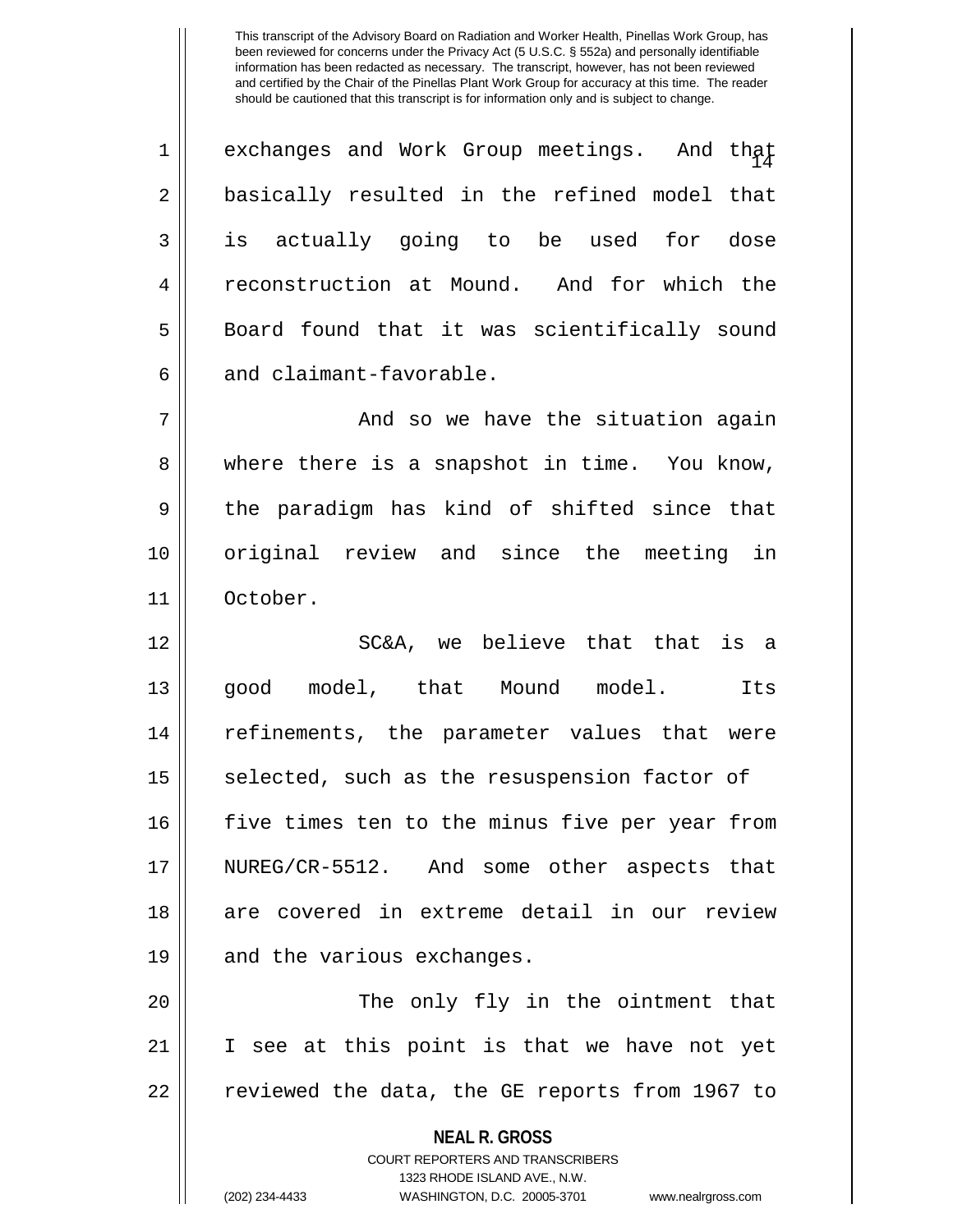exchanges and Work Group meetings. And that basically resulted in the refined model that is actually going to be used for dose reconstruction at Mound. And for which the Board found that it was scientifically sound and claimant-favorable.

And so we have the situation again where there is a snapshot in time. You know, the paradigm has kind of shifted since that original review and since the meeting in October.

SC&A, we believe that that is a good model, that Mound model. Its refinements, the parameter values that were selected, such as the resuspension factor of five times ten to the minus five per year from NUREG/CR-5512. And some other aspects that are covered in extreme detail in our review and the various exchanges.

The only fly in the ointment that I see at this point is that we have not yet reviewed the data, the GE reports from 1967 to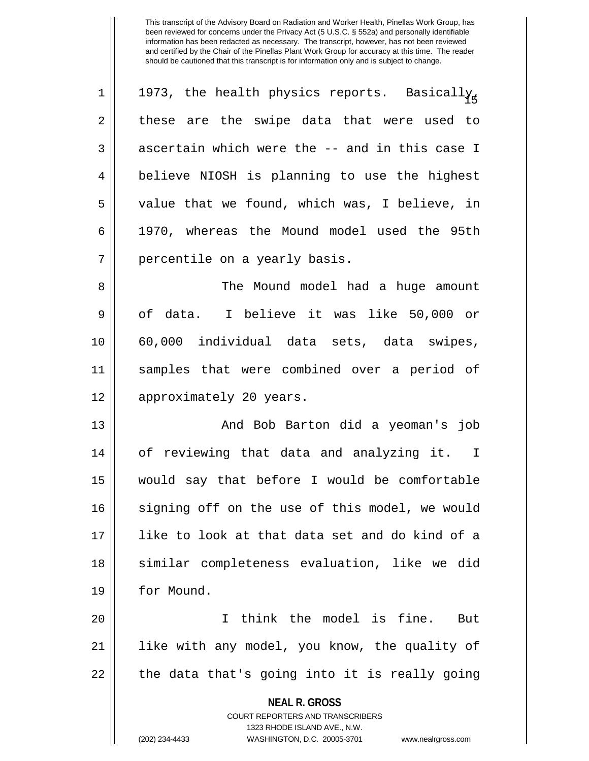1973, the health physics reports. Basically, these are the swipe data that were used to ascertain which were the -- and in this case I believe NIOSH is planning to use the highest value that we found, which was, I believe, in 1970, whereas the Mound model used the 95th percentile on a yearly basis.

The Mound model had a huge amount of data. I believe it was like 50,000 or 60,000 individual data sets, data swipes, samples that were combined over a period of approximately 20 years.

And Bob Barton did a yeoman's job of reviewing that data and analyzing it. I would say that before I would be comfortable signing off on the use of this model, we would like to look at that data set and do kind of a similar completeness evaluation, like we did for Mound.

I think the model is fine. But like with any model, you know, the quality of the data that's going into it is really going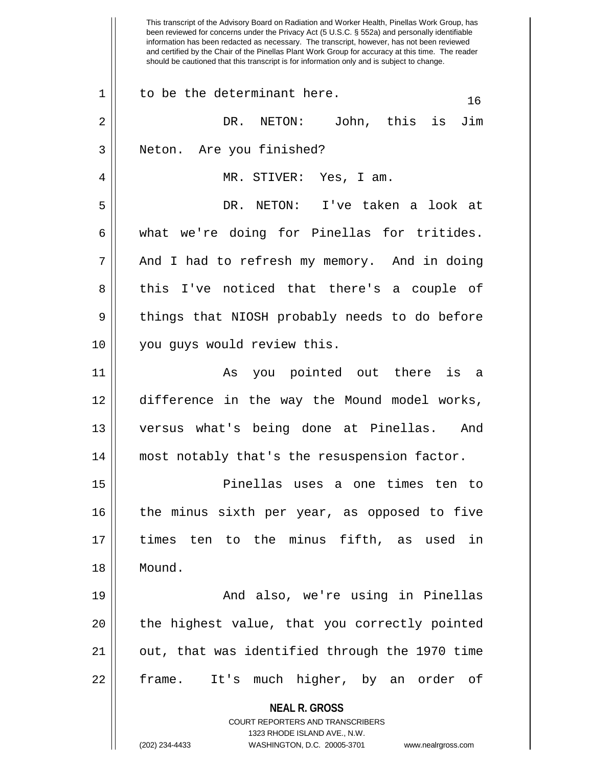to be the determinant here.

DR. NETON: John, this is Jim Neton. Are you finished?

MR. STIVER: Yes, I am.

DR. NETON: I've taken a look at what we're doing for Pinellas for tritides. And I had to refresh my memory. And in doing this I've noticed that there's a couple of things that NIOSH probably needs to do before you guys would review this.

As you pointed out there is a difference in the way the Mound model works, versus what's being done at Pinellas. And most notably that's the resuspension factor.

Pinellas uses a one times ten to the minus sixth per year, as opposed to five times ten to the minus fifth, as used in Mound.

And also, we're using in Pinellas the highest value, that you correctly pointed out, that was identified through the 1970 time frame. It's much higher, by an order of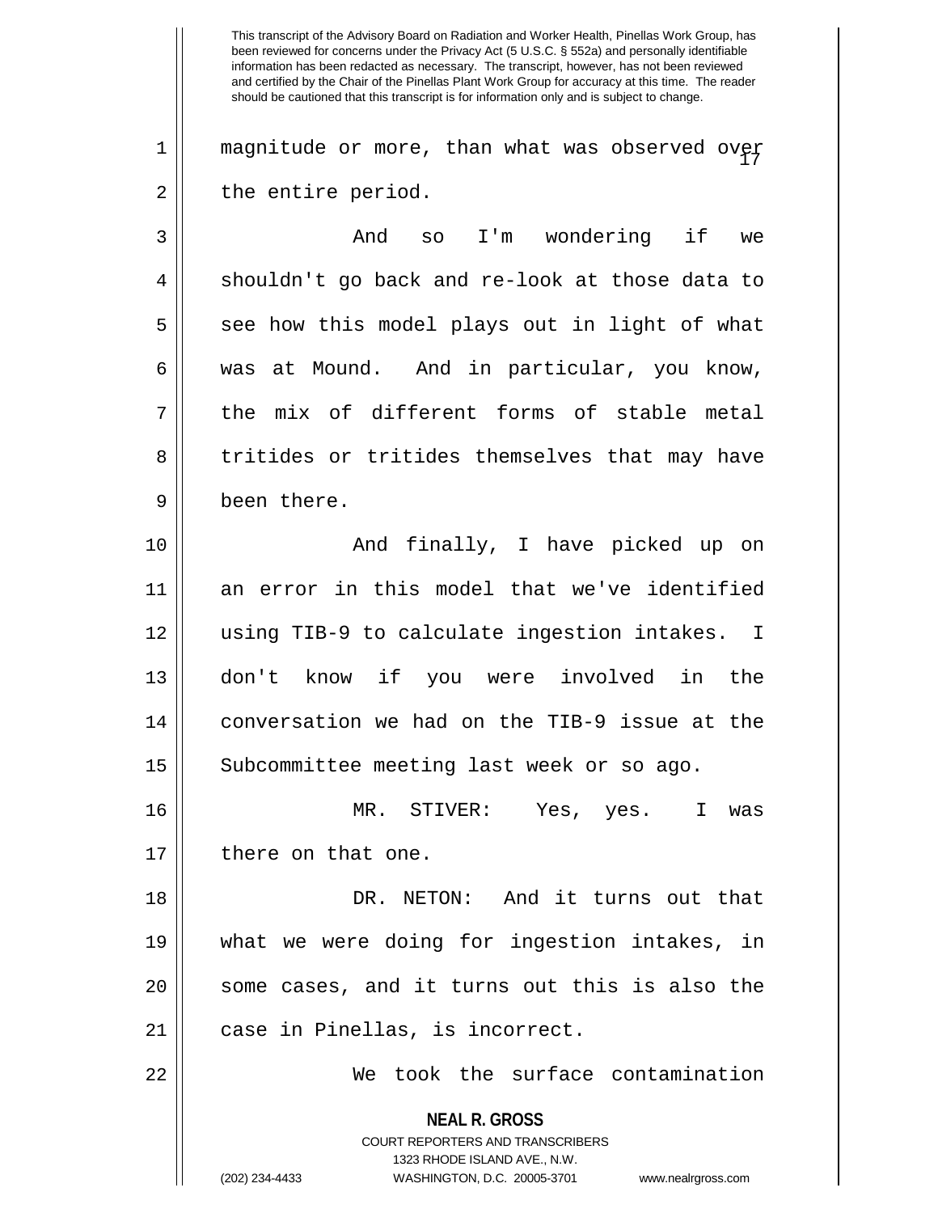magnitude or more, than what was observed over the entire period.

And so I'm wondering if we shouldn't go back and re-look at those data to see how this model plays out in light of what was at Mound. And in particular, you know, the mix of different forms of stable metal tritides or tritides themselves that may have been there.

And finally, I have picked up on an error in this model that we've identified using TIB-9 to calculate ingestion intakes. I don't know if you were involved in the conversation we had on the TIB-9 issue at the Subcommittee meeting last week or so ago.

MR. STIVER: Yes, yes. I was there on that one.

DR. NETON: And it turns out that what we were doing for ingestion intakes, in some cases, and it turns out this is also the case in Pinellas, is incorrect.

We took the surface contamination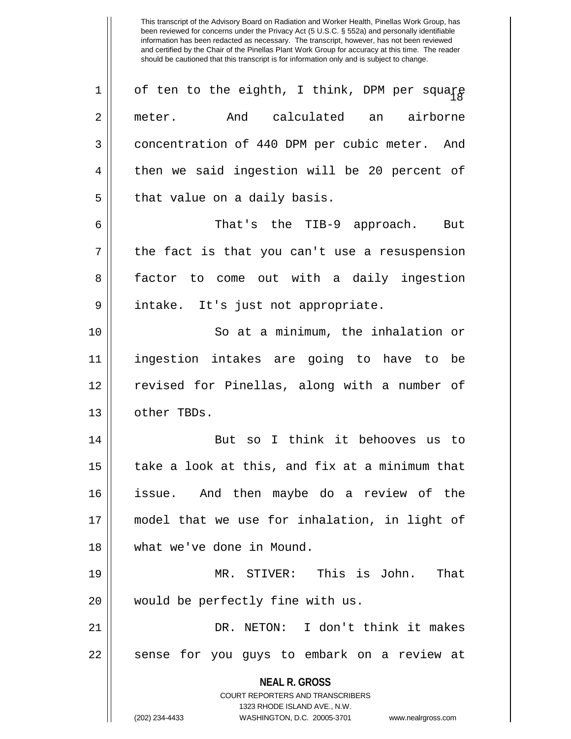This transcript of the Advisory Board on Radiation and Worker Health, Pinellas Work Group, has been reviewed for concerns under the Privacy Act (5 U.S.C. § 552a) and personally identifiable information has been redacted as necessary. The transcript, however, has not been reviewed and certified by the Chair of the Pinellas Plant Work Group for accuracy at this time. The reader should be cautioned that this transcript is for information only and is subject to change.

of ten to the eighth, I think, DPM per square meter. And calculated an airborne concentration of 440 DPM per cubic meter. And then we said ingestion will be 20 percent of that value on a daily basis.

That's the TIB-9 approach. But the fact is that you can't use a resuspension factor to come out with a daily ingestion intake. It's just not appropriate.

So at a minimum, the inhalation or ingestion intakes are going to have to be revised for Pinellas, along with a number of other TBDs.

But so I think it behooves us to take a look at this, and fix at a minimum that issue. And then maybe do a review of the model that we use for inhalation, in light of what we've done in Mound.

MR. STIVER: This is John. That would be perfectly fine with us.

DR. NETON: I don't think it makes sense for you guys to embark on a review at

**NEAL R. GROSS**
COURT REPORTERS AND TRANSCRIBERS
1323 RHODE ISLAND AVE., N.W.
(202) 234-4433 WASHINGTON, D.C. 20005-3701 www.nealrgross.com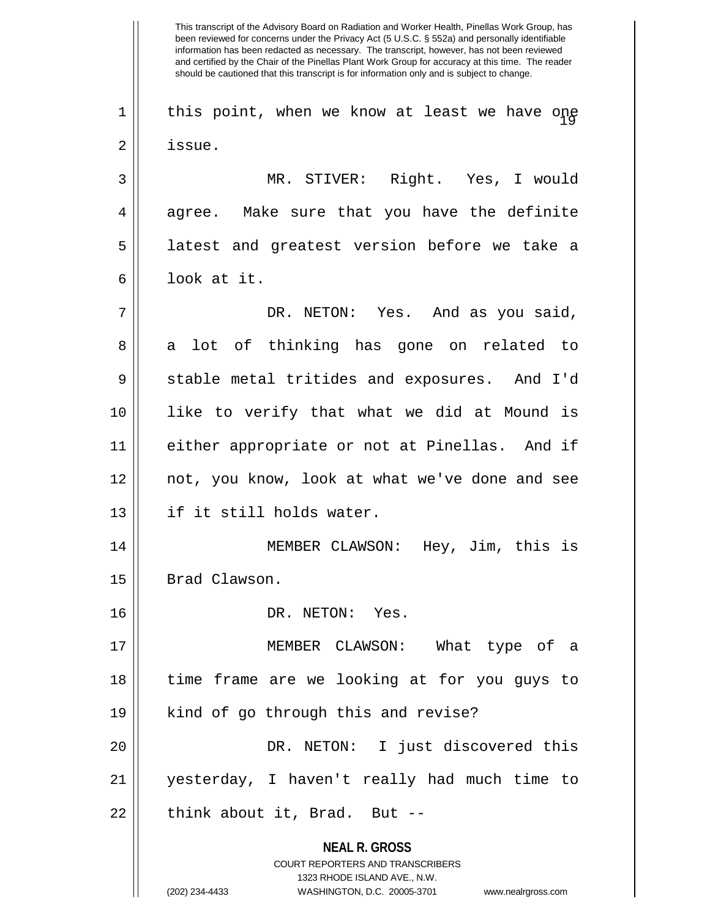this point, when we know at least we have one issue.

MR. STIVER: Right. Yes, I would agree. Make sure that you have the definite latest and greatest version before we take a look at it.

DR. NETON: Yes. And as you said, a lot of thinking has gone on related to stable metal tritides and exposures. And I'd like to verify that what we did at Mound is either appropriate or not at Pinellas. And if not, you know, look at what we've done and see if it still holds water.

MEMBER CLAWSON: Hey, Jim, this is Brad Clawson.

DR. NETON: Yes.

MEMBER CLAWSON: What type of a time frame are we looking at for you guys to kind of go through this and revise?

DR. NETON: I just discovered this yesterday, I haven't really had much time to think about it, Brad. But --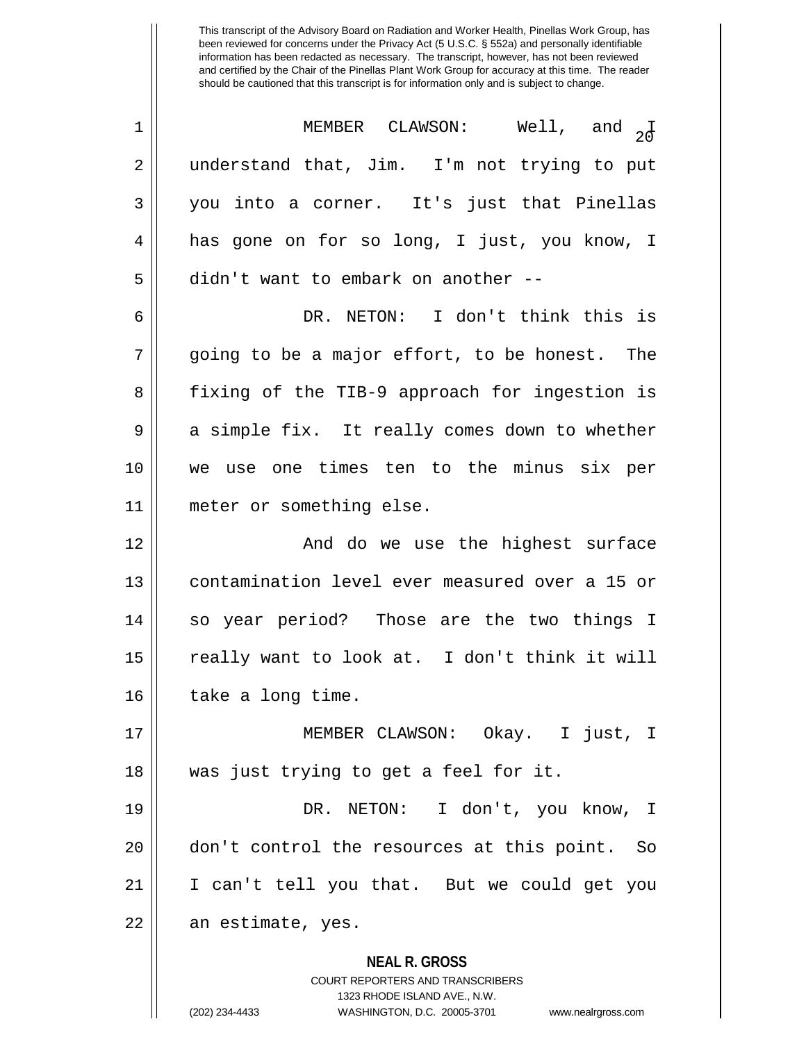This transcript of the Advisory Board on Radiation and Worker Health, Pinellas Work Group, has been reviewed for concerns under the Privacy Act (5 U.S.C. § 552a) and personally identifiable information has been redacted as necessary. The transcript, however, has not been reviewed and certified by the Chair of the Pinellas Plant Work Group for accuracy at this time. The reader should be cautioned that this transcript is for information only and is subject to change.

MEMBER CLAWSON: Well, and I understand that, Jim. I'm not trying to put you into a corner. It's just that Pinellas has gone on for so long, I just, you know, I didn't want to embark on another --

DR. NETON: I don't think this is going to be a major effort, to be honest. The fixing of the TIB-9 approach for ingestion is a simple fix. It really comes down to whether we use one times ten to the minus six per meter or something else.

And do we use the highest surface contamination level ever measured over a 15 or so year period? Those are the two things I really want to look at. I don't think it will take a long time.

MEMBER CLAWSON: Okay. I just, I was just trying to get a feel for it.

DR. NETON: I don't, you know, I don't control the resources at this point. So I can't tell you that. But we could get you an estimate, yes.

**NEAL R. GROSS**
COURT REPORTERS AND TRANSCRIBERS
1323 RHODE ISLAND AVE., N.W.
(202) 234-4433 WASHINGTON, D.C. 20005-3701 www.nealrgross.com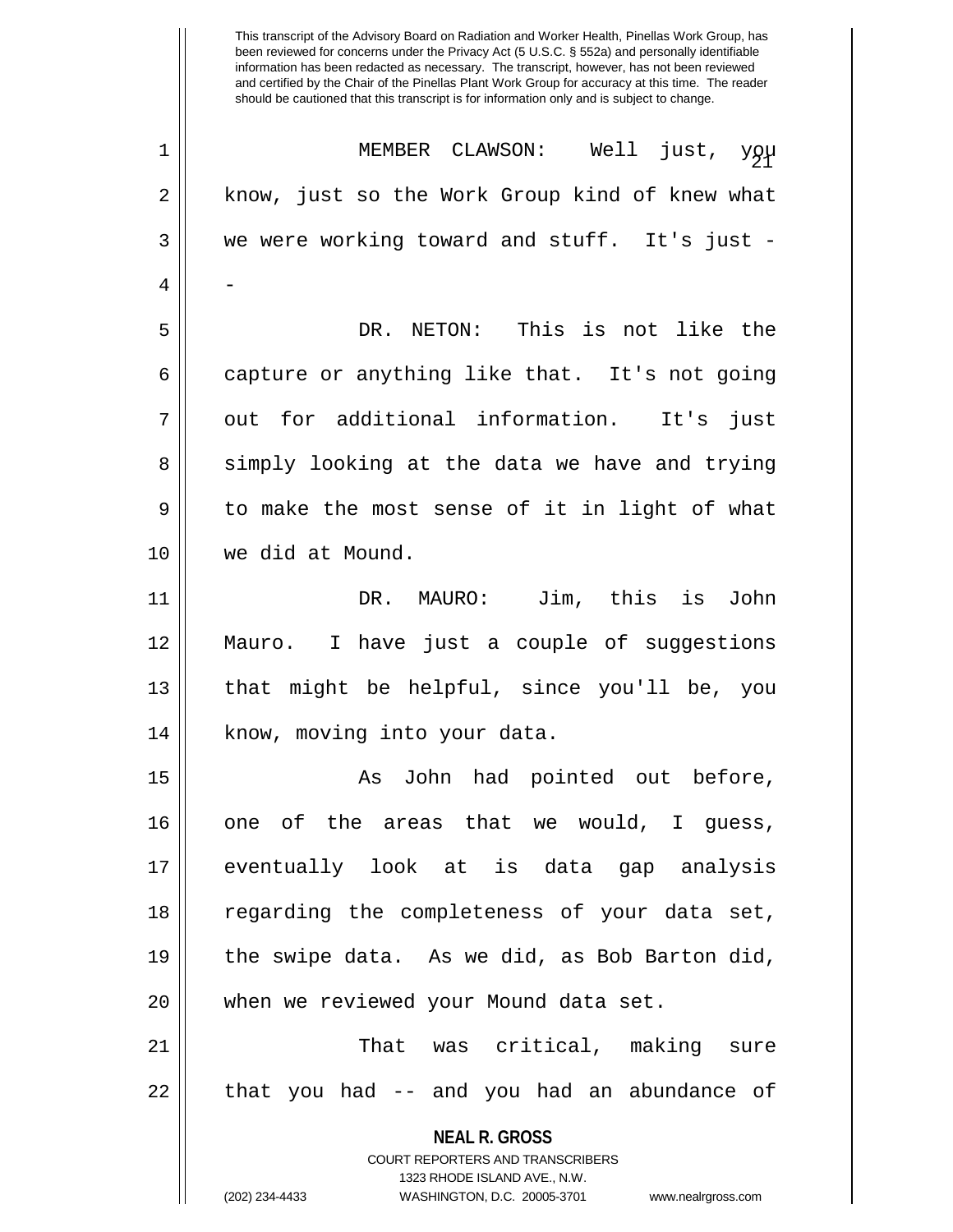MEMBER CLAWSON: Well just, you know, just so the Work Group kind of knew what we were working toward and stuff. It's just --

DR. NETON: This is not like the capture or anything like that. It's not going out for additional information. It's just simply looking at the data we have and trying to make the most sense of it in light of what we did at Mound.

DR. MAURO: Jim, this is John Mauro. I have just a couple of suggestions that might be helpful, since you'll be, you know, moving into your data.

As John had pointed out before, one of the areas that we would, I guess, eventually look at is data gap analysis regarding the completeness of your data set, the swipe data. As we did, as Bob Barton did, when we reviewed your Mound data set.

That was critical, making sure that you had -- and you had an abundance of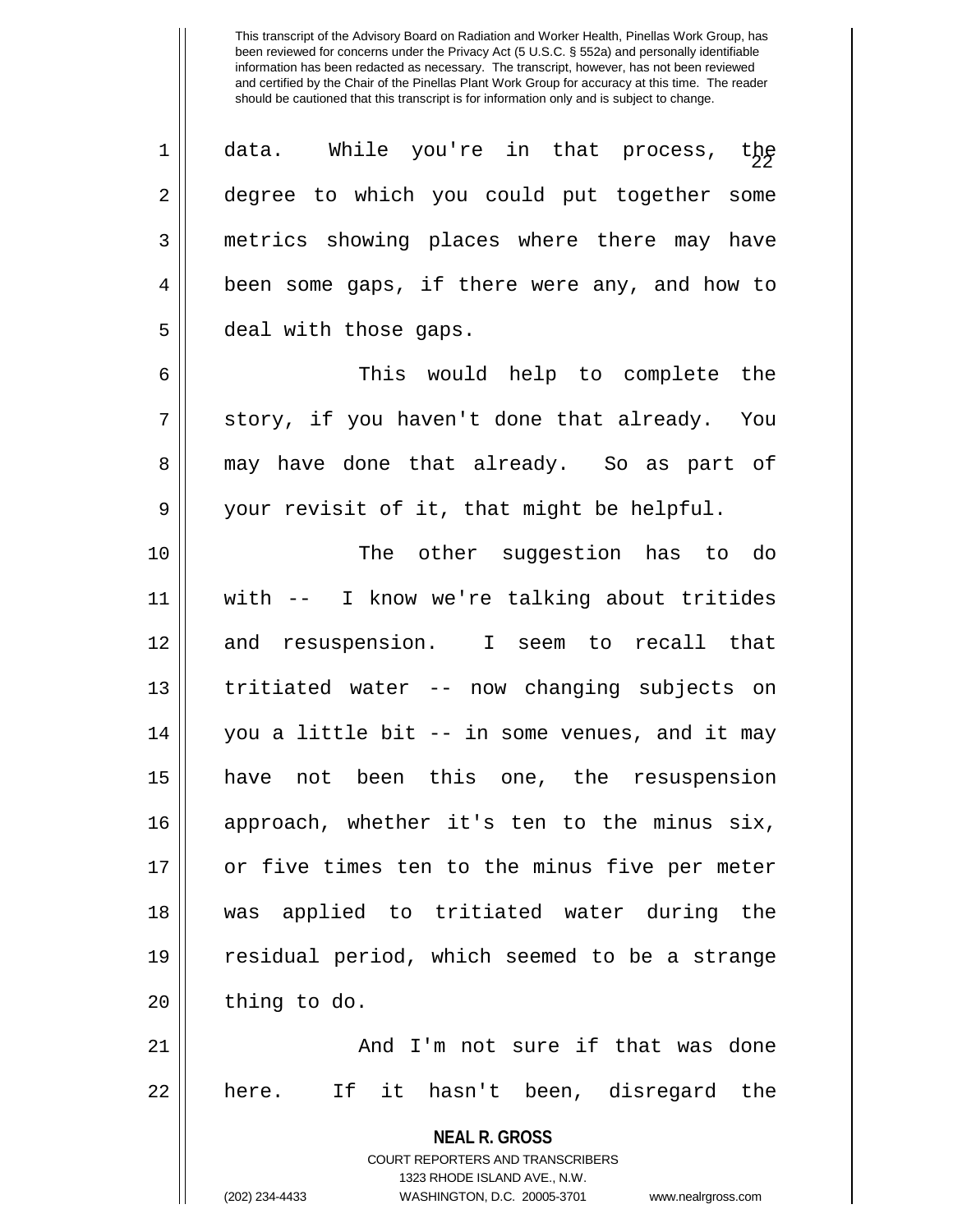data. While you're in that process, the degree to which you could put together some metrics showing places where there may have been some gaps, if there were any, and how to deal with those gaps.

This would help to complete the story, if you haven't done that already. You may have done that already. So as part of your revisit of it, that might be helpful.

The other suggestion has to do with -- I know we're talking about tritides and resuspension. I seem to recall that tritiated water -- now changing subjects on you a little bit -- in some venues, and it may have not been this one, the resuspension approach, whether it's ten to the minus six, or five times ten to the minus five per meter was applied to tritiated water during the residual period, which seemed to be a strange thing to do.

And I'm not sure if that was done here. If it hasn't been, disregard the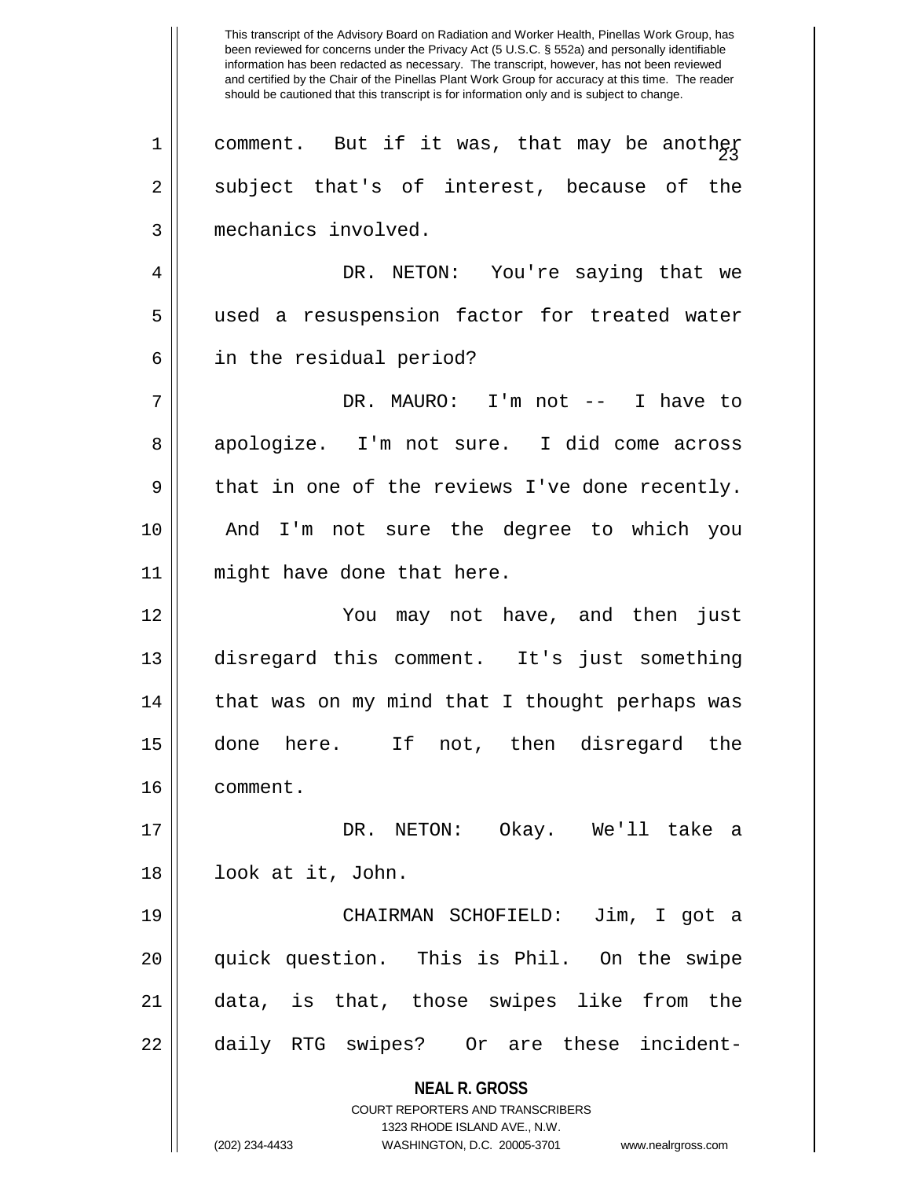comment. But if it was, that may be another subject that's of interest, because of the mechanics involved.

DR. NETON: You're saying that we used a resuspension factor for treated water in the residual period?

DR. MAURO: I'm not -- I have to apologize. I'm not sure. I did come across that in one of the reviews I've done recently. And I'm not sure the degree to which you might have done that here.

You may not have, and then just disregard this comment. It's just something that was on my mind that I thought perhaps was done here. If not, then disregard the comment.

DR. NETON: Okay. We'll take a look at it, John.

CHAIRMAN SCHOFIELD: Jim, I got a quick question. This is Phil. On the swipe data, is that, those swipes like from the daily RTG swipes? Or are these incident-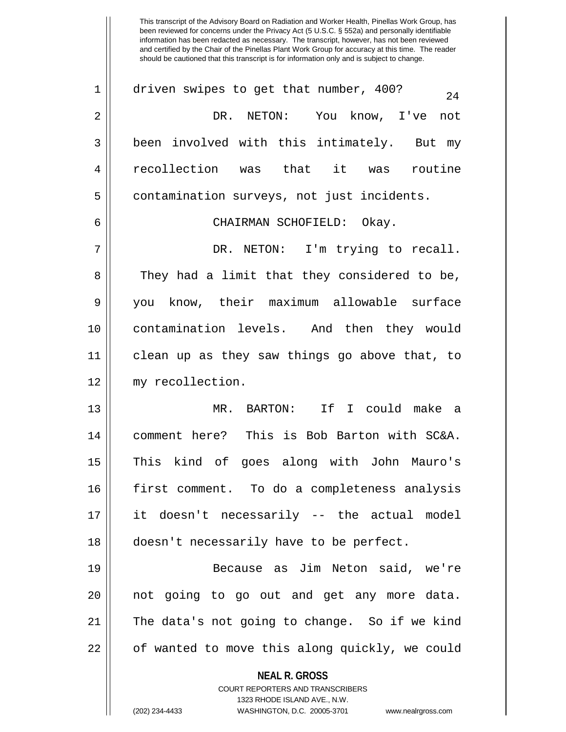driven swipes to get that number, 400?

DR. NETON: You know, I've not been involved with this intimately. But my recollection was that it was routine contamination surveys, not just incidents.

CHAIRMAN SCHOFIELD: Okay.

DR. NETON: I'm trying to recall. They had a limit that they considered to be, you know, their maximum allowable surface contamination levels. And then they would clean up as they saw things go above that, to my recollection.

MR. BARTON: If I could make a comment here? This is Bob Barton with SC&A. This kind of goes along with John Mauro's first comment. To do a completeness analysis it doesn't necessarily -- the actual model doesn't necessarily have to be perfect.

Because as Jim Neton said, we're not going to go out and get any more data. The data's not going to change. So if we kind of wanted to move this along quickly, we could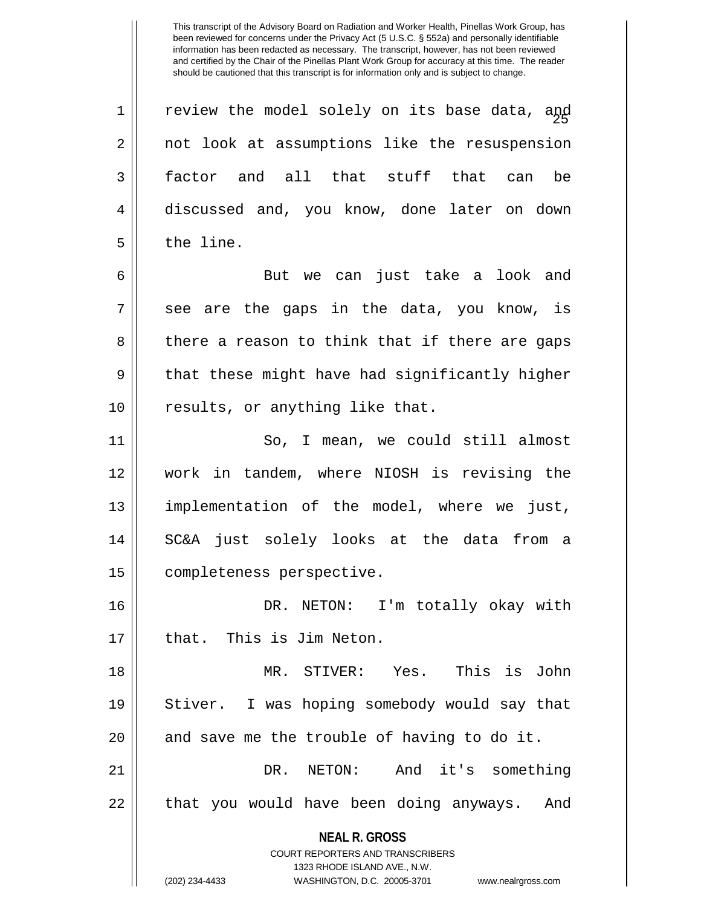review the model solely on its base data, and not look at assumptions like the resuspension factor and all that stuff that can be discussed and, you know, done later on down the line.

But we can just take a look and see are the gaps in the data, you know, is there a reason to think that if there are gaps that these might have had significantly higher results, or anything like that.

So, I mean, we could still almost work in tandem, where NIOSH is revising the implementation of the model, where we just, SC&A just solely looks at the data from a completeness perspective.

DR. NETON: I'm totally okay with that. This is Jim Neton.

MR. STIVER: Yes. This is John Stiver. I was hoping somebody would say that and save me the trouble of having to do it.

DR. NETON: And it's something that you would have been doing anyways. And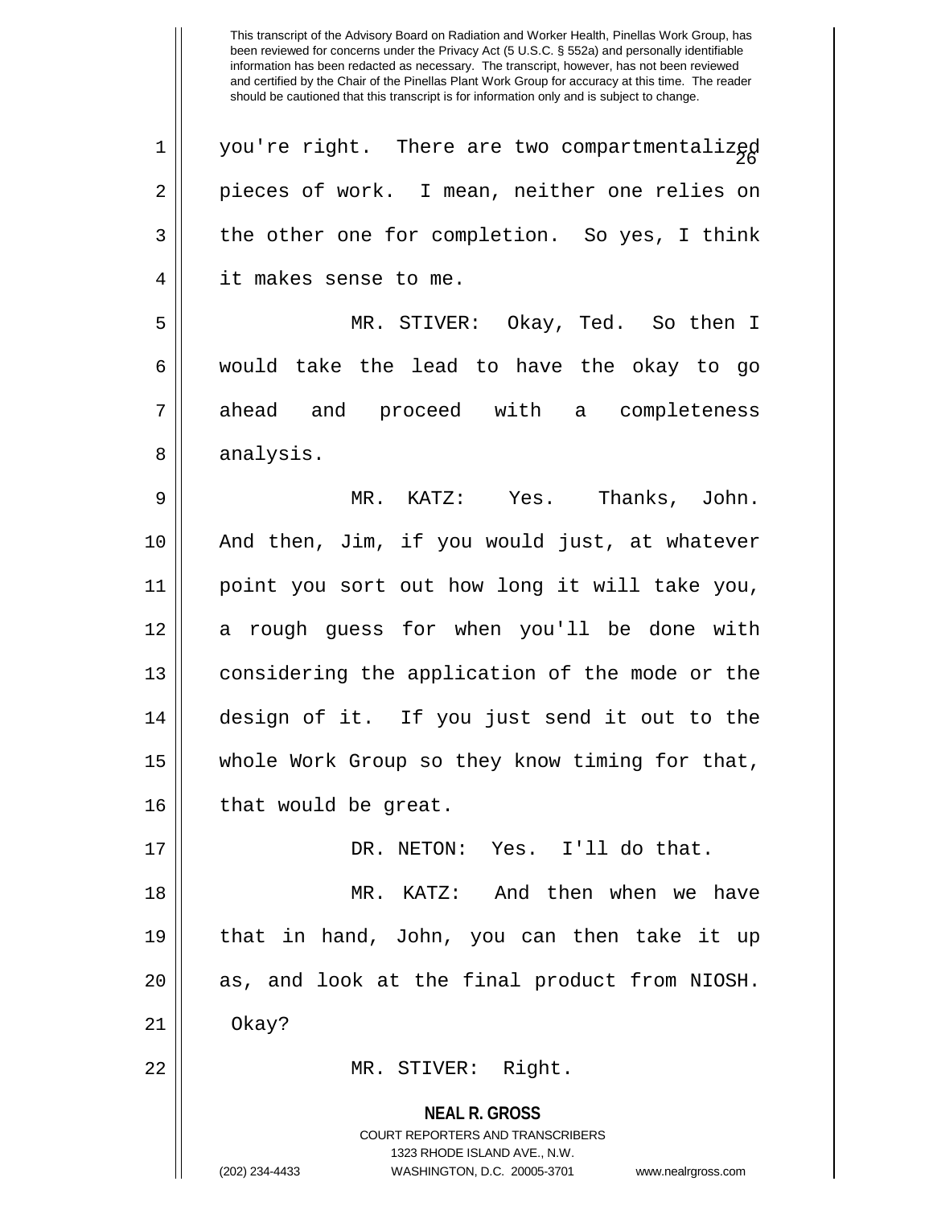you're right. There are two compartmentalized pieces of work. I mean, neither one relies on the other one for completion. So yes, I think it makes sense to me.

MR. STIVER: Okay, Ted. So then I would take the lead to have the okay to go ahead and proceed with a completeness analysis.

MR. KATZ: Yes. Thanks, John. And then, Jim, if you would just, at whatever point you sort out how long it will take you, a rough guess for when you'll be done with considering the application of the mode or the design of it. If you just send it out to the whole Work Group so they know timing for that, that would be great.

DR. NETON: Yes. I'll do that.

MR. KATZ: And then when we have that in hand, John, you can then take it up as, and look at the final product from NIOSH. Okay?

MR. STIVER: Right.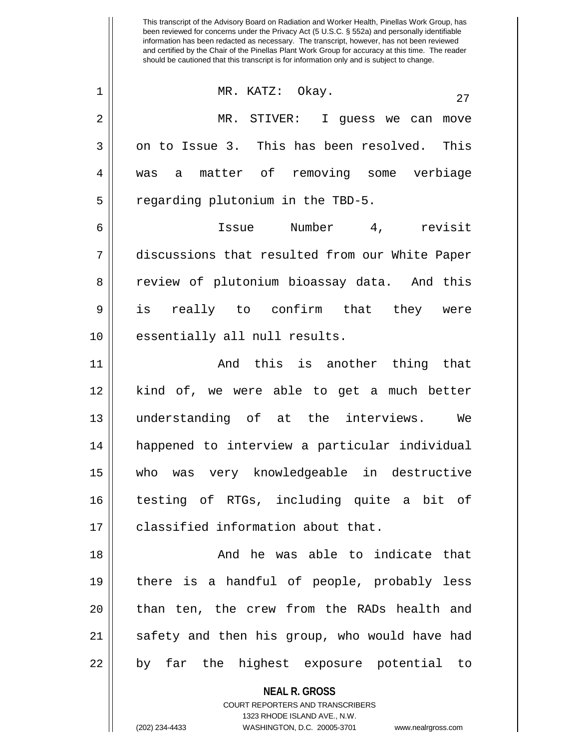MR. KATZ: Okay.

MR. STIVER: I guess we can move on to Issue 3. This has been resolved. This was a matter of removing some verbiage regarding plutonium in the TBD-5.

Issue Number 4, revisit discussions that resulted from our White Paper review of plutonium bioassay data. And this is really to confirm that they were essentially all null results.

And this is another thing that kind of, we were able to get a much better understanding of at the interviews. We happened to interview a particular individual who was very knowledgeable in destructive testing of RTGs, including quite a bit of classified information about that.

And he was able to indicate that there is a handful of people, probably less than ten, the crew from the RADs health and safety and then his group, who would have had by far the highest exposure potential to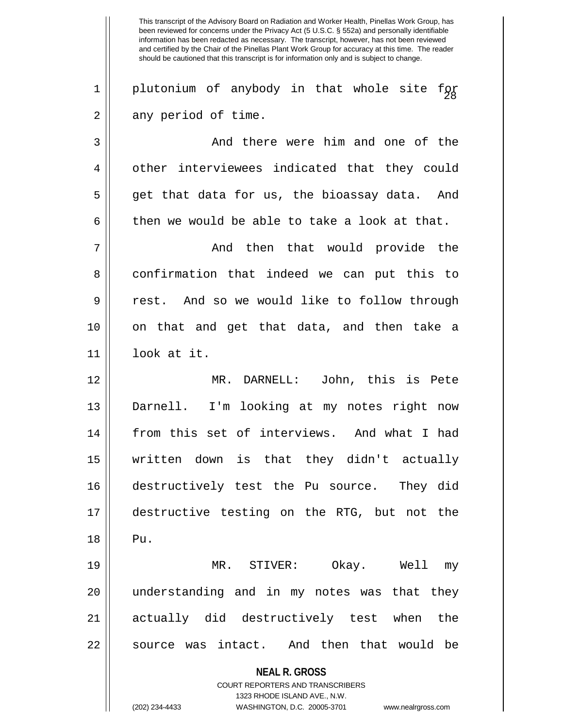plutonium of anybody in that whole site for any period of time.

And there were him and one of the other interviewees indicated that they could get that data for us, the bioassay data. And then we would be able to take a look at that.

And then that would provide the confirmation that indeed we can put this to rest. And so we would like to follow through on that and get that data, and then take a look at it.

MR. DARNELL: John, this is Pete Darnell. I'm looking at my notes right now from this set of interviews. And what I had written down is that they didn't actually destructively test the Pu source. They did destructive testing on the RTG, but not the Pu.

MR. STIVER: Okay. Well my understanding and in my notes was that they actually did destructively test when the source was intact. And then that would be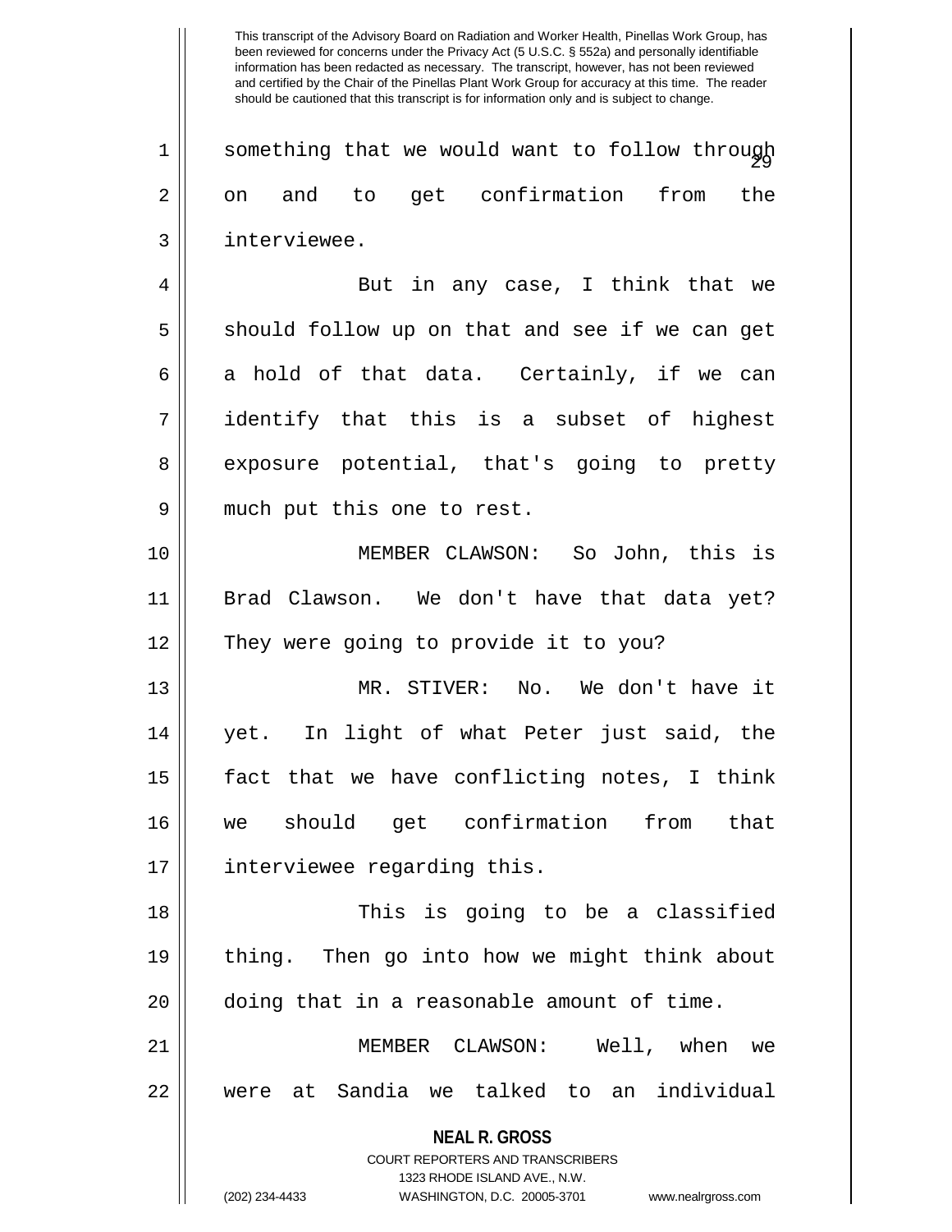something that we would want to follow through on and to get confirmation from the interviewee.

But in any case, I think that we should follow up on that and see if we can get a hold of that data. Certainly, if we can identify that this is a subset of highest exposure potential, that's going to pretty much put this one to rest.

MEMBER CLAWSON: So John, this is Brad Clawson. We don't have that data yet? They were going to provide it to you?

MR. STIVER: No. We don't have it yet. In light of what Peter just said, the fact that we have conflicting notes, I think we should get confirmation from that interviewee regarding this.

This is going to be a classified thing. Then go into how we might think about doing that in a reasonable amount of time.

MEMBER CLAWSON: Well, when we were at Sandia we talked to an individual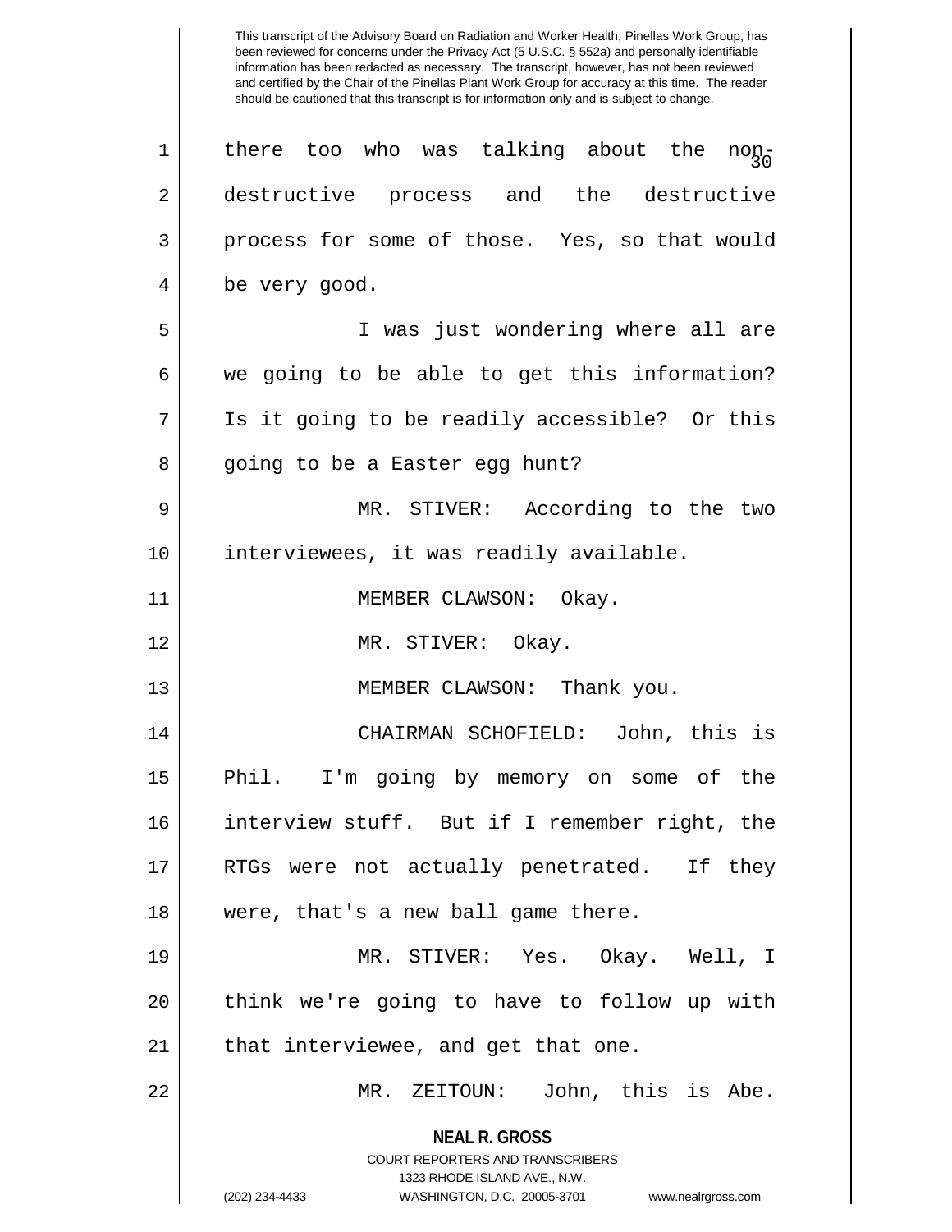there too who was talking about the non-destructive process and the destructive process for some of those. Yes, so that would be very good.

I was just wondering where all are we going to be able to get this information? Is it going to be readily accessible? Or this going to be a Easter egg hunt?

MR. STIVER: According to the two interviewees, it was readily available.

MEMBER CLAWSON: Okay.

MR. STIVER: Okay.

MEMBER CLAWSON: Thank you.

CHAIRMAN SCHOFIELD: John, this is Phil. I'm going by memory on some of the interview stuff. But if I remember right, the RTGs were not actually penetrated. If they were, that's a new ball game there.

MR. STIVER: Yes. Okay. Well, I think we're going to have to follow up with that interviewee, and get that one.

MR. ZEITOUN: John, this is Abe.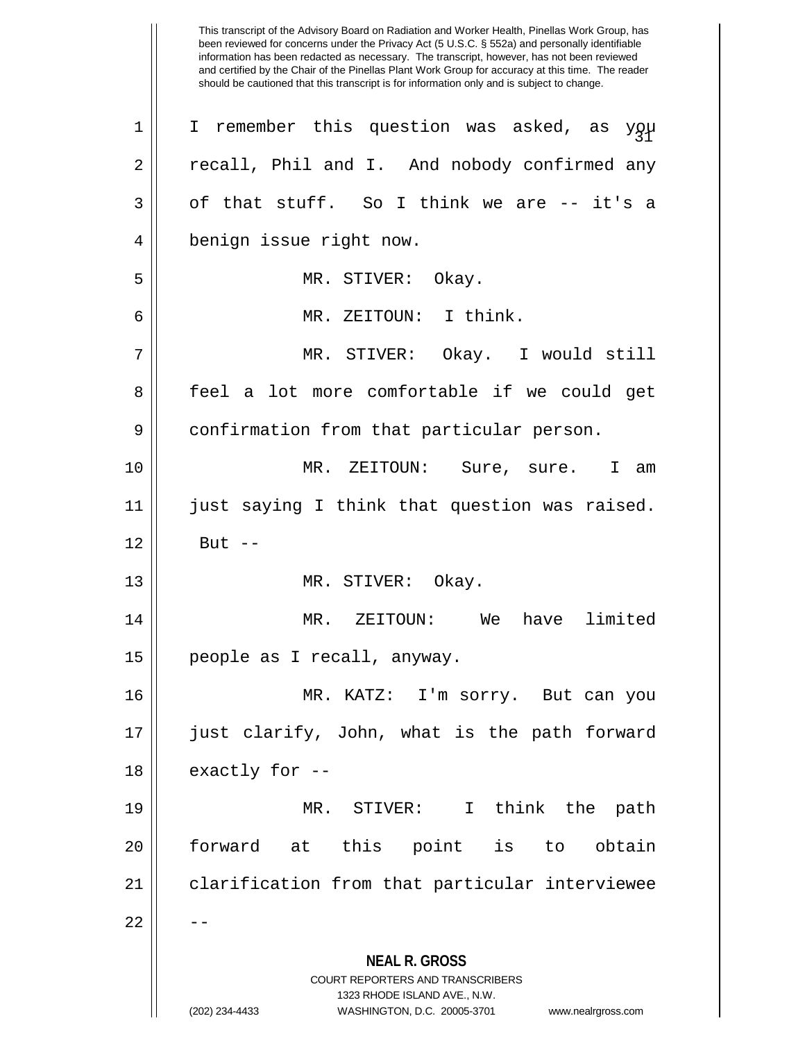I remember this question was asked, as you recall, Phil and I. And nobody confirmed any of that stuff. So I think we are -- it's a benign issue right now.

MR. STIVER: Okay.

MR. ZEITOUN: I think.

MR. STIVER: Okay. I would still feel a lot more comfortable if we could get confirmation from that particular person.

MR. ZEITOUN: Sure, sure. I am just saying I think that question was raised. But --

MR. STIVER: Okay.

MR. ZEITOUN: We have limited people as I recall, anyway.

MR. KATZ: I'm sorry. But can you just clarify, John, what is the path forward exactly for --

MR. STIVER: I think the path forward at this point is to obtain clarification from that particular interviewee --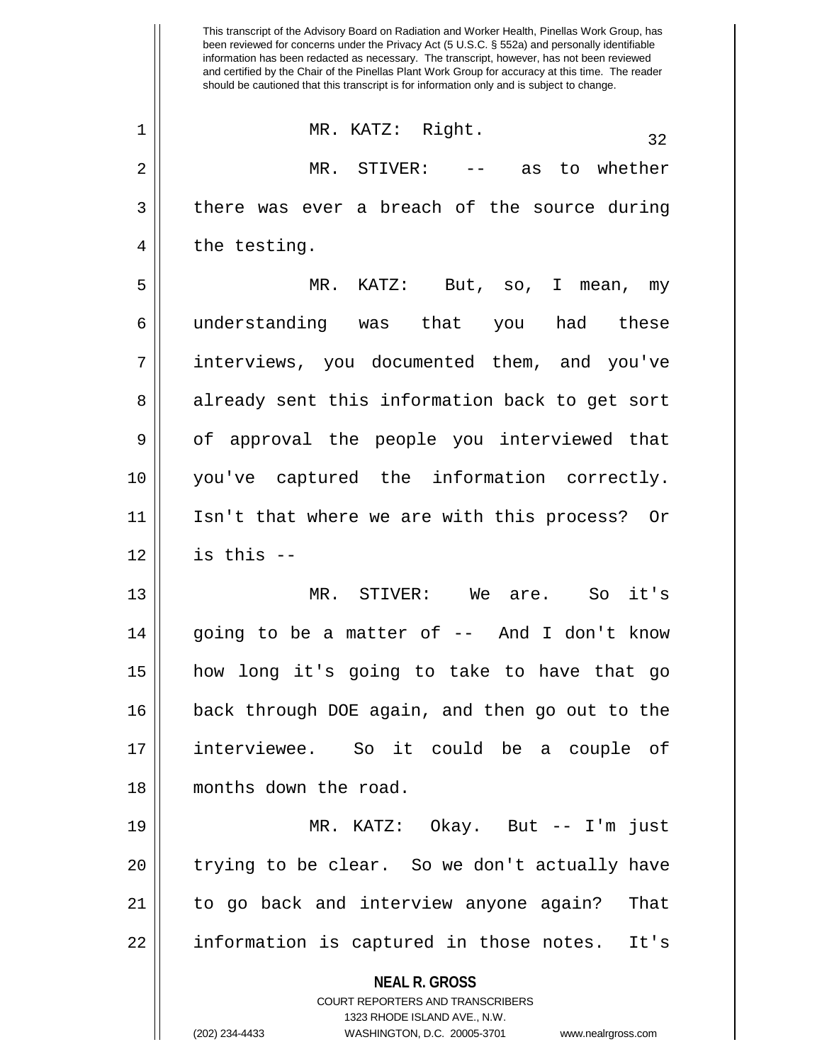MR. KATZ: Right.

MR. STIVER: -- as to whether there was ever a breach of the source during the testing.

MR. KATZ: But, so, I mean, my understanding was that you had these interviews, you documented them, and you've already sent this information back to get sort of approval the people you interviewed that you've captured the information correctly. Isn't that where we are with this process? Or is this --

MR. STIVER: We are. So it's going to be a matter of -- And I don't know how long it's going to take to have that go back through DOE again, and then go out to the interviewee. So it could be a couple of months down the road.

MR. KATZ: Okay. But -- I'm just trying to be clear. So we don't actually have to go back and interview anyone again? That information is captured in those notes. It's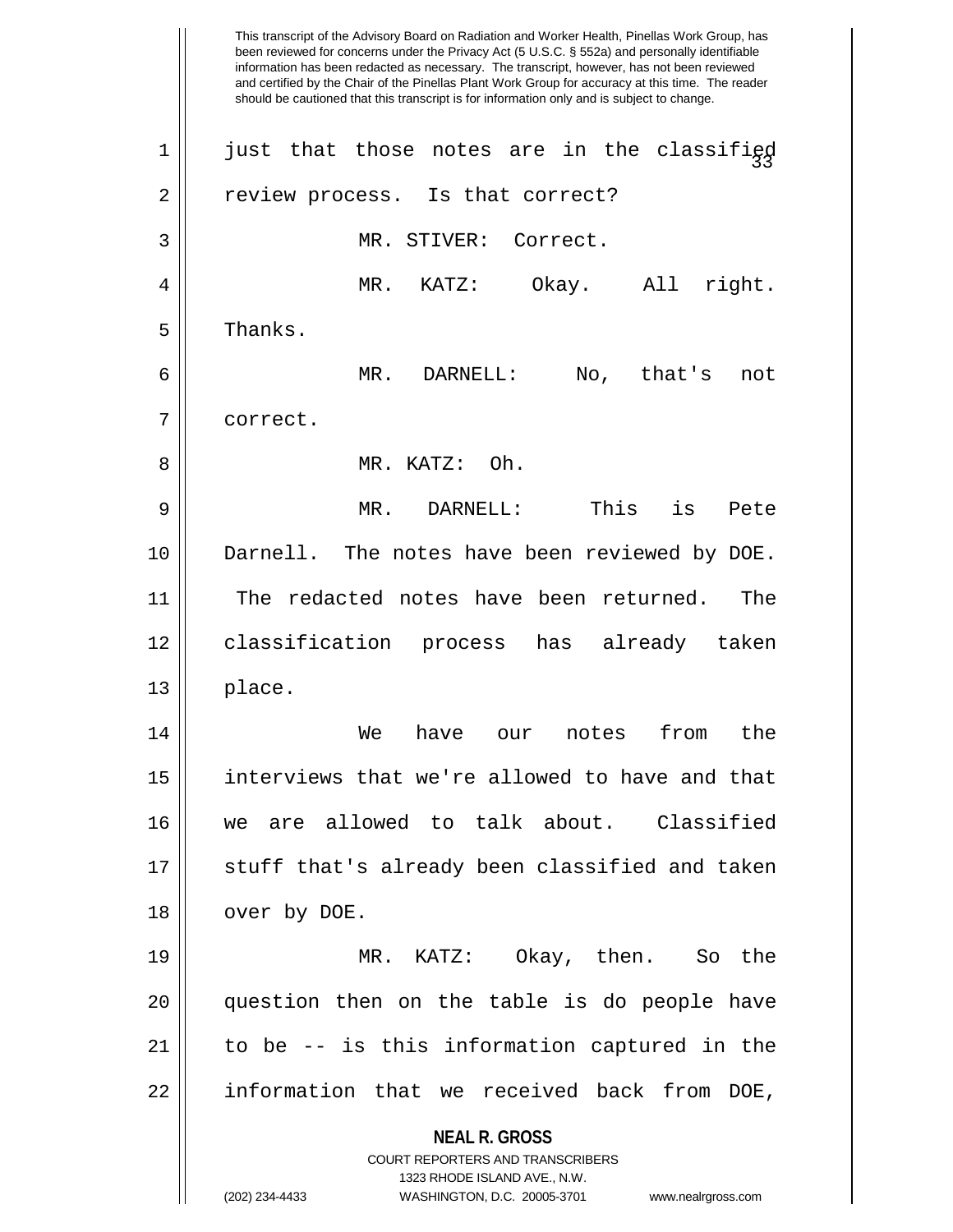just that those notes are in the classified review process. Is that correct?

MR. STIVER: Correct.

MR. KATZ: Okay. All right. Thanks.

MR. DARNELL: No, that's not correct.

MR. KATZ: Oh.

MR. DARNELL: This is Pete Darnell. The notes have been reviewed by DOE. The redacted notes have been returned. The classification process has already taken place.

We have our notes from the interviews that we're allowed to have and that we are allowed to talk about. Classified stuff that's already been classified and taken over by DOE.

MR. KATZ: Okay, then. So the question then on the table is do people have to be -- is this information captured in the information that we received back from DOE,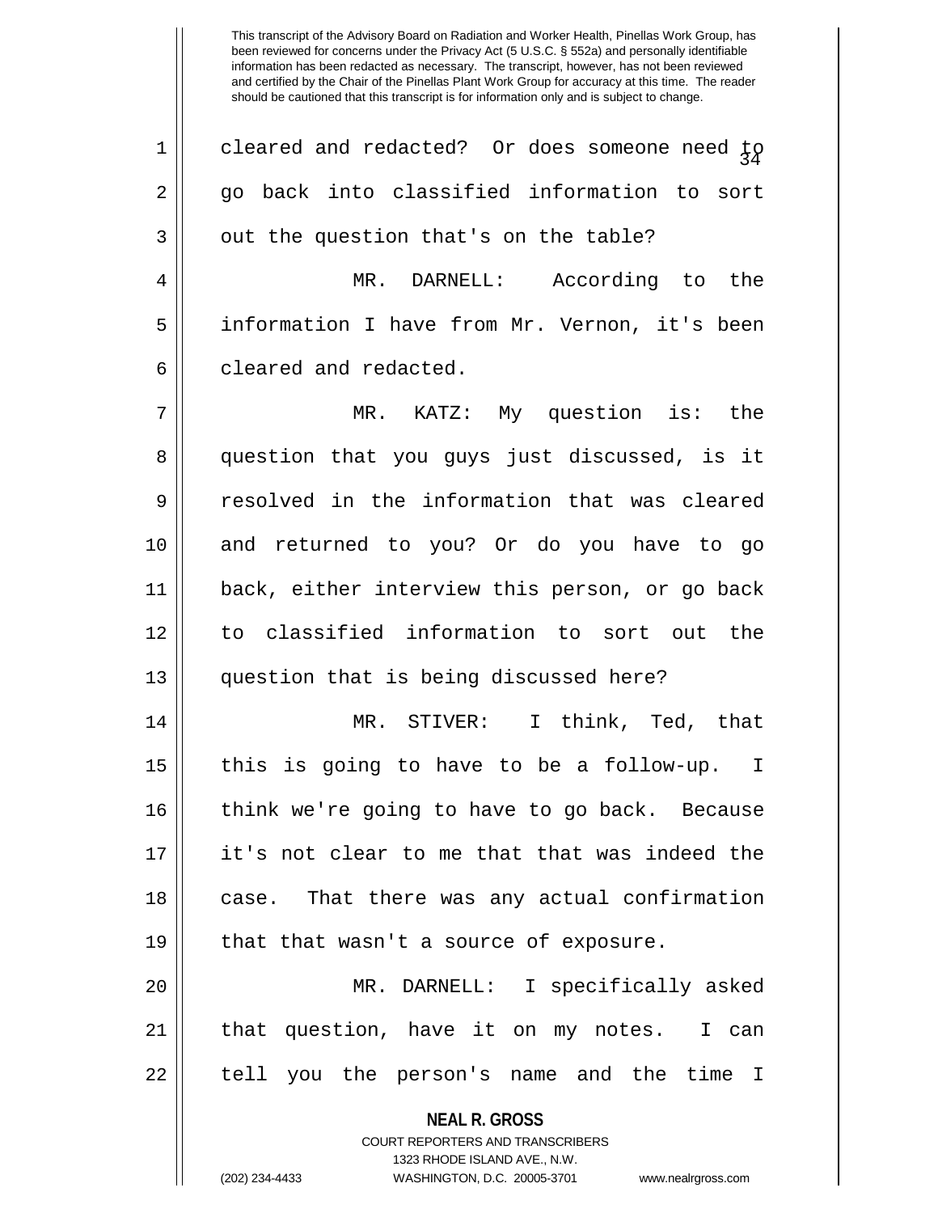cleared and redacted? Or does someone need to go back into classified information to sort out the question that's on the table?

MR. DARNELL: According to the information I have from Mr. Vernon, it's been cleared and redacted.

MR. KATZ: My question is: the question that you guys just discussed, is it resolved in the information that was cleared and returned to you? Or do you have to go back, either interview this person, or go back to classified information to sort out the question that is being discussed here?

MR. STIVER: I think, Ted, that this is going to have to be a follow-up. I think we're going to have to go back. Because it's not clear to me that that was indeed the case. That there was any actual confirmation that that wasn't a source of exposure.

MR. DARNELL: I specifically asked that question, have it on my notes. I can tell you the person's name and the time I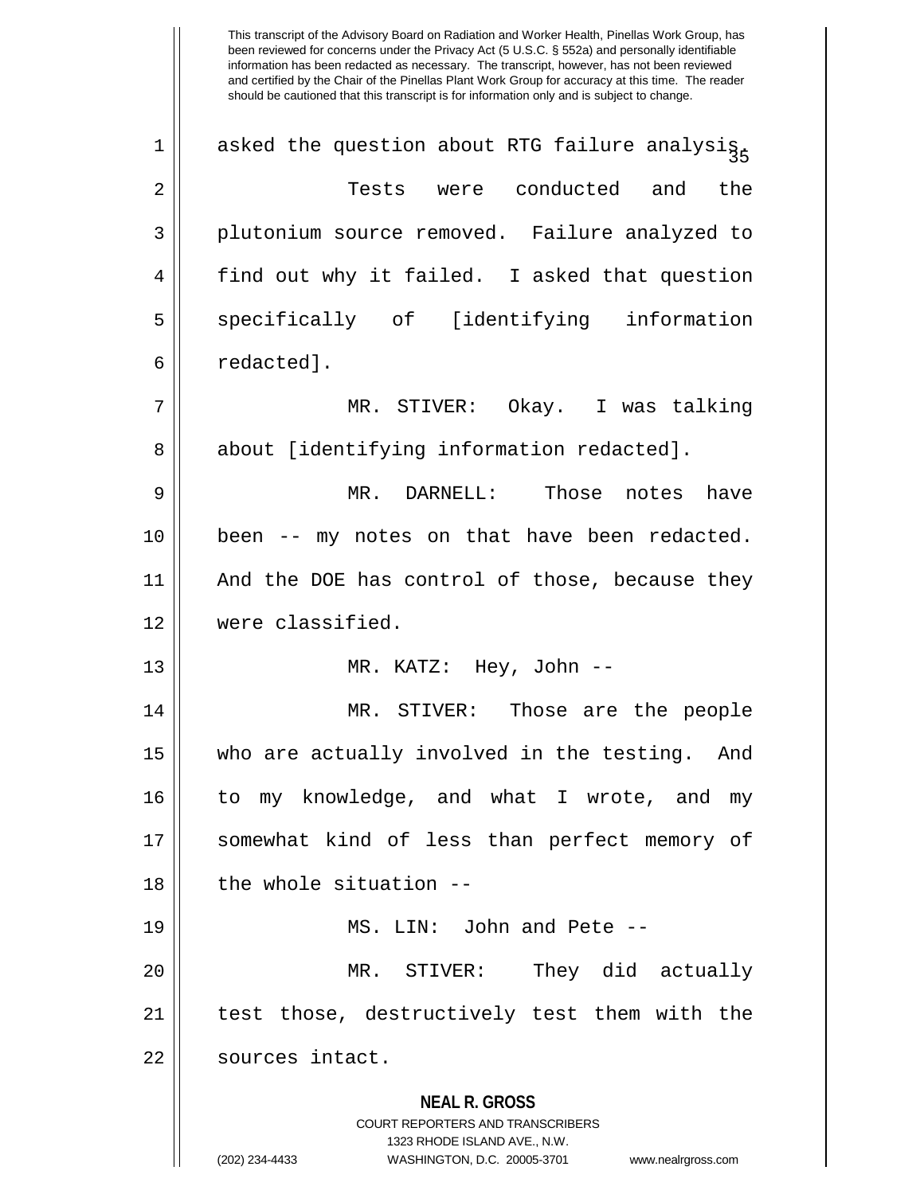asked the question about RTG failure analysis.

Tests were conducted and the plutonium source removed. Failure analyzed to find out why it failed. I asked that question specifically of [identifying information redacted].

MR. STIVER: Okay. I was talking about [identifying information redacted].

MR. DARNELL: Those notes have been -- my notes on that have been redacted. And the DOE has control of those, because they were classified.

MR. KATZ: Hey, John --

MR. STIVER: Those are the people who are actually involved in the testing. And to my knowledge, and what I wrote, and my somewhat kind of less than perfect memory of the whole situation --

MS. LIN: John and Pete --

MR. STIVER: They did actually test those, destructively test them with the sources intact.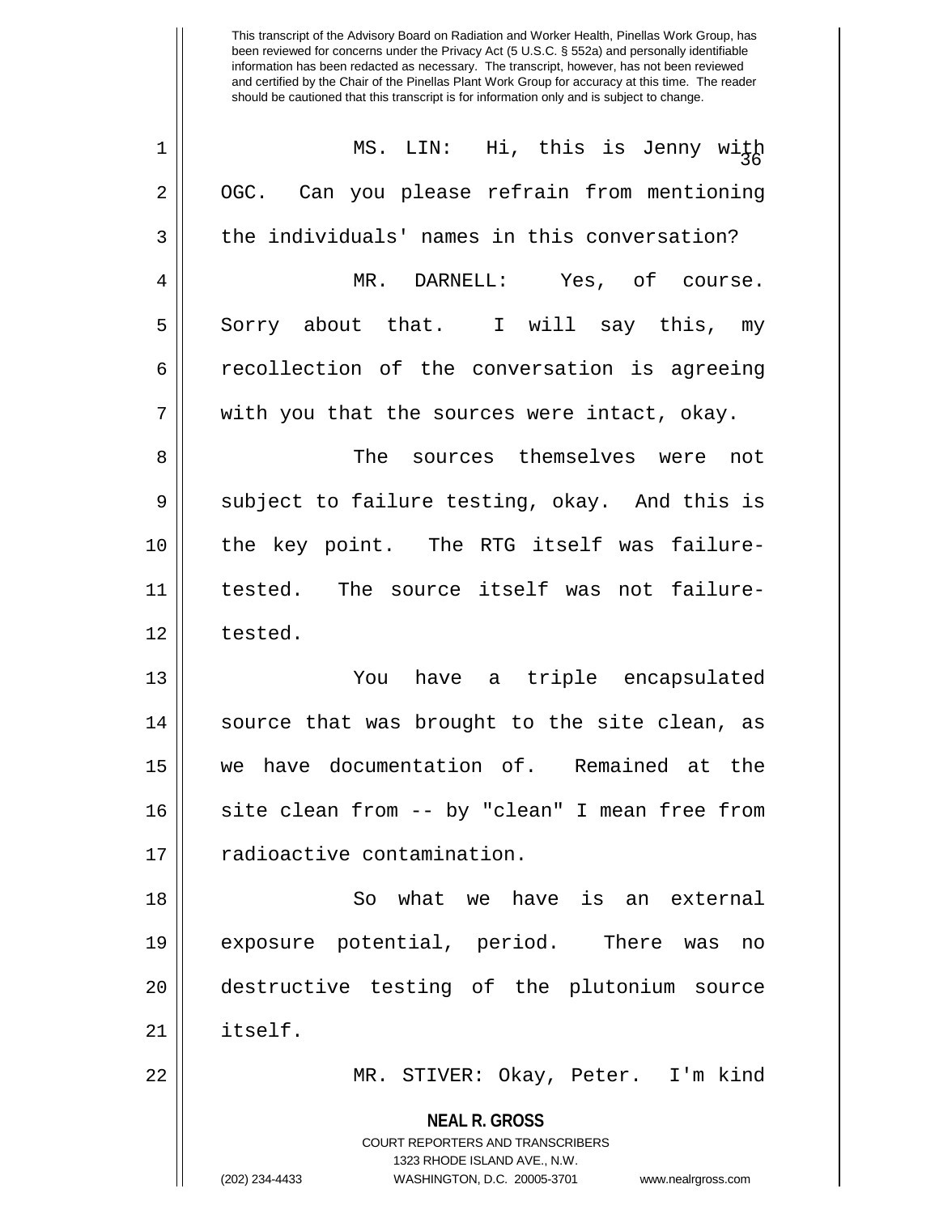This transcript of the Advisory Board on Radiation and Worker Health, Pinellas Work Group, has been reviewed for concerns under the Privacy Act (5 U.S.C. § 552a) and personally identifiable information has been redacted as necessary. The transcript, however, has not been reviewed and certified by the Chair of the Pinellas Plant Work Group for accuracy at this time. The reader should be cautioned that this transcript is for information only and is subject to change.

MS. LIN: Hi, this is Jenny with OGC. Can you please refrain from mentioning the individuals' names in this conversation?

MR. DARNELL: Yes, of course. Sorry about that. I will say this, my recollection of the conversation is agreeing with you that the sources were intact, okay.

The sources themselves were not subject to failure testing, okay. And this is the key point. The RTG itself was failure-tested. The source itself was not failure-tested.

You have a triple encapsulated source that was brought to the site clean, as we have documentation of. Remained at the site clean from -- by "clean" I mean free from radioactive contamination.

So what we have is an external exposure potential, period. There was no destructive testing of the plutonium source itself.

MR. STIVER: Okay, Peter. I'm kind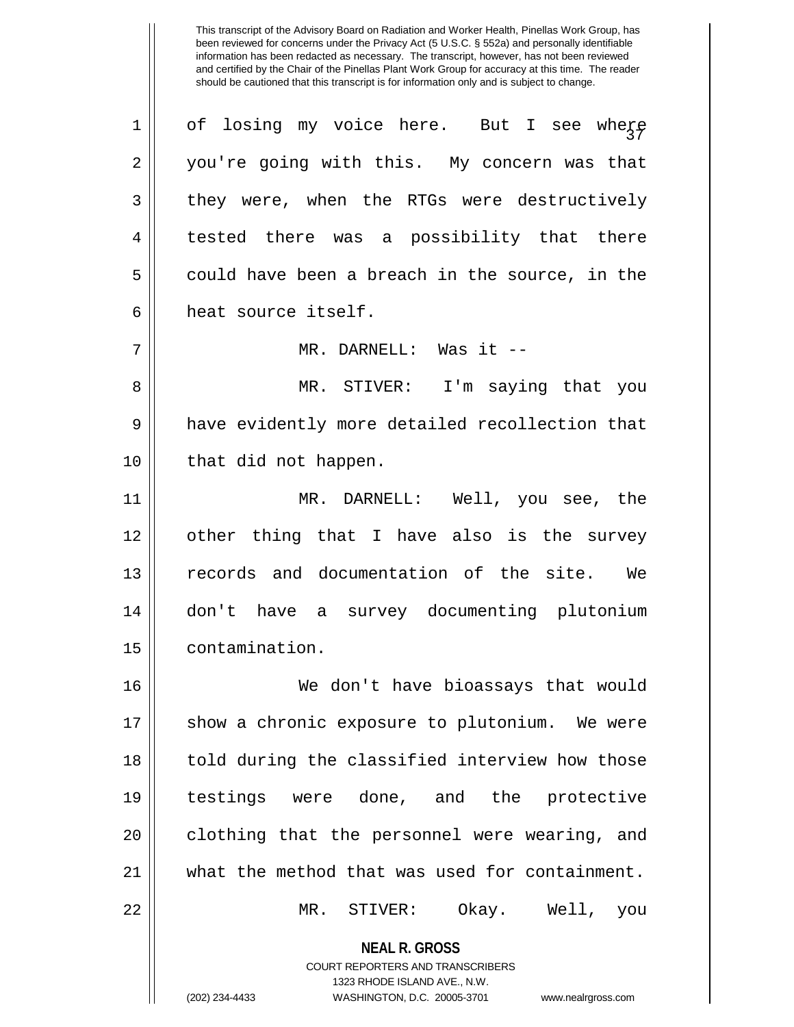of losing my voice here. But I see where you're going with this. My concern was that they were, when the RTGs were destructively tested there was a possibility that there could have been a breach in the source, in the heat source itself.

MR. DARNELL: Was it --

MR. STIVER: I'm saying that you have evidently more detailed recollection that that did not happen.

MR. DARNELL: Well, you see, the other thing that I have also is the survey records and documentation of the site. We don't have a survey documenting plutonium contamination.

We don't have bioassays that would show a chronic exposure to plutonium. We were told during the classified interview how those testings were done, and the protective clothing that the personnel were wearing, and what the method that was used for containment.

MR. STIVER: Okay. Well, you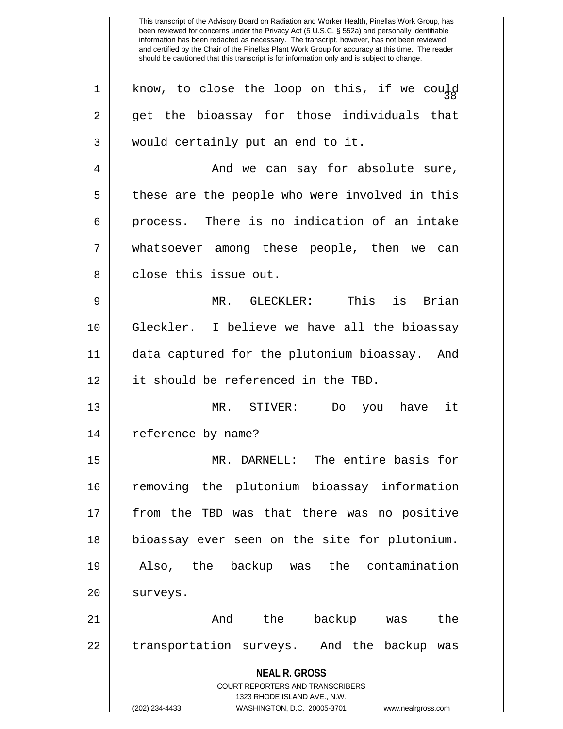know, to close the loop on this, if we could get the bioassay for those individuals that would certainly put an end to it.

And we can say for absolute sure, these are the people who were involved in this process. There is no indication of an intake whatsoever among these people, then we can close this issue out.

MR. GLECKLER: This is Brian Gleckler. I believe we have all the bioassay data captured for the plutonium bioassay. And it should be referenced in the TBD.

MR. STIVER: Do you have it reference by name?

MR. DARNELL: The entire basis for removing the plutonium bioassay information from the TBD was that there was no positive bioassay ever seen on the site for plutonium. Also, the backup was the contamination surveys.

And the backup was the transportation surveys. And the backup was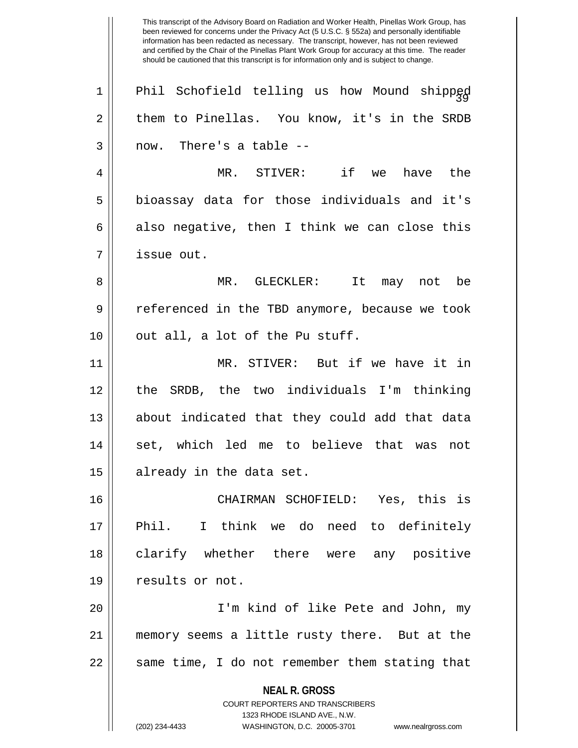Phil Schofield telling us how Mound shipped them to Pinellas. You know, it's in the SRDB now. There's a table --

MR. STIVER: if we have the bioassay data for those individuals and it's also negative, then I think we can close this issue out.

MR. GLECKLER: It may not be referenced in the TBD anymore, because we took out all, a lot of the Pu stuff.

MR. STIVER: But if we have it in the SRDB, the two individuals I'm thinking about indicated that they could add that data set, which led me to believe that was not already in the data set.

CHAIRMAN SCHOFIELD: Yes, this is Phil. I think we do need to definitely clarify whether there were any positive results or not.

I'm kind of like Pete and John, my memory seems a little rusty there. But at the same time, I do not remember them stating that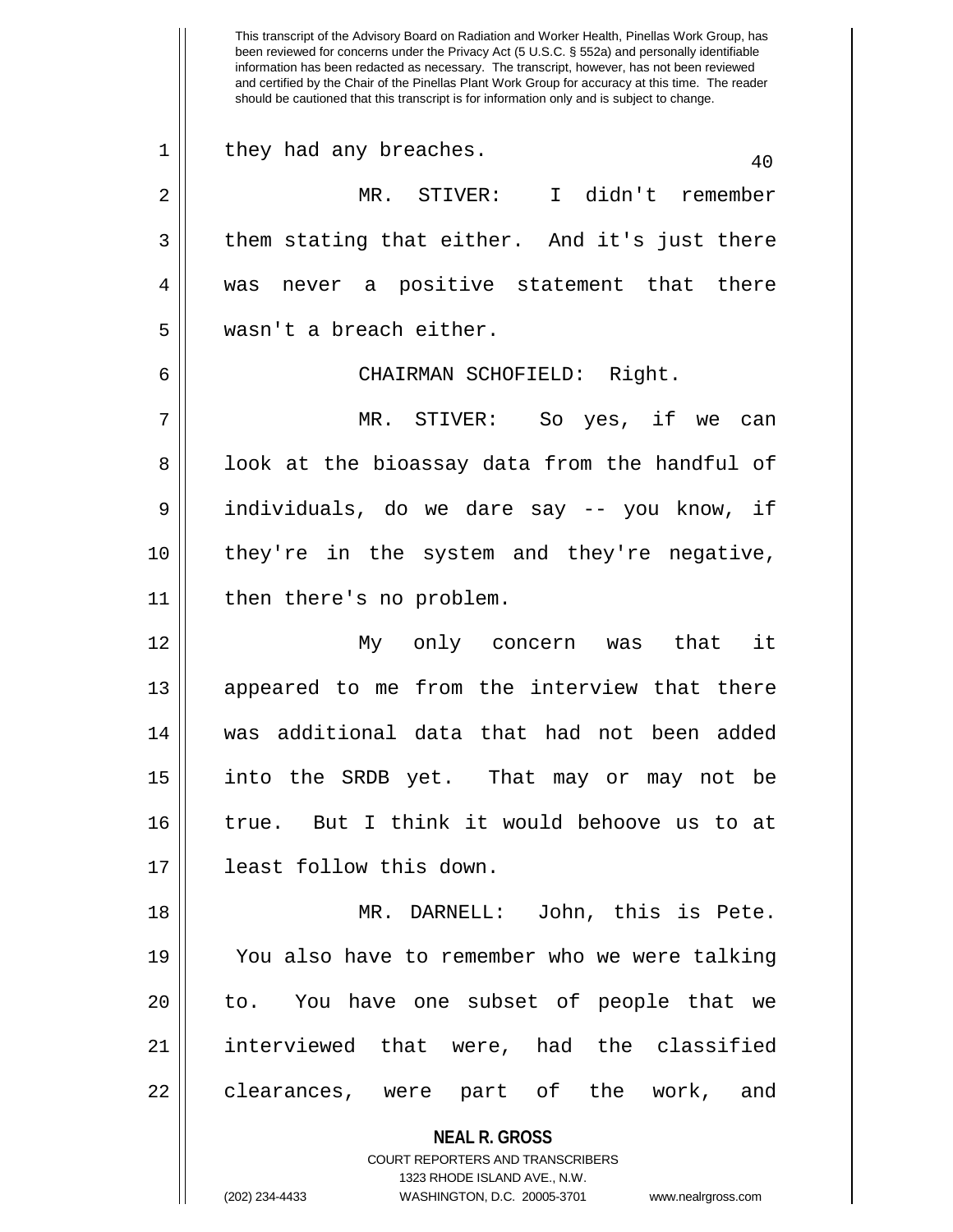they had any breaches.

MR. STIVER: I didn't remember them stating that either. And it's just there was never a positive statement that there wasn't a breach either.

CHAIRMAN SCHOFIELD: Right.

MR. STIVER: So yes, if we can look at the bioassay data from the handful of individuals, do we dare say -- you know, if they're in the system and they're negative, then there's no problem.

My only concern was that it appeared to me from the interview that there was additional data that had not been added into the SRDB yet. That may or may not be true. But I think it would behoove us to at least follow this down.

MR. DARNELL: John, this is Pete. You also have to remember who we were talking to. You have one subset of people that we interviewed that were, had the classified clearances, were part of the work, and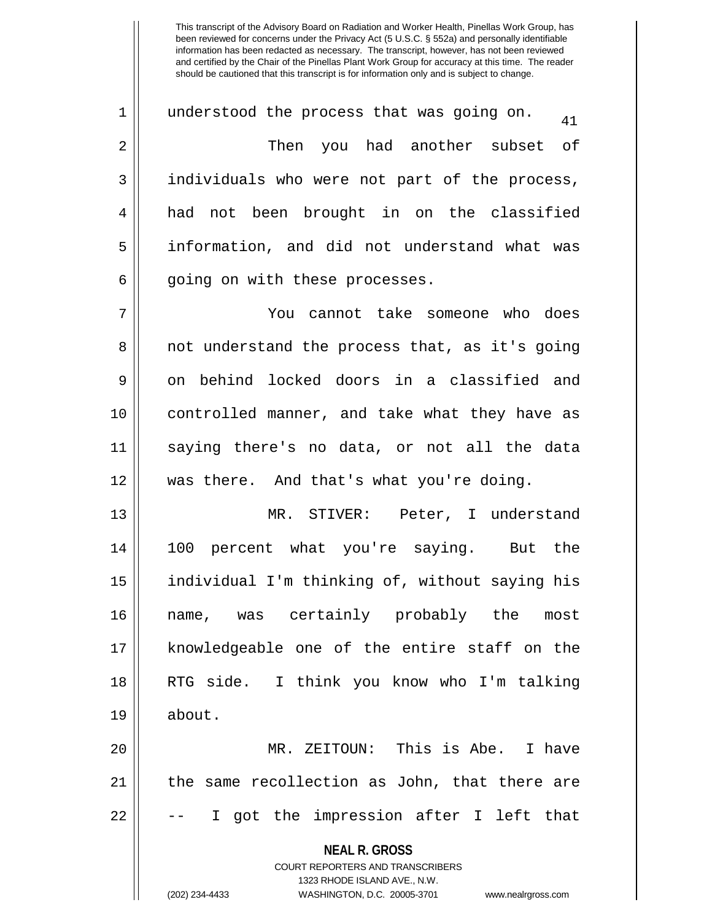understood the process that was going on.

Then you had another subset of individuals who were not part of the process, had not been brought in on the classified information, and did not understand what was going on with these processes.

You cannot take someone who does not understand the process that, as it's going on behind locked doors in a classified and controlled manner, and take what they have as saying there's no data, or not all the data was there. And that's what you're doing.

MR. STIVER: Peter, I understand 100 percent what you're saying. But the individual I'm thinking of, without saying his name, was certainly probably the most knowledgeable one of the entire staff on the RTG side. I think you know who I'm talking about.

MR. ZEITOUN: This is Abe. I have the same recollection as John, that there are -- I got the impression after I left that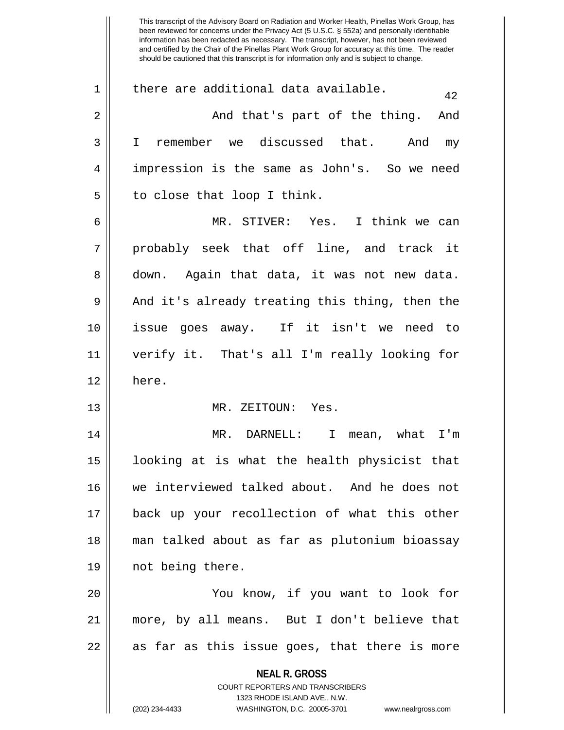there are additional data available.

And that's part of the thing. And I remember we discussed that. And my impression is the same as John's. So we need to close that loop I think.

MR. STIVER: Yes. I think we can probably seek that off line, and track it down. Again that data, it was not new data. And it's already treating this thing, then the issue goes away. If it isn't we need to verify it. That's all I'm really looking for here.

MR. ZEITOUN: Yes.

MR. DARNELL: I mean, what I'm looking at is what the health physicist that we interviewed talked about. And he does not back up your recollection of what this other man talked about as far as plutonium bioassay not being there.

You know, if you want to look for more, by all means. But I don't believe that as far as this issue goes, that there is more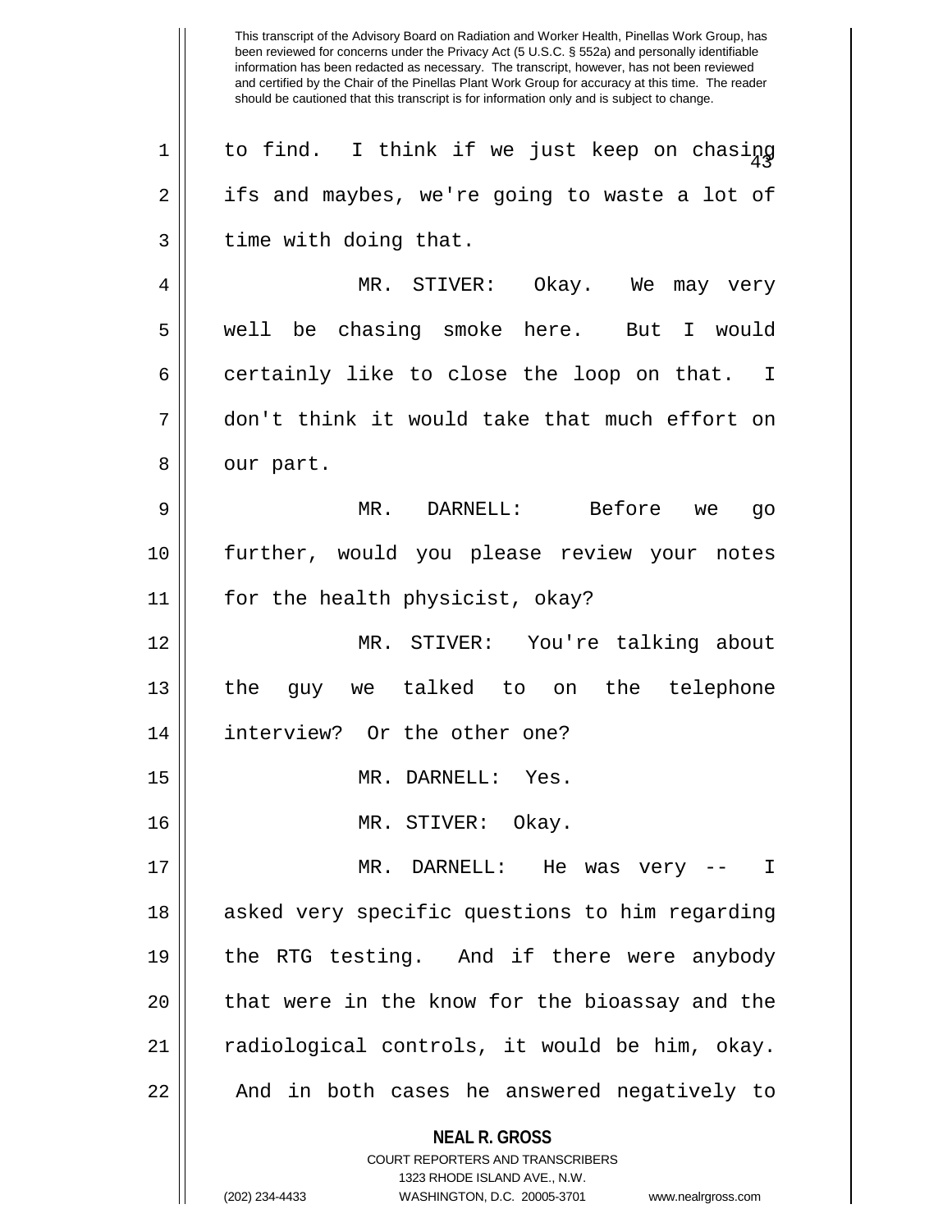This transcript of the Advisory Board on Radiation and Worker Health, Pinellas Work Group, has been reviewed for concerns under the Privacy Act (5 U.S.C. § 552a) and personally identifiable information has been redacted as necessary. The transcript, however, has not been reviewed and certified by the Chair of the Pinellas Plant Work Group for accuracy at this time. The reader should be cautioned that this transcript is for information only and is subject to change.

to find. I think if we just keep on chasing ifs and maybes, we're going to waste a lot of time with doing that.

MR. STIVER: Okay. We may very well be chasing smoke here. But I would certainly like to close the loop on that. I don't think it would take that much effort on our part.

MR. DARNELL: Before we go further, would you please review your notes for the health physicist, okay?

MR. STIVER: You're talking about the guy we talked to on the telephone interview? Or the other one?

MR. DARNELL: Yes.

MR. STIVER: Okay.

MR. DARNELL: He was very -- I asked very specific questions to him regarding the RTG testing. And if there were anybody that were in the know for the bioassay and the radiological controls, it would be him, okay. And in both cases he answered negatively to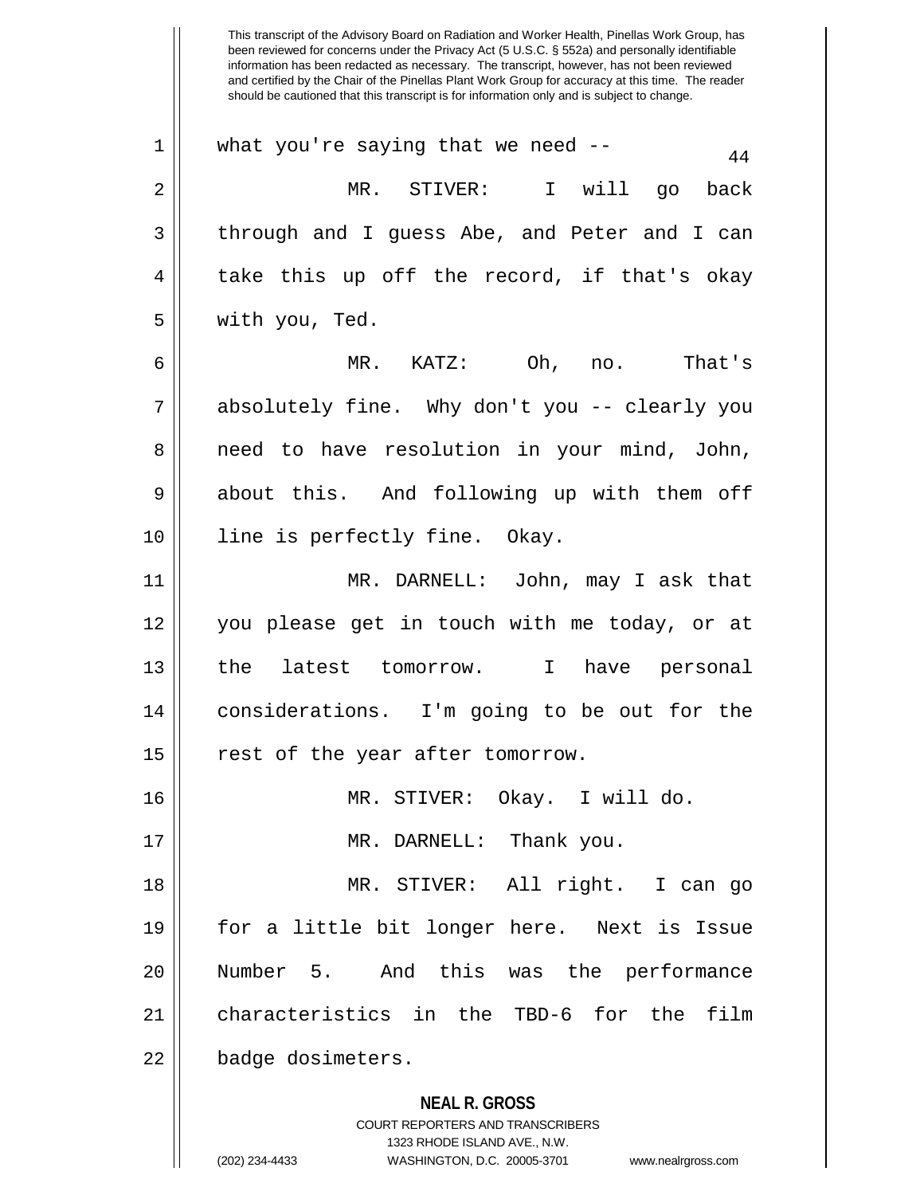what you're saying that we need --

MR. STIVER: I will go back through and I guess Abe, and Peter and I can take this up off the record, if that's okay with you, Ted.

MR. KATZ: Oh, no. That's absolutely fine. Why don't you -- clearly you need to have resolution in your mind, John, about this. And following up with them off line is perfectly fine. Okay.

MR. DARNELL: John, may I ask that you please get in touch with me today, or at the latest tomorrow. I have personal considerations. I'm going to be out for the rest of the year after tomorrow.

MR. STIVER: Okay. I will do.

MR. DARNELL: Thank you.

MR. STIVER: All right. I can go for a little bit longer here. Next is Issue Number 5. And this was the performance characteristics in the TBD-6 for the film badge dosimeters.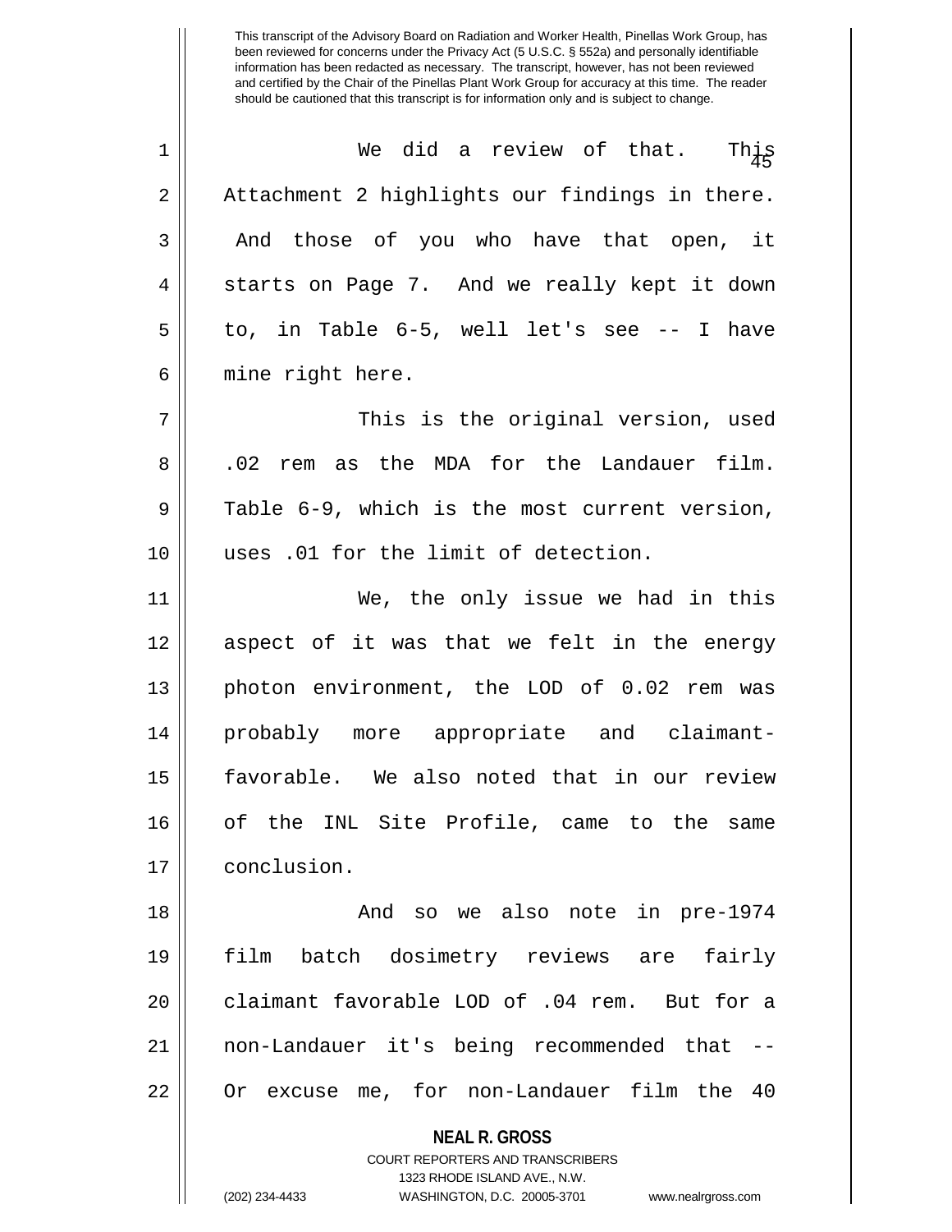This transcript of the Advisory Board on Radiation and Worker Health, Pinellas Work Group, has been reviewed for concerns under the Privacy Act (5 U.S.C. § 552a) and personally identifiable information has been redacted as necessary. The transcript, however, has not been reviewed and certified by the Chair of the Pinellas Plant Work Group for accuracy at this time. The reader should be cautioned that this transcript is for information only and is subject to change.

We did a review of that. This Attachment 2 highlights our findings in there. And those of you who have that open, it starts on Page 7. And we really kept it down to, in Table 6-5, well let's see -- I have mine right here.

This is the original version, used .02 rem as the MDA for the Landauer film. Table 6-9, which is the most current version, uses .01 for the limit of detection.

We, the only issue we had in this aspect of it was that we felt in the energy photon environment, the LOD of 0.02 rem was probably more appropriate and claimant-favorable. We also noted that in our review of the INL Site Profile, came to the same conclusion.

And so we also note in pre-1974 film batch dosimetry reviews are fairly claimant favorable LOD of .04 rem. But for a non-Landauer it's being recommended that -- Or excuse me, for non-Landauer film the 40

**NEAL R. GROSS**
COURT REPORTERS AND TRANSCRIBERS
1323 RHODE ISLAND AVE., N.W.
(202) 234-4433 WASHINGTON, D.C. 20005-3701 www.nealrgross.com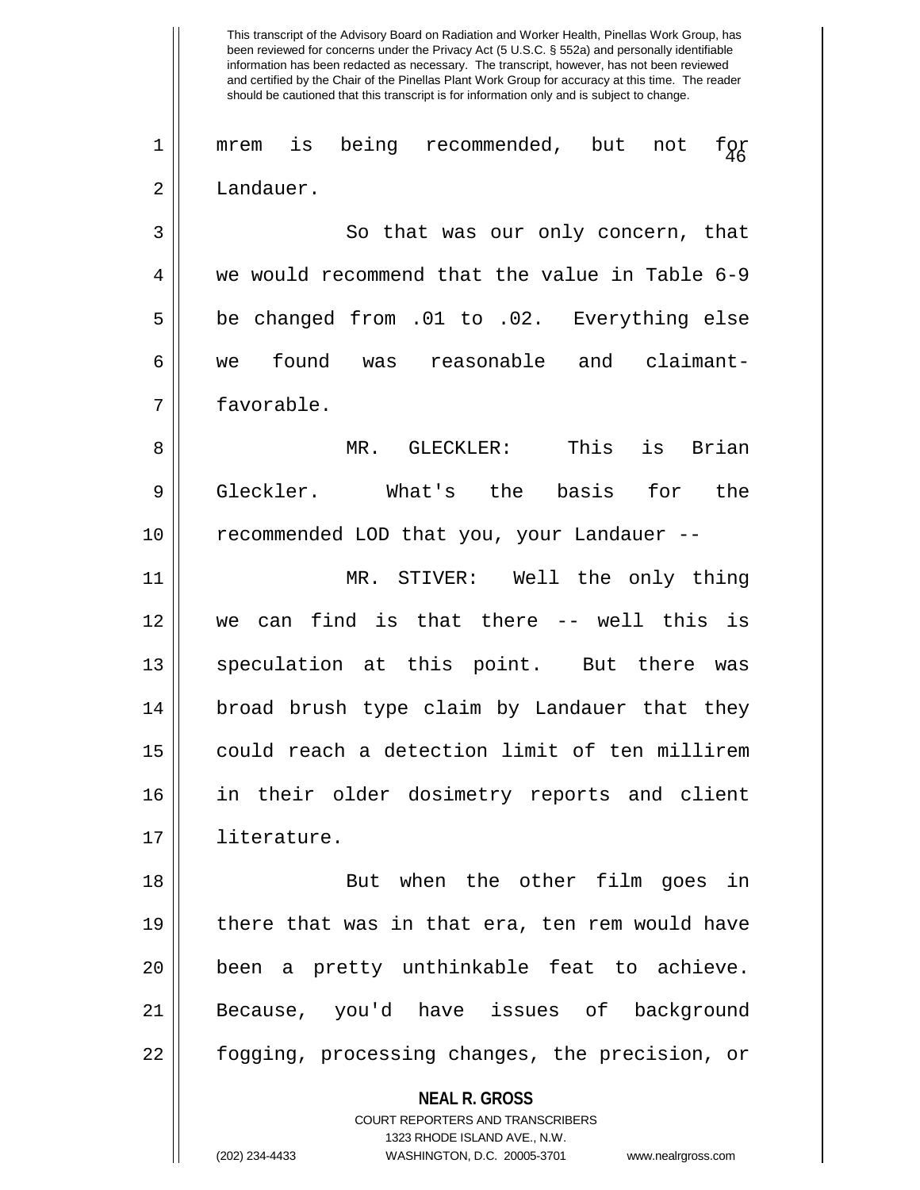mrem is being recommended, but not for Landauer.

So that was our only concern, that we would recommend that the value in Table 6-9 be changed from .01 to .02. Everything else we found was reasonable and claimant-favorable.

MR. GLECKLER: This is Brian Gleckler. What's the basis for the recommended LOD that you, your Landauer --

MR. STIVER: Well the only thing we can find is that there -- well this is speculation at this point. But there was broad brush type claim by Landauer that they could reach a detection limit of ten millirem in their older dosimetry reports and client literature.

But when the other film goes in there that was in that era, ten rem would have been a pretty unthinkable feat to achieve. Because, you'd have issues of background fogging, processing changes, the precision, or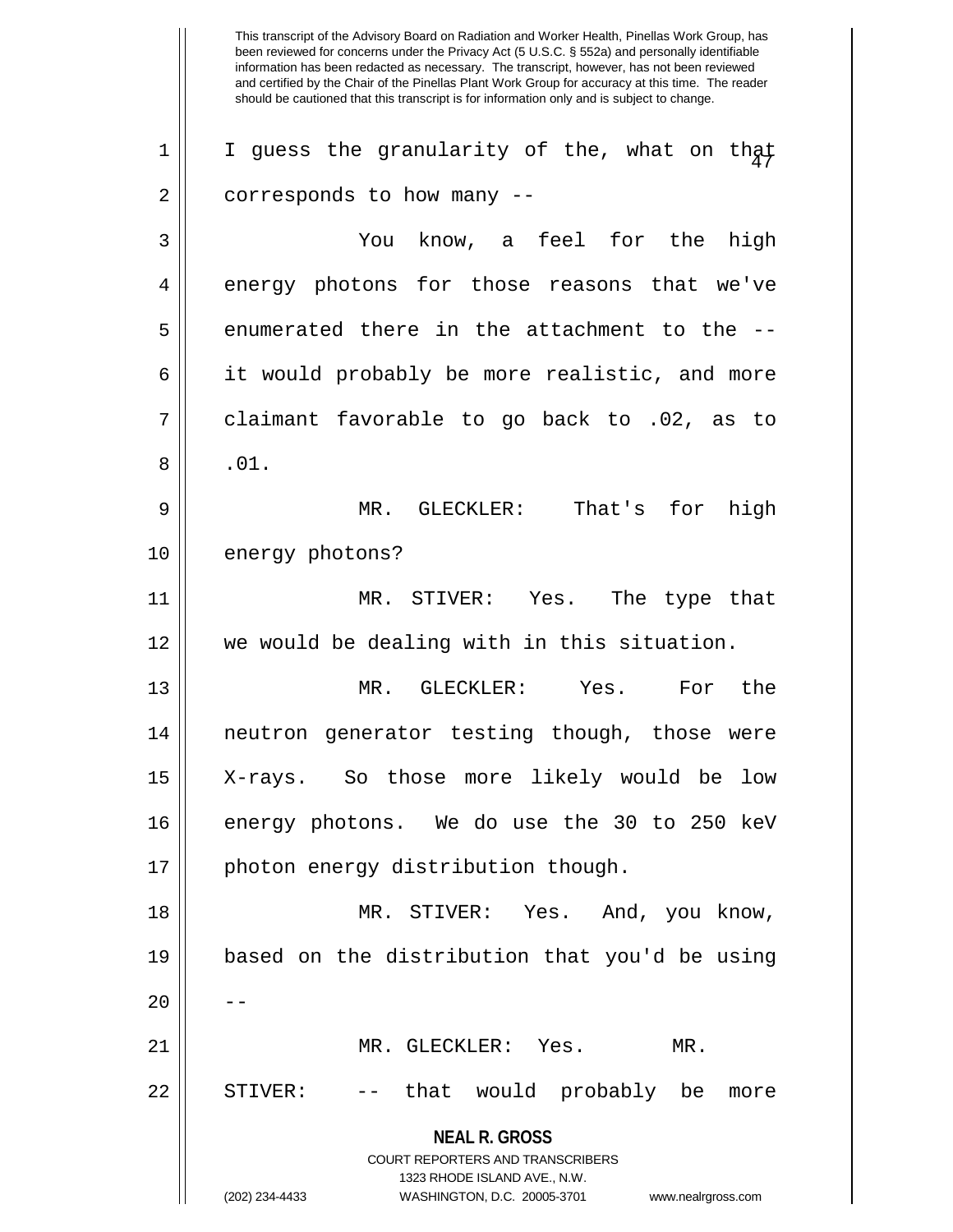I guess the granularity of the, what on that corresponds to how many --

You know, a feel for the high energy photons for those reasons that we've enumerated there in the attachment to the -- it would probably be more realistic, and more claimant favorable to go back to .02, as to .01.

MR. GLECKLER: That's for high energy photons?

MR. STIVER: Yes. The type that we would be dealing with in this situation.

MR. GLECKLER: Yes. For the neutron generator testing though, those were X-rays. So those more likely would be low energy photons. We do use the 30 to 250 keV photon energy distribution though.

MR. STIVER: Yes. And, you know, based on the distribution that you'd be using --

MR. GLECKLER: Yes.

MR. STIVER: -- that would probably be more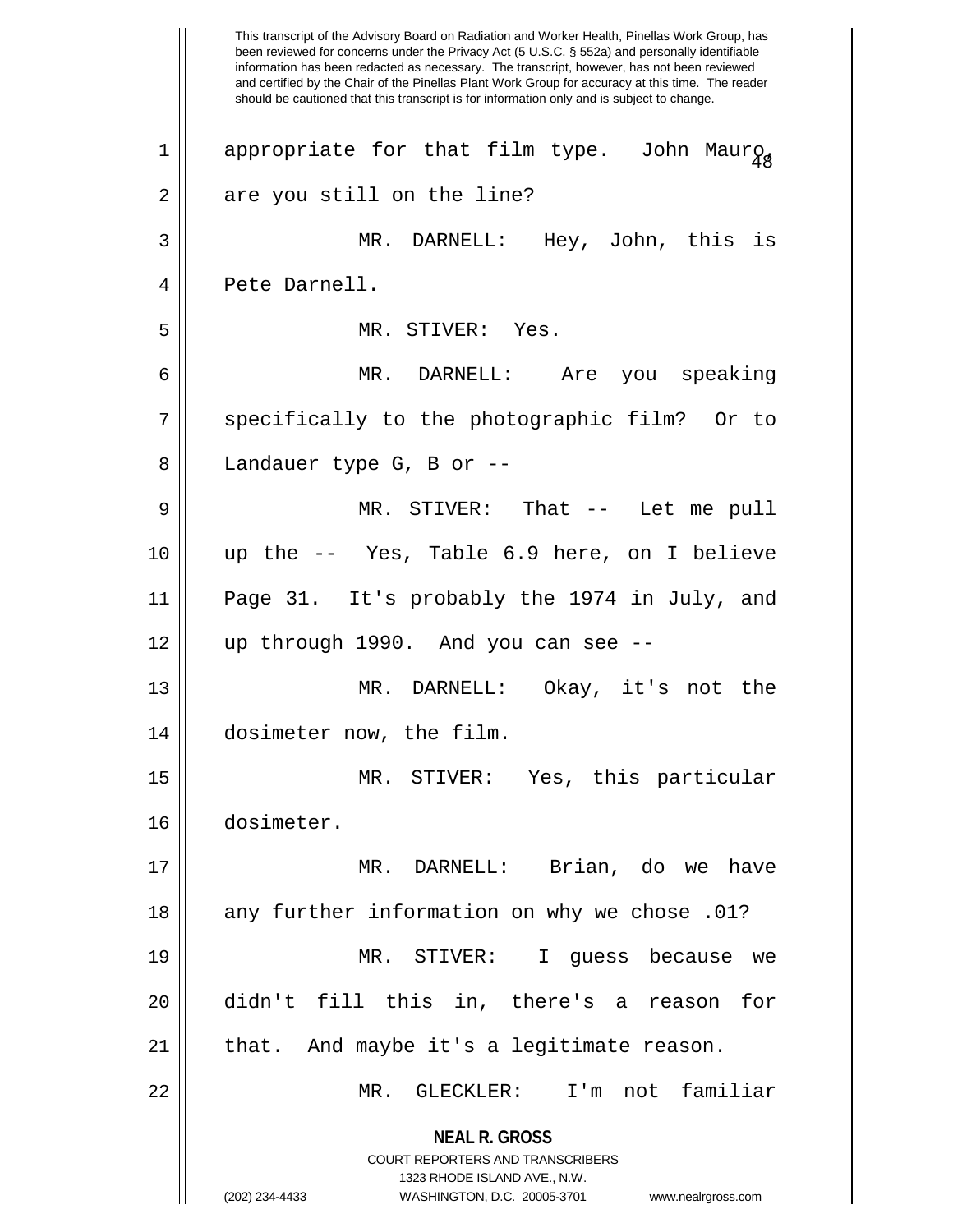This transcript of the Advisory Board on Radiation and Worker Health, Pinellas Work Group, has been reviewed for concerns under the Privacy Act (5 U.S.C. § 552a) and personally identifiable information has been redacted as necessary. The transcript, however, has not been reviewed and certified by the Chair of the Pinellas Plant Work Group for accuracy at this time. The reader should be cautioned that this transcript is for information only and is subject to change.

appropriate for that film type. John Mauro, are you still on the line?

MR. DARNELL: Hey, John, this is Pete Darnell.

MR. STIVER: Yes.

MR. DARNELL: Are you speaking specifically to the photographic film? Or to Landauer type G, B or --

MR. STIVER: That -- Let me pull up the -- Yes, Table 6.9 here, on I believe Page 31. It's probably the 1974 in July, and up through 1990. And you can see --

MR. DARNELL: Okay, it's not the dosimeter now, the film.

MR. STIVER: Yes, this particular dosimeter.

MR. DARNELL: Brian, do we have any further information on why we chose .01?

MR. STIVER: I guess because we didn't fill this in, there's a reason for that. And maybe it's a legitimate reason.

MR. GLECKLER: I'm not familiar

**NEAL R. GROSS**
COURT REPORTERS AND TRANSCRIBERS
1323 RHODE ISLAND AVE., N.W.
(202) 234-4433 WASHINGTON, D.C. 20005-3701 www.nealrgross.com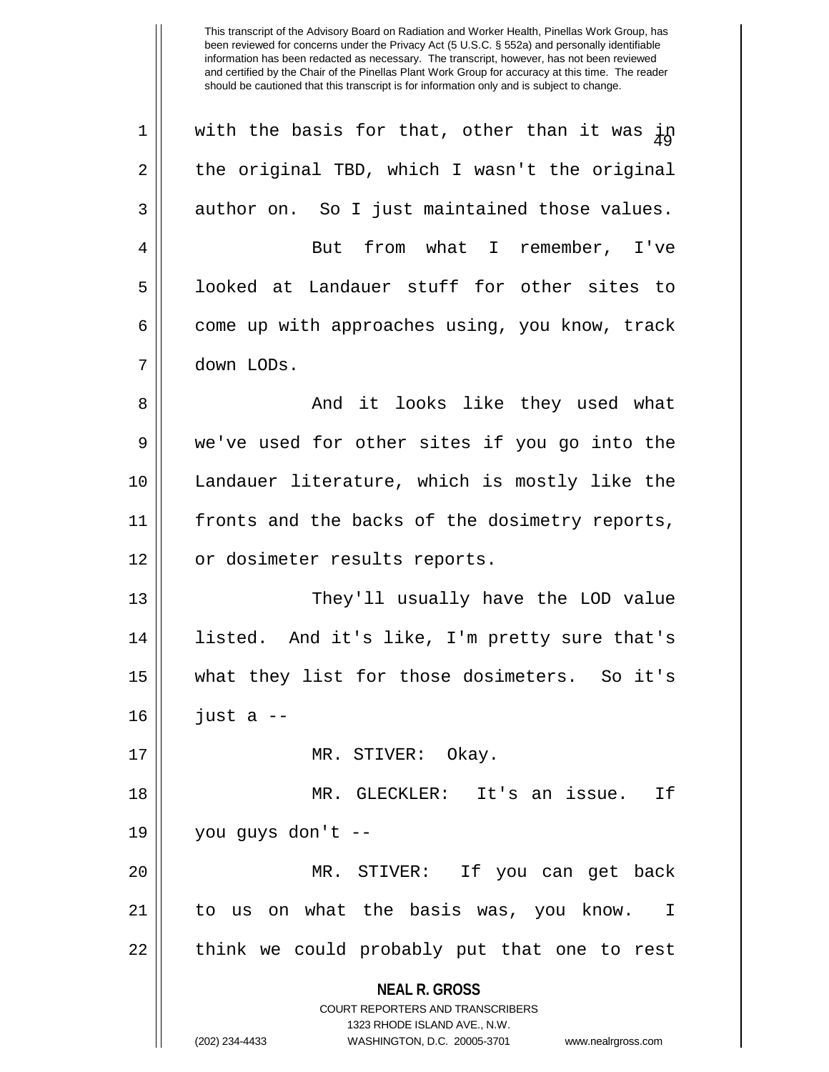with the basis for that, other than it was in the original TBD, which I wasn't the original author on. So I just maintained those values.

But from what I remember, I've looked at Landauer stuff for other sites to come up with approaches using, you know, track down LODs.

And it looks like they used what we've used for other sites if you go into the Landauer literature, which is mostly like the fronts and the backs of the dosimetry reports, or dosimeter results reports.

They'll usually have the LOD value listed. And it's like, I'm pretty sure that's what they list for those dosimeters. So it's just a --

MR. STIVER: Okay.

MR. GLECKLER: It's an issue. If you guys don't --

MR. STIVER: If you can get back to us on what the basis was, you know. I think we could probably put that one to rest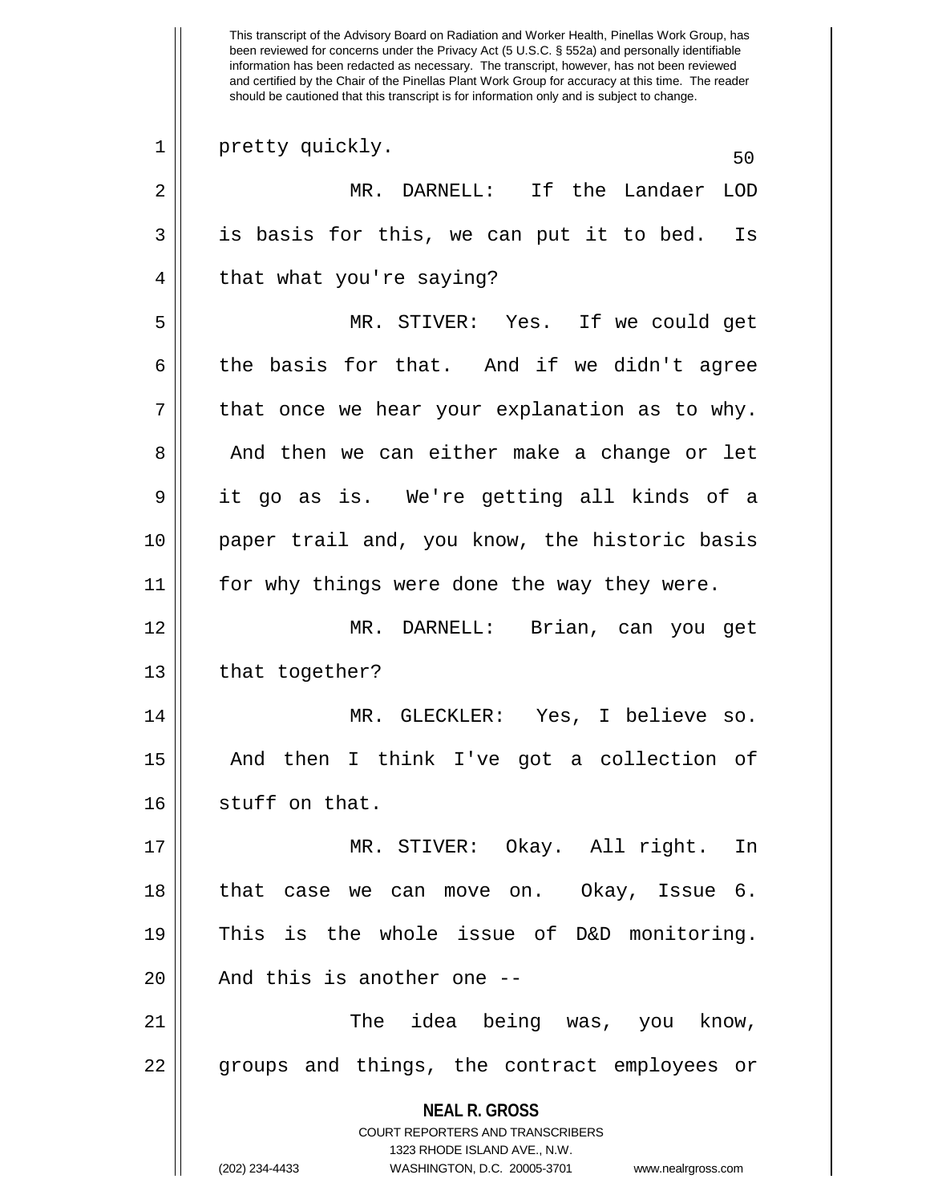pretty quickly.

MR. DARNELL: If the Landaer LOD is basis for this, we can put it to bed. Is that what you're saying?

MR. STIVER: Yes. If we could get the basis for that. And if we didn't agree that once we hear your explanation as to why. And then we can either make a change or let it go as is. We're getting all kinds of a paper trail and, you know, the historic basis for why things were done the way they were.

MR. DARNELL: Brian, can you get that together?

MR. GLECKLER: Yes, I believe so. And then I think I've got a collection of stuff on that.

MR. STIVER: Okay. All right. In that case we can move on. Okay, Issue 6. This is the whole issue of D&D monitoring. And this is another one --

The idea being was, you know, groups and things, the contract employees or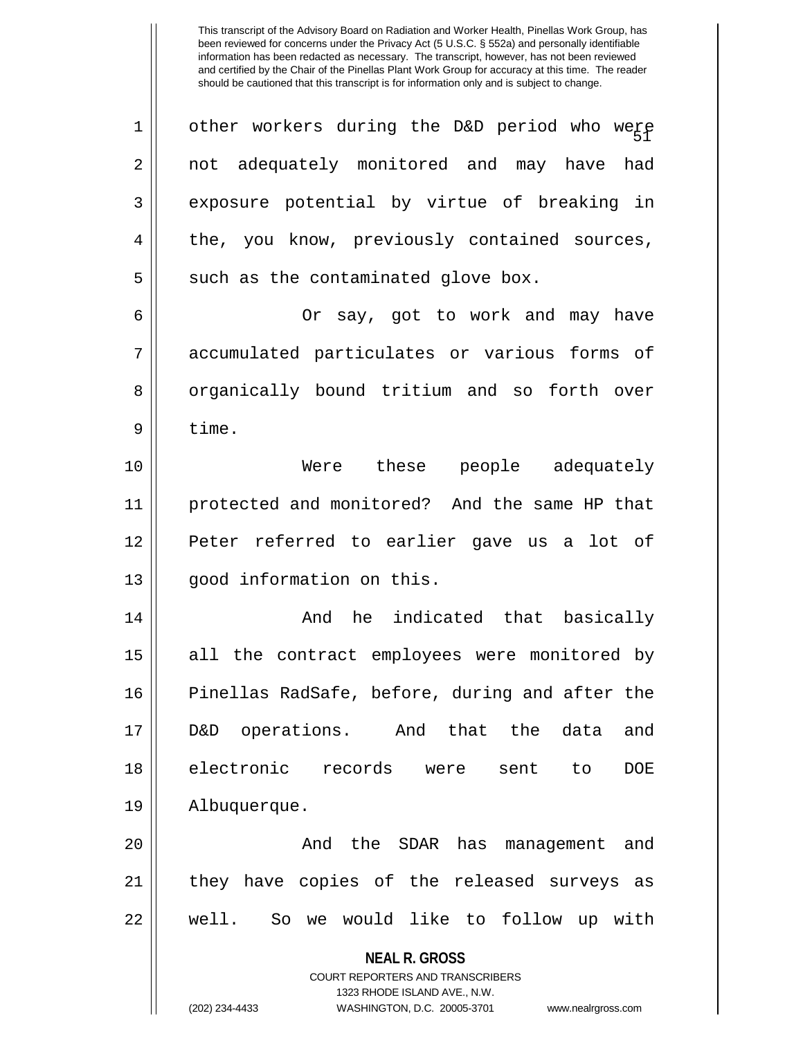other workers during the D&D period who were not adequately monitored and may have had exposure potential by virtue of breaking in the, you know, previously contained sources, such as the contaminated glove box.

Or say, got to work and may have accumulated particulates or various forms of organically bound tritium and so forth over time.

Were these people adequately protected and monitored? And the same HP that Peter referred to earlier gave us a lot of good information on this.

And he indicated that basically all the contract employees were monitored by Pinellas RadSafe, before, during and after the D&D operations. And that the data and electronic records were sent to DOE Albuquerque.

And the SDAR has management and they have copies of the released surveys as well. So we would like to follow up with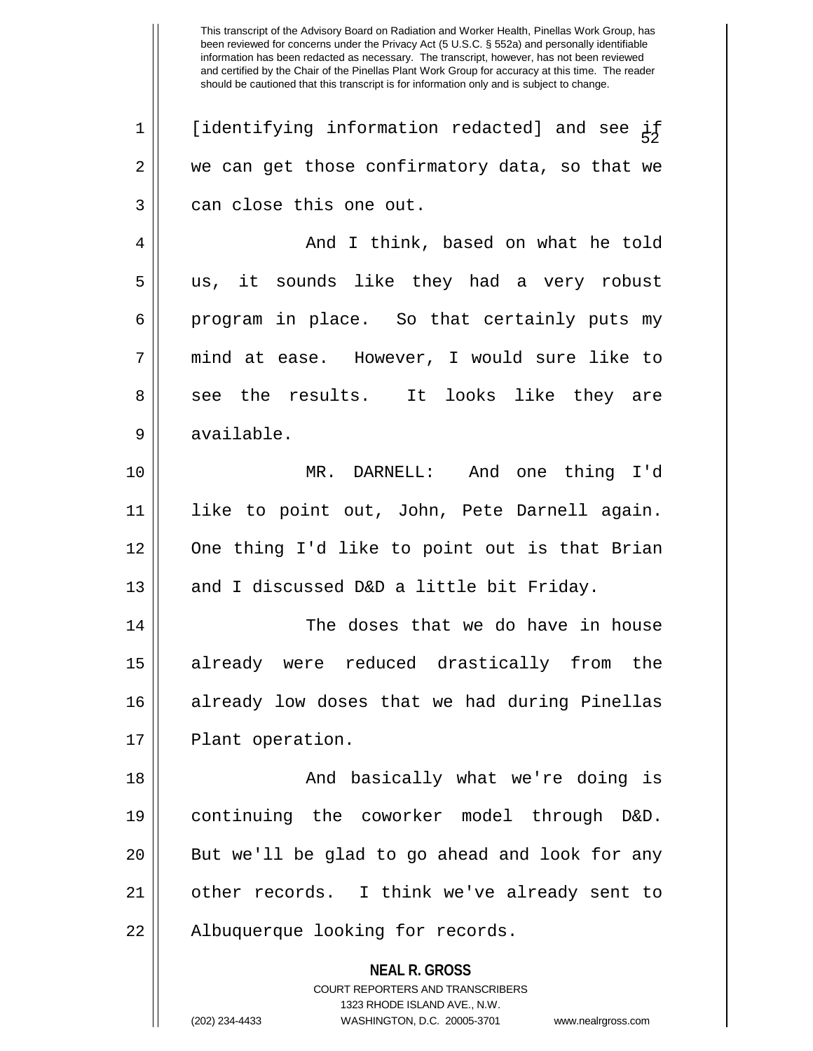[identifying information redacted] and see if we can get those confirmatory data, so that we can close this one out.

And I think, based on what he told us, it sounds like they had a very robust program in place. So that certainly puts my mind at ease. However, I would sure like to see the results. It looks like they are available.

MR. DARNELL: And one thing I'd like to point out, John, Pete Darnell again. One thing I'd like to point out is that Brian and I discussed D&D a little bit Friday.

The doses that we do have in house already were reduced drastically from the already low doses that we had during Pinellas Plant operation.

And basically what we're doing is continuing the coworker model through D&D. But we'll be glad to go ahead and look for any other records. I think we've already sent to Albuquerque looking for records.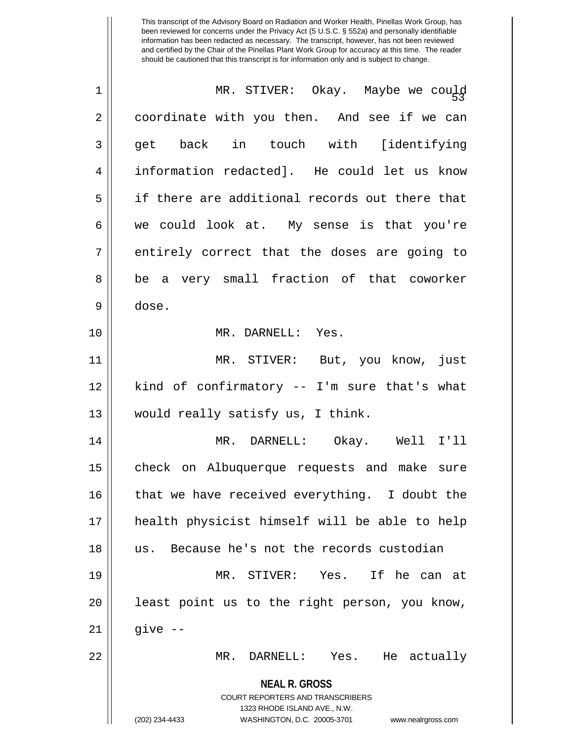MR. STIVER: Okay. Maybe we could coordinate with you then. And see if we can get back in touch with [identifying information redacted]. He could let us know if there are additional records out there that we could look at. My sense is that you're entirely correct that the doses are going to be a very small fraction of that coworker dose.

MR. DARNELL: Yes.

MR. STIVER: But, you know, just kind of confirmatory -- I'm sure that's what would really satisfy us, I think.

MR. DARNELL: Okay. Well I'll check on Albuquerque requests and make sure that we have received everything. I doubt the health physicist himself will be able to help us. Because he's not the records custodian

MR. STIVER: Yes. If he can at least point us to the right person, you know, give --

MR. DARNELL: Yes. He actually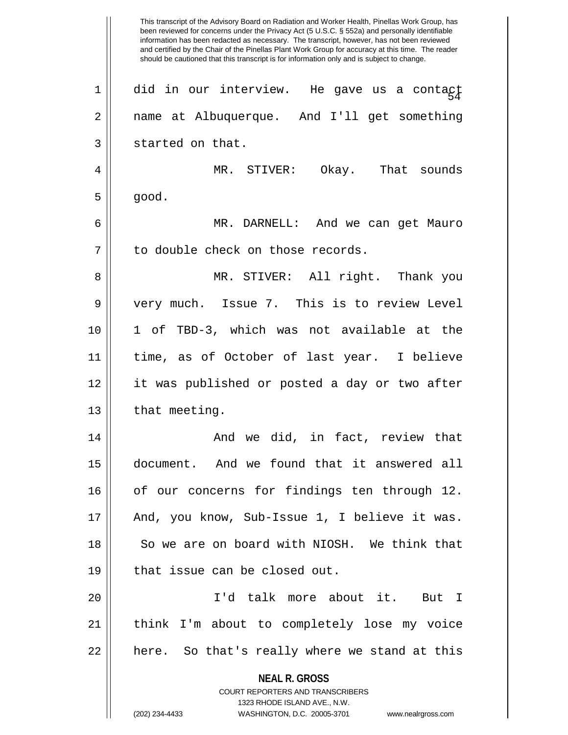did in our interview. He gave us a contact name at Albuquerque. And I'll get something started on that.

MR. STIVER: Okay. That sounds good.

MR. DARNELL: And we can get Mauro to double check on those records.

MR. STIVER: All right. Thank you very much. Issue 7. This is to review Level 1 of TBD-3, which was not available at the time, as of October of last year. I believe it was published or posted a day or two after that meeting.

And we did, in fact, review that document. And we found that it answered all of our concerns for findings ten through 12. And, you know, Sub-Issue 1, I believe it was. So we are on board with NIOSH. We think that that issue can be closed out.

I'd talk more about it. But I think I'm about to completely lose my voice here. So that's really where we stand at this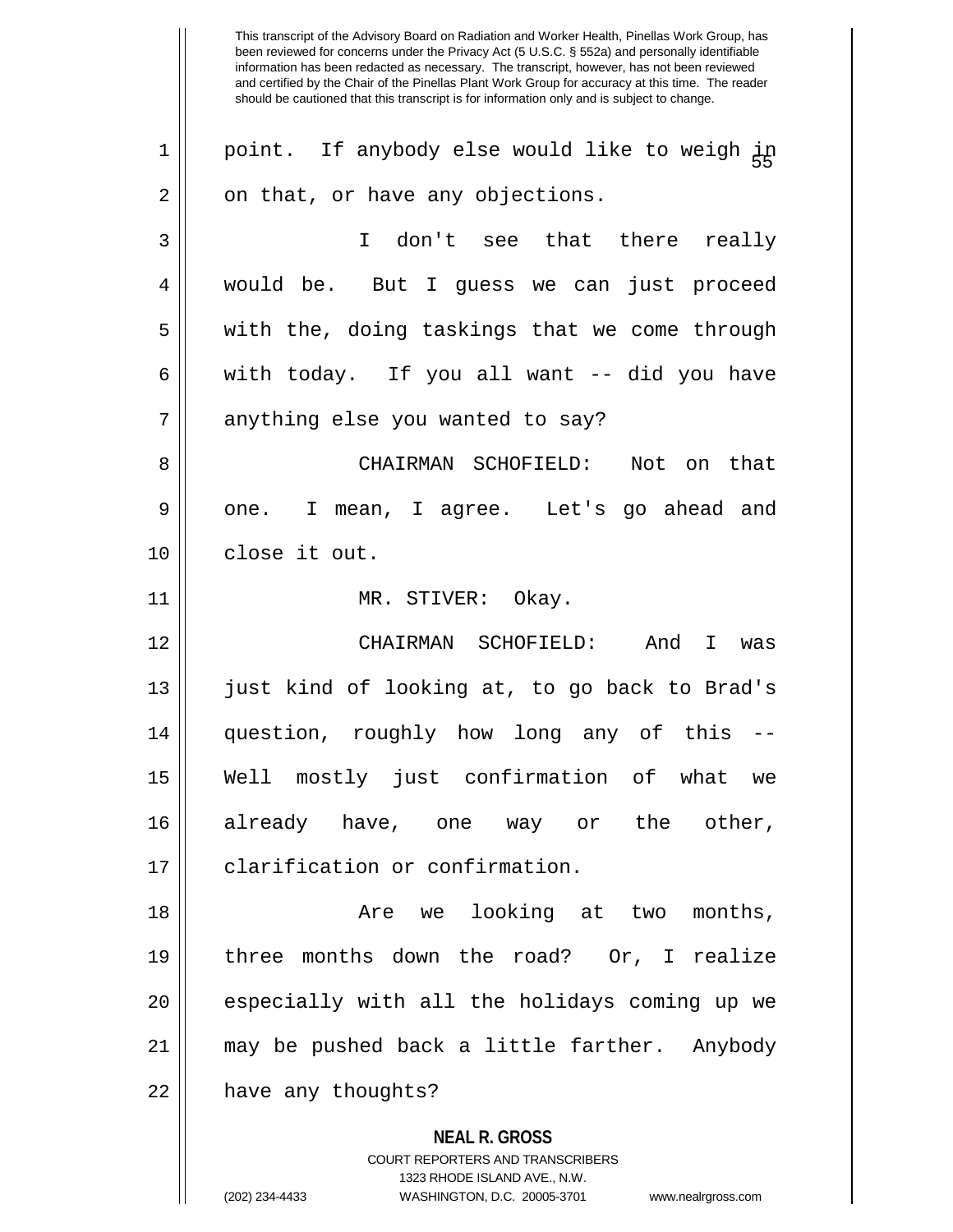This transcript of the Advisory Board on Radiation and Worker Health, Pinellas Work Group, has been reviewed for concerns under the Privacy Act (5 U.S.C. § 552a) and personally identifiable information has been redacted as necessary. The transcript, however, has not been reviewed and certified by the Chair of the Pinellas Plant Work Group for accuracy at this time. The reader should be cautioned that this transcript is for information only and is subject to change.

point. If anybody else would like to weigh in on that, or have any objections.

I don't see that there really would be. But I guess we can just proceed with the, doing taskings that we come through with today. If you all want -- did you have anything else you wanted to say?

CHAIRMAN SCHOFIELD: Not on that one. I mean, I agree. Let's go ahead and close it out.

MR. STIVER: Okay.

CHAIRMAN SCHOFIELD: And I was just kind of looking at, to go back to Brad's question, roughly how long any of this -- Well mostly just confirmation of what we already have, one way or the other, clarification or confirmation.

Are we looking at two months, three months down the road? Or, I realize especially with all the holidays coming up we may be pushed back a little farther. Anybody have any thoughts?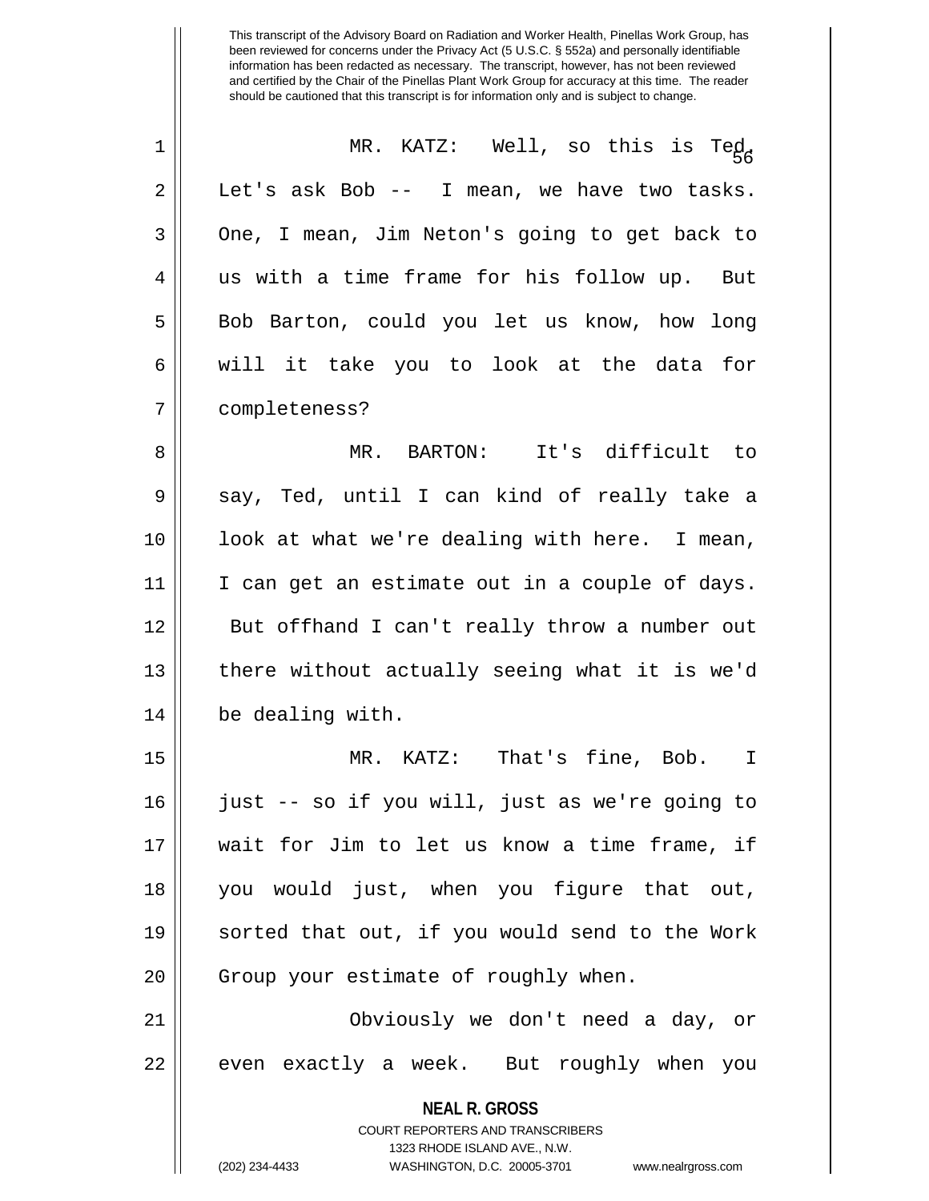MR. KATZ: Well, so this is Ted. Let's ask Bob -- I mean, we have two tasks. One, I mean, Jim Neton's going to get back to us with a time frame for his follow up. But Bob Barton, could you let us know, how long will it take you to look at the data for completeness?

MR. BARTON: It's difficult to say, Ted, until I can kind of really take a look at what we're dealing with here. I mean, I can get an estimate out in a couple of days. But offhand I can't really throw a number out there without actually seeing what it is we'd be dealing with.

MR. KATZ: That's fine, Bob. I just -- so if you will, just as we're going to wait for Jim to let us know a time frame, if you would just, when you figure that out, sorted that out, if you would send to the Work Group your estimate of roughly when.

Obviously we don't need a day, or even exactly a week. But roughly when you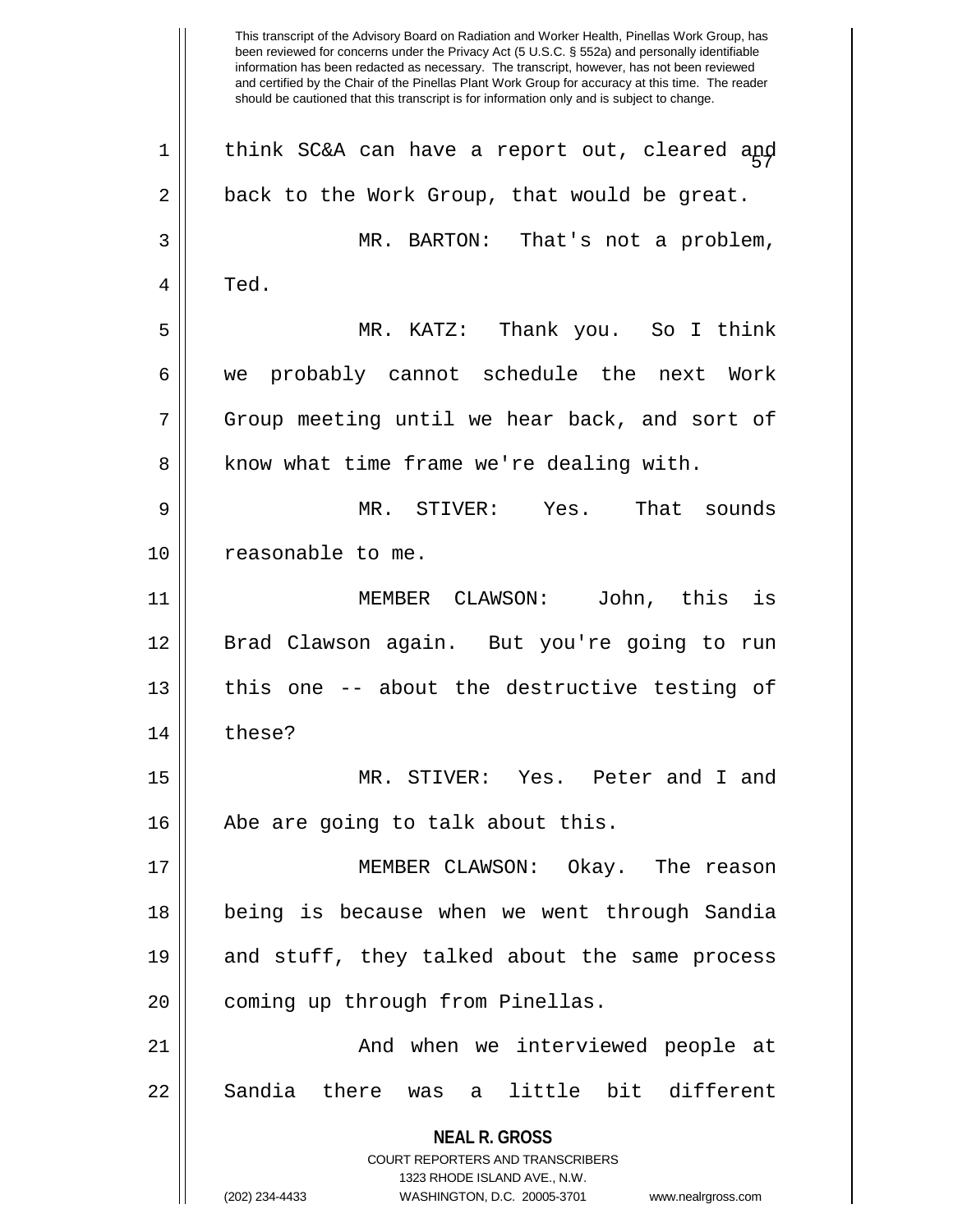This transcript of the Advisory Board on Radiation and Worker Health, Pinellas Work Group, has been reviewed for concerns under the Privacy Act (5 U.S.C. § 552a) and personally identifiable information has been redacted as necessary. The transcript, however, has not been reviewed and certified by the Chair of the Pinellas Plant Work Group for accuracy at this time. The reader should be cautioned that this transcript is for information only and is subject to change.

think SC&A can have a report out, cleared and back to the Work Group, that would be great.

MR. BARTON: That's not a problem, Ted.

MR. KATZ: Thank you. So I think we probably cannot schedule the next Work Group meeting until we hear back, and sort of know what time frame we're dealing with.

MR. STIVER: Yes. That sounds reasonable to me.

MEMBER CLAWSON: John, this is Brad Clawson again. But you're going to run this one -- about the destructive testing of these?

MR. STIVER: Yes. Peter and I and Abe are going to talk about this.

MEMBER CLAWSON: Okay. The reason being is because when we went through Sandia and stuff, they talked about the same process coming up through from Pinellas.

And when we interviewed people at Sandia there was a little bit different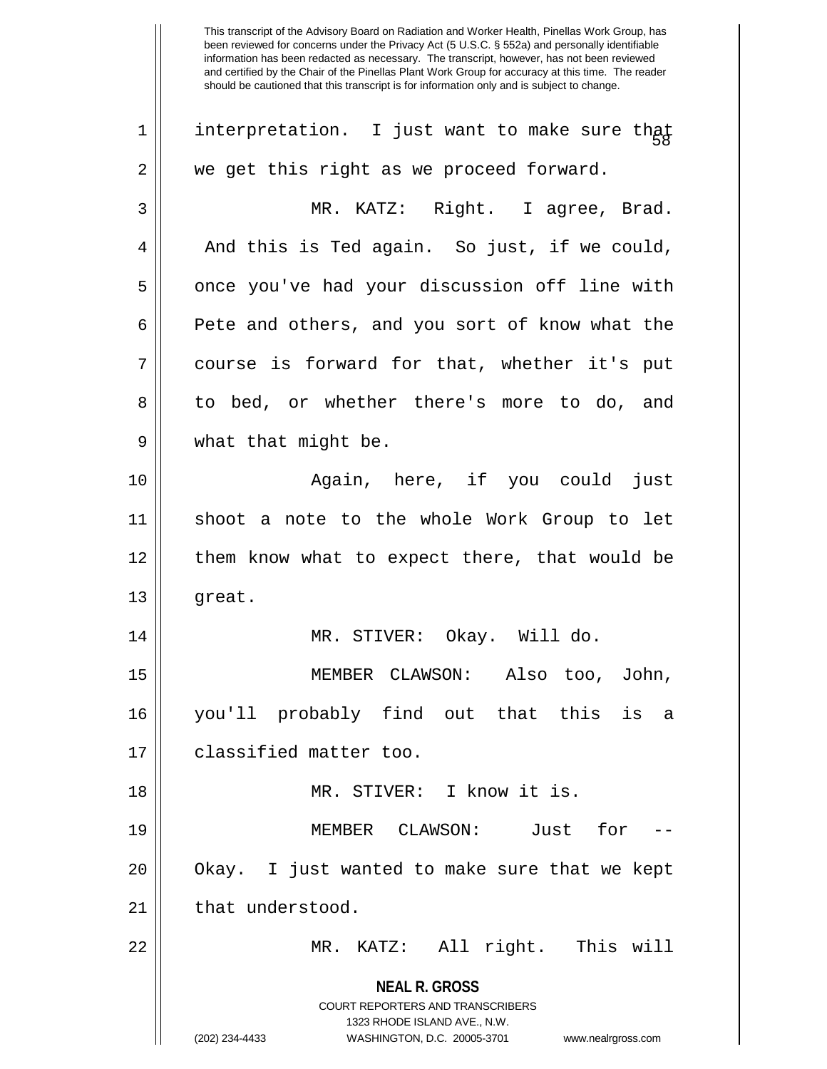This transcript of the Advisory Board on Radiation and Worker Health, Pinellas Work Group, has been reviewed for concerns under the Privacy Act (5 U.S.C. § 552a) and personally identifiable information has been redacted as necessary. The transcript, however, has not been reviewed and certified by the Chair of the Pinellas Plant Work Group for accuracy at this time. The reader should be cautioned that this transcript is for information only and is subject to change.

interpretation. I just want to make sure that we get this right as we proceed forward.

MR. KATZ: Right. I agree, Brad. And this is Ted again. So just, if we could, once you've had your discussion off line with Pete and others, and you sort of know what the course is forward for that, whether it's put to bed, or whether there's more to do, and what that might be.

Again, here, if you could just shoot a note to the whole Work Group to let them know what to expect there, that would be great.

MR. STIVER: Okay. Will do.

MEMBER CLAWSON: Also too, John, you'll probably find out that this is a classified matter too.

MR. STIVER: I know it is.

MEMBER CLAWSON: Just for -- Okay. I just wanted to make sure that we kept that understood.

MR. KATZ: All right. This will

**NEAL R. GROSS**
COURT REPORTERS AND TRANSCRIBERS
1323 RHODE ISLAND AVE., N.W.
(202) 234-4433 WASHINGTON, D.C. 20005-3701 www.nealrgross.com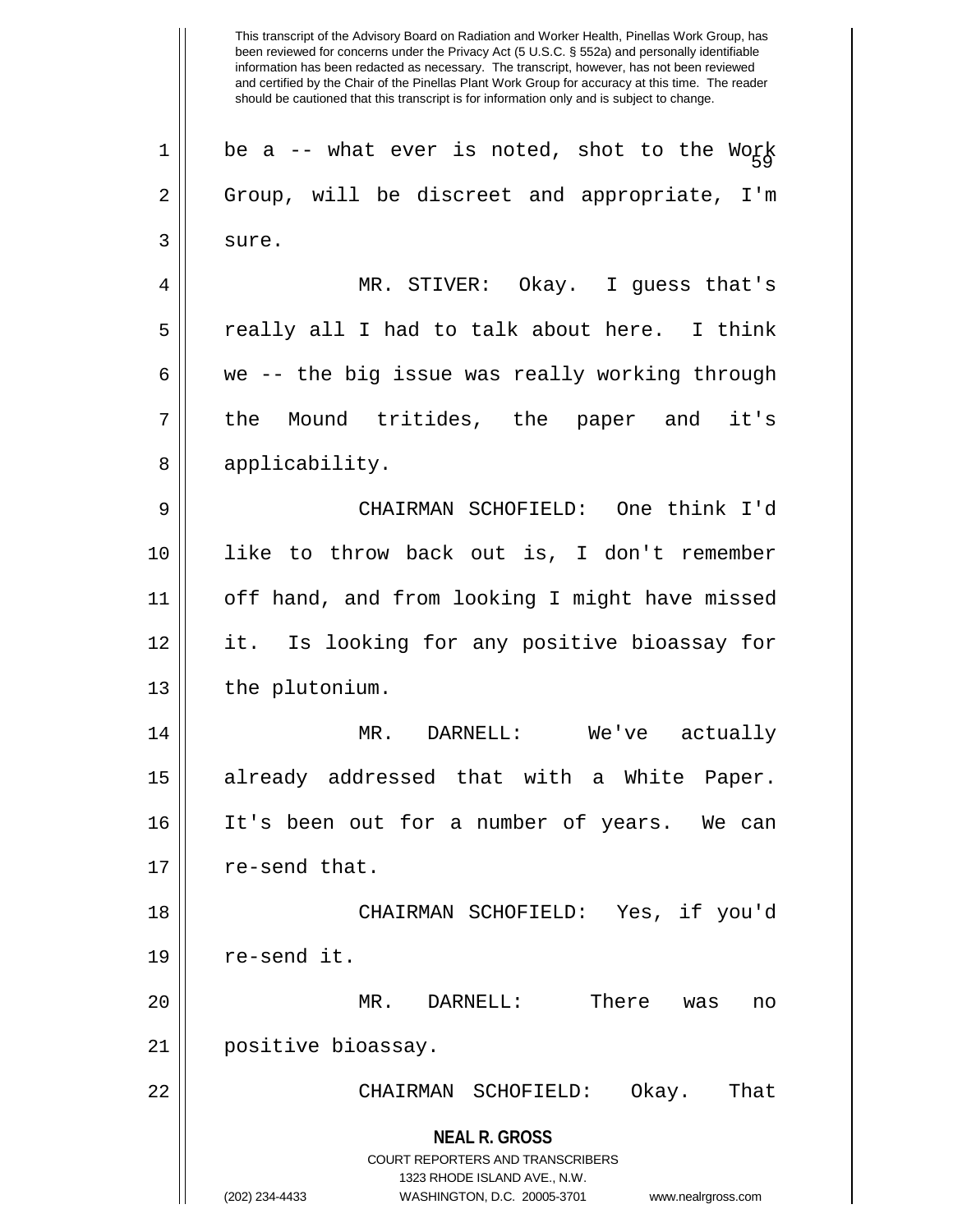This transcript of the Advisory Board on Radiation and Worker Health, Pinellas Work Group, has been reviewed for concerns under the Privacy Act (5 U.S.C. § 552a) and personally identifiable information has been redacted as necessary. The transcript, however, has not been reviewed and certified by the Chair of the Pinellas Plant Work Group for accuracy at this time. The reader should be cautioned that this transcript is for information only and is subject to change.

be a -- what ever is noted, shot to the Work Group, will be discreet and appropriate, I'm sure.

MR. STIVER: Okay. I guess that's really all I had to talk about here. I think we -- the big issue was really working through the Mound tritides, the paper and it's applicability.

CHAIRMAN SCHOFIELD: One think I'd like to throw back out is, I don't remember off hand, and from looking I might have missed it. Is looking for any positive bioassay for the plutonium.

MR. DARNELL: We've actually already addressed that with a White Paper. It's been out for a number of years. We can re-send that.

CHAIRMAN SCHOFIELD: Yes, if you'd re-send it.

MR. DARNELL: There was no positive bioassay.

CHAIRMAN SCHOFIELD: Okay. That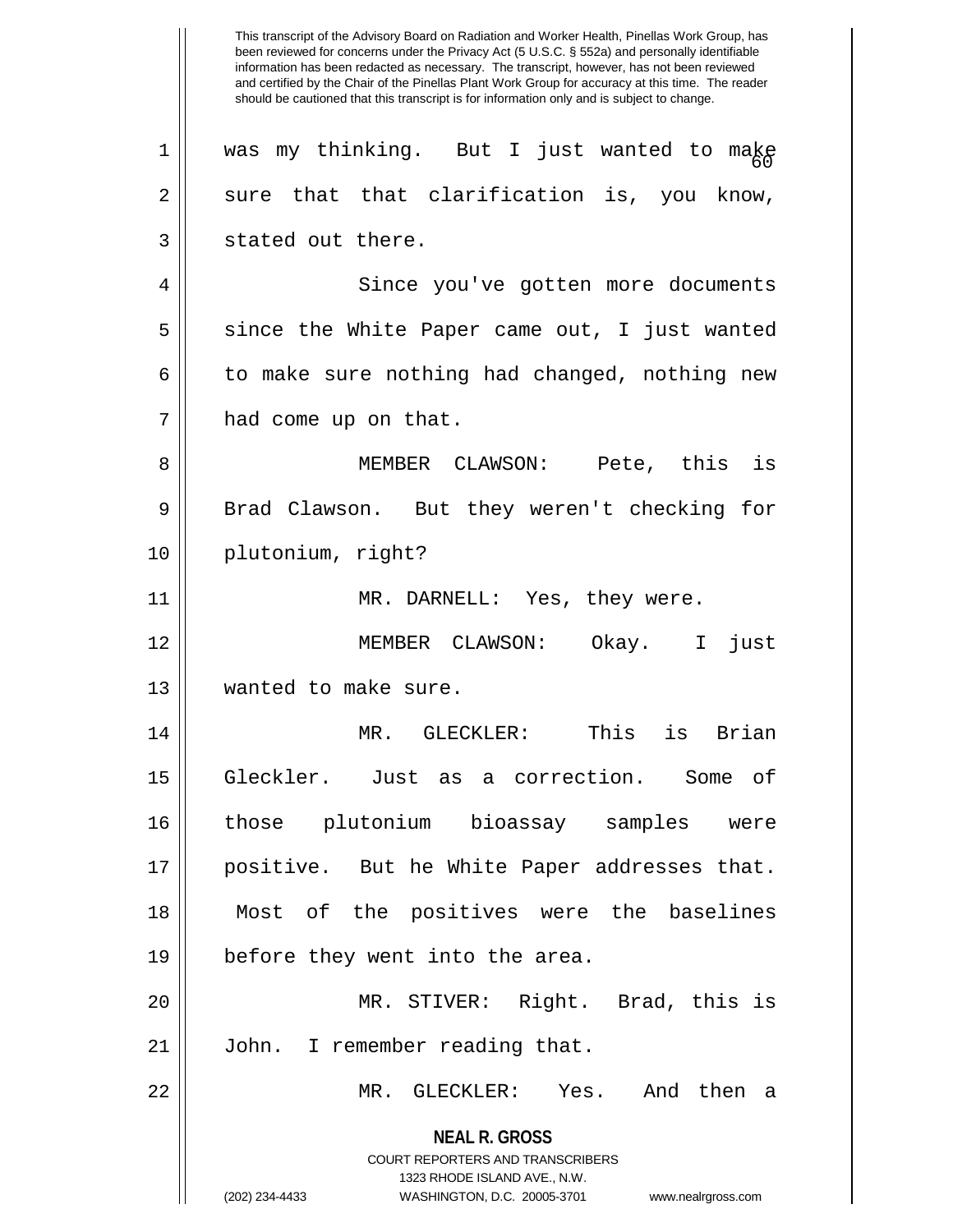was my thinking. But I just wanted to make sure that that clarification is, you know, stated out there.

Since you've gotten more documents since the White Paper came out, I just wanted to make sure nothing had changed, nothing new had come up on that.

MEMBER CLAWSON: Pete, this is Brad Clawson. But they weren't checking for plutonium, right?

MR. DARNELL: Yes, they were.

MEMBER CLAWSON: Okay. I just wanted to make sure.

MR. GLECKLER: This is Brian Gleckler. Just as a correction. Some of those plutonium bioassay samples were positive. But he White Paper addresses that. Most of the positives were the baselines before they went into the area.

MR. STIVER: Right. Brad, this is John. I remember reading that.

MR. GLECKLER: Yes. And then a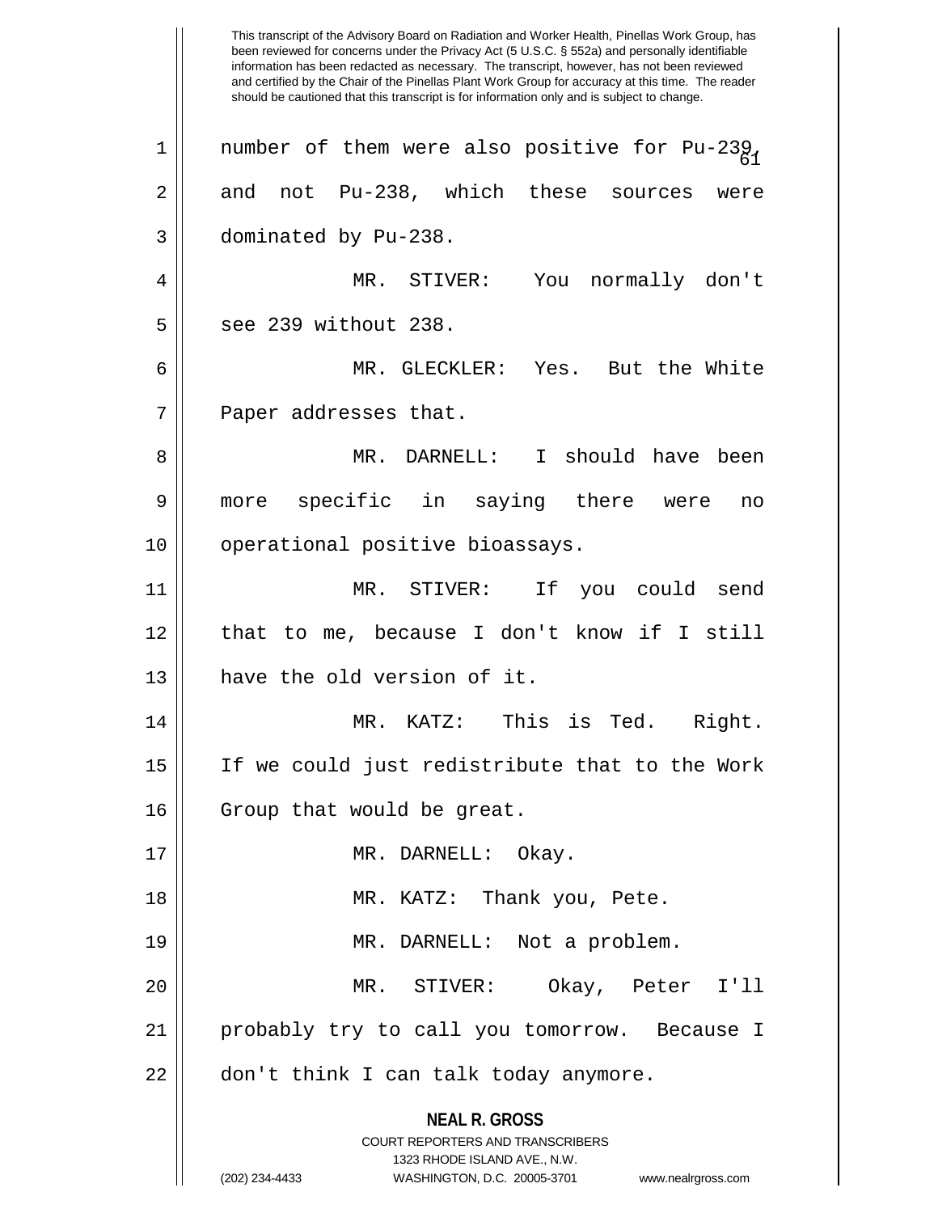number of them were also positive for Pu-239, and not Pu-238, which these sources were dominated by Pu-238.

MR. STIVER: You normally don't see 239 without 238.

MR. GLECKLER: Yes. But the White Paper addresses that.

MR. DARNELL: I should have been more specific in saying there were no operational positive bioassays.

MR. STIVER: If you could send that to me, because I don't know if I still have the old version of it.

MR. KATZ: This is Ted. Right. If we could just redistribute that to the Work Group that would be great.

MR. DARNELL: Okay.

MR. KATZ: Thank you, Pete.

MR. DARNELL: Not a problem.

MR. STIVER: Okay, Peter I'll probably try to call you tomorrow. Because I don't think I can talk today anymore.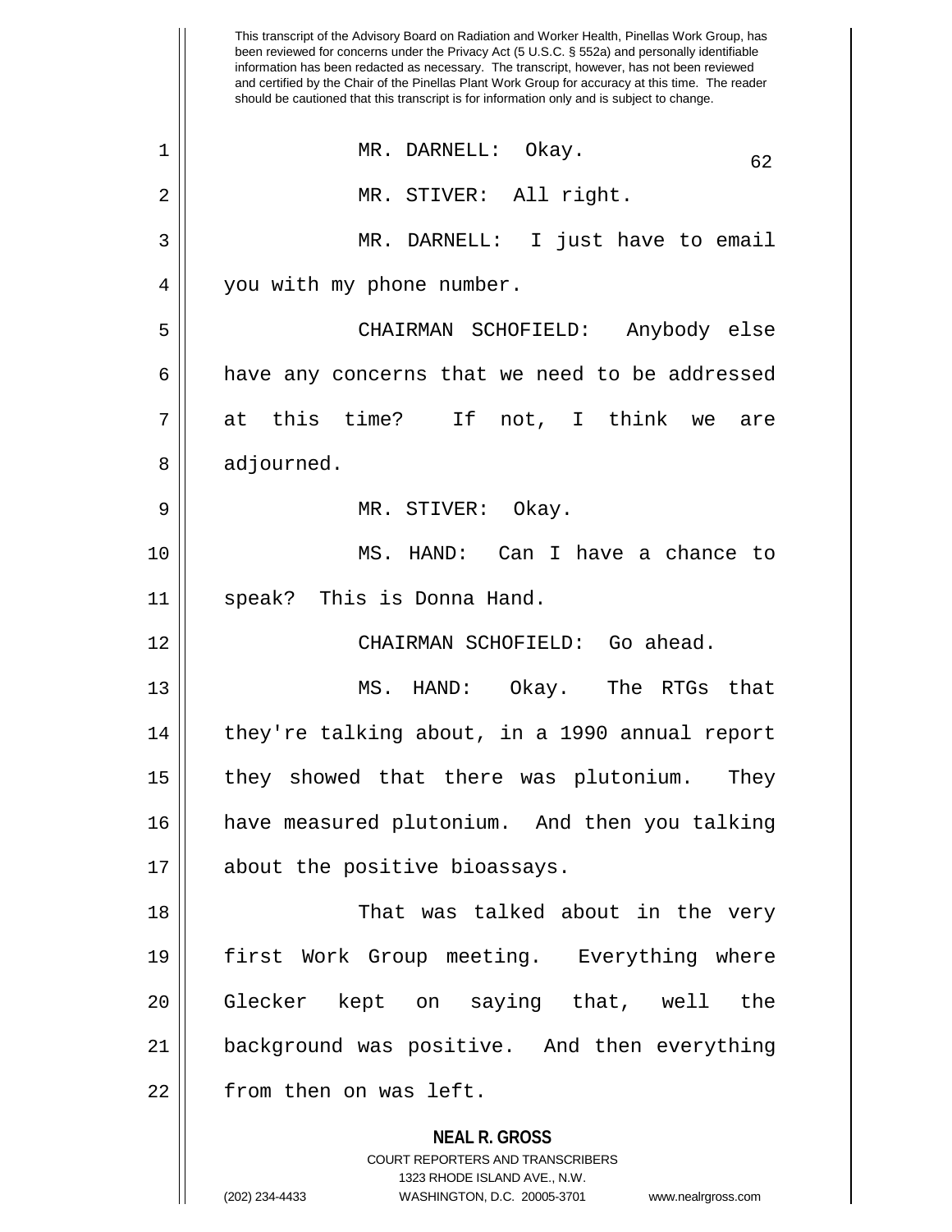This transcript of the Advisory Board on Radiation and Worker Health, Pinellas Work Group, has been reviewed for concerns under the Privacy Act (5 U.S.C. § 552a) and personally identifiable information has been redacted as necessary. The transcript, however, has not been reviewed and certified by the Chair of the Pinellas Plant Work Group for accuracy at this time. The reader should be cautioned that this transcript is for information only and is subject to change.

MR. DARNELL: Okay.

MR. STIVER: All right.

MR. DARNELL: I just have to email you with my phone number.

CHAIRMAN SCHOFIELD: Anybody else have any concerns that we need to be addressed at this time? If not, I think we are adjourned.

MR. STIVER: Okay.

MS. HAND: Can I have a chance to speak? This is Donna Hand.

CHAIRMAN SCHOFIELD: Go ahead.

MS. HAND: Okay. The RTGs that they're talking about, in a 1990 annual report they showed that there was plutonium. They have measured plutonium. And then you talking about the positive bioassays.

That was talked about in the very first Work Group meeting. Everything where Glecker kept on saying that, well the background was positive. And then everything from then on was left.

**NEAL R. GROSS**
COURT REPORTERS AND TRANSCRIBERS
1323 RHODE ISLAND AVE., N.W.
(202) 234-4433 WASHINGTON, D.C. 20005-3701 www.nealrgross.com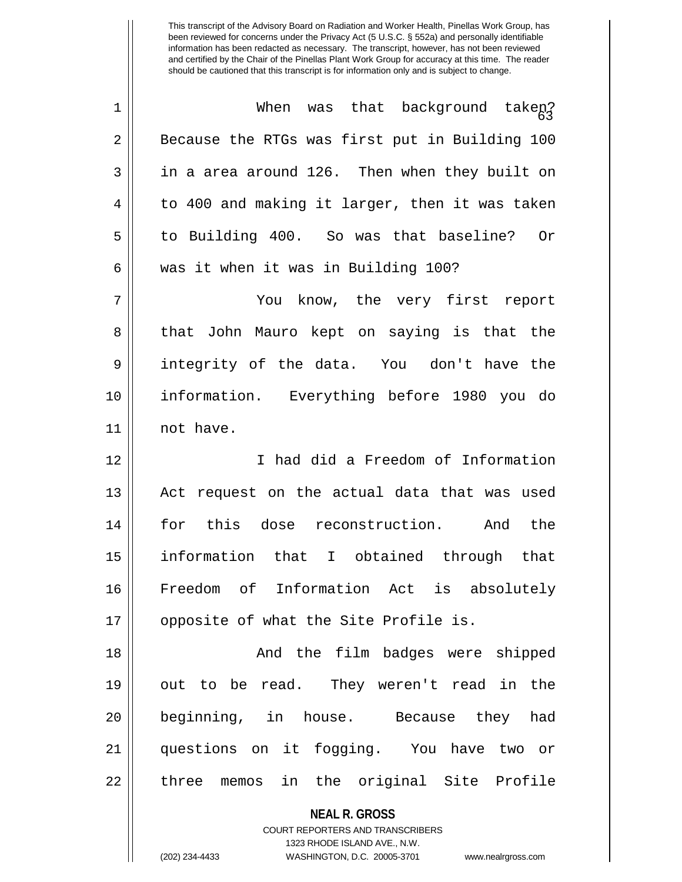This transcript of the Advisory Board on Radiation and Worker Health, Pinellas Work Group, has been reviewed for concerns under the Privacy Act (5 U.S.C. § 552a) and personally identifiable information has been redacted as necessary. The transcript, however, has not been reviewed and certified by the Chair of the Pinellas Plant Work Group for accuracy at this time. The reader should be cautioned that this transcript is for information only and is subject to change.

When was that background taken? Because the RTGs was first put in Building 100 in a area around 126. Then when they built on to 400 and making it larger, then it was taken to Building 400. So was that baseline? Or was it when it was in Building 100?

You know, the very first report that John Mauro kept on saying is that the integrity of the data. You don't have the information. Everything before 1980 you do not have.

I had did a Freedom of Information Act request on the actual data that was used for this dose reconstruction. And the information that I obtained through that Freedom of Information Act is absolutely opposite of what the Site Profile is.

And the film badges were shipped out to be read. They weren't read in the beginning, in house. Because they had questions on it fogging. You have two or three memos in the original Site Profile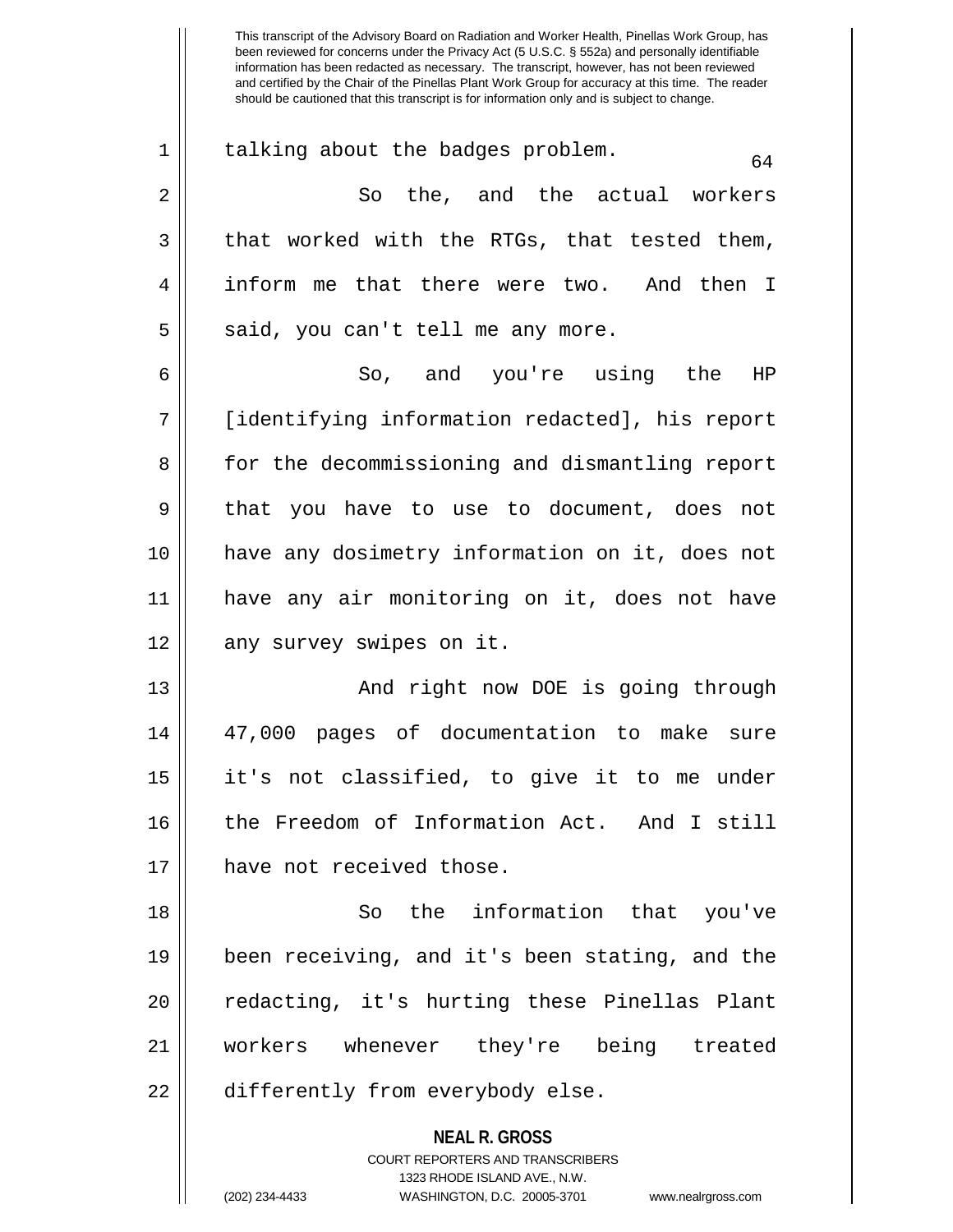talking about the badges problem.

So the, and the actual workers that worked with the RTGs, that tested them, inform me that there were two. And then I said, you can't tell me any more.

So, and you're using the HP [identifying information redacted], his report for the decommissioning and dismantling report that you have to use to document, does not have any dosimetry information on it, does not have any air monitoring on it, does not have any survey swipes on it.

And right now DOE is going through 47,000 pages of documentation to make sure it's not classified, to give it to me under the Freedom of Information Act. And I still have not received those.

So the information that you've been receiving, and it's been stating, and the redacting, it's hurting these Pinellas Plant workers whenever they're being treated differently from everybody else.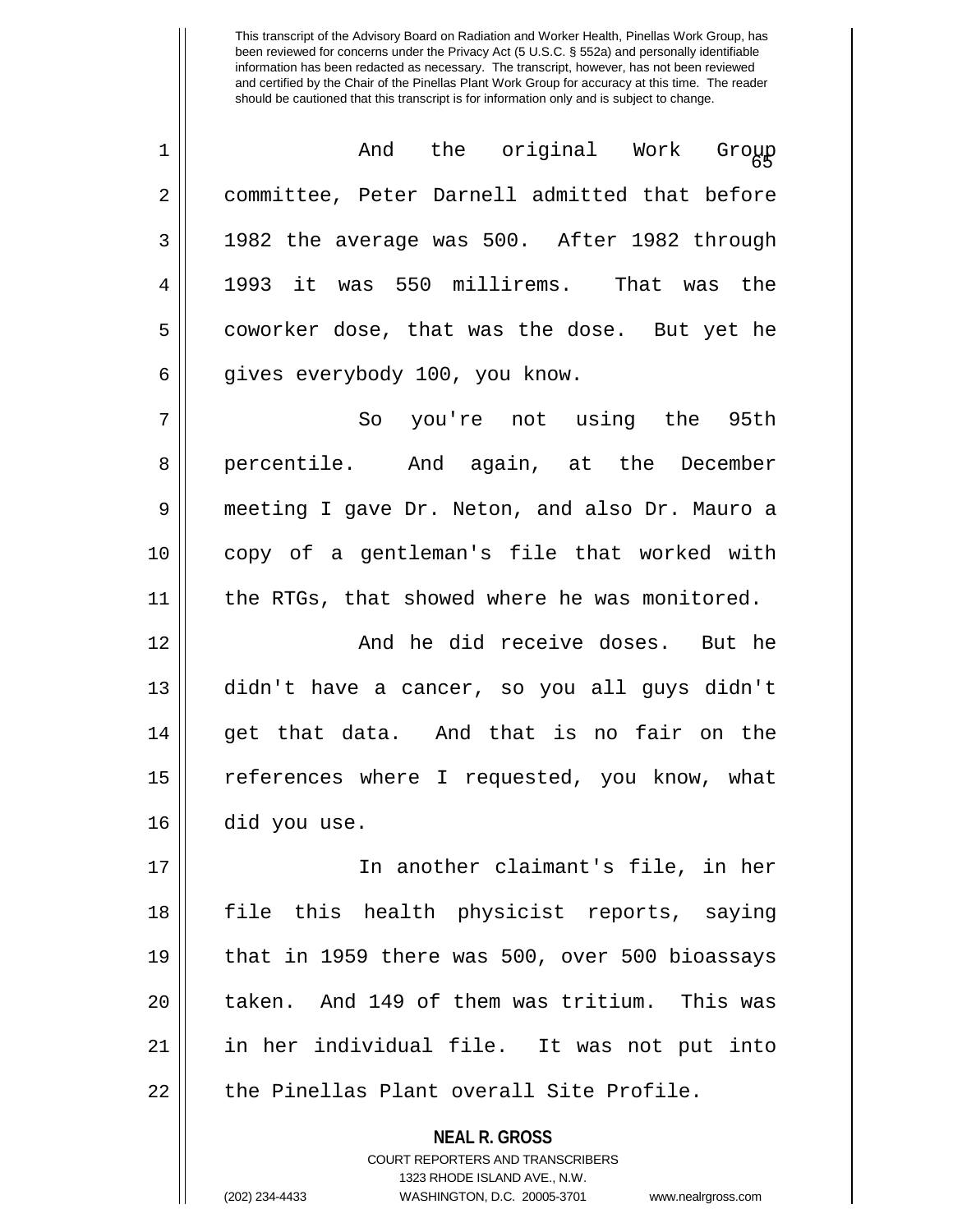This transcript of the Advisory Board on Radiation and Worker Health, Pinellas Work Group, has been reviewed for concerns under the Privacy Act (5 U.S.C. § 552a) and personally identifiable information has been redacted as necessary. The transcript, however, has not been reviewed and certified by the Chair of the Pinellas Plant Work Group for accuracy at this time. The reader should be cautioned that this transcript is for information only and is subject to change.

1 And the original Work Group
2 committee, Peter Darnell admitted that before
3 1982 the average was 500. After 1982 through
4 1993 it was 550 millirems. That was the
5 coworker dose, that was the dose. But yet he
6 gives everybody 100, you know.

7 So you're not using the 95th
8 percentile. And again, at the December
9 meeting I gave Dr. Neton, and also Dr. Mauro a
10 copy of a gentleman's file that worked with
11 the RTGs, that showed where he was monitored.

12 And he did receive doses. But he
13 didn't have a cancer, so you all guys didn't
14 get that data. And that is no fair on the
15 references where I requested, you know, what
16 did you use.

17 In another claimant's file, in her
18 file this health physicist reports, saying
19 that in 1959 there was 500, over 500 bioassays
20 taken. And 149 of them was tritium. This was
21 in her individual file. It was not put into
22 the Pinellas Plant overall Site Profile.

**NEAL R. GROSS**
COURT REPORTERS AND TRANSCRIBERS
1323 RHODE ISLAND AVE., N.W.
(202) 234-4433 WASHINGTON, D.C. 20005-3701 www.nealrgross.com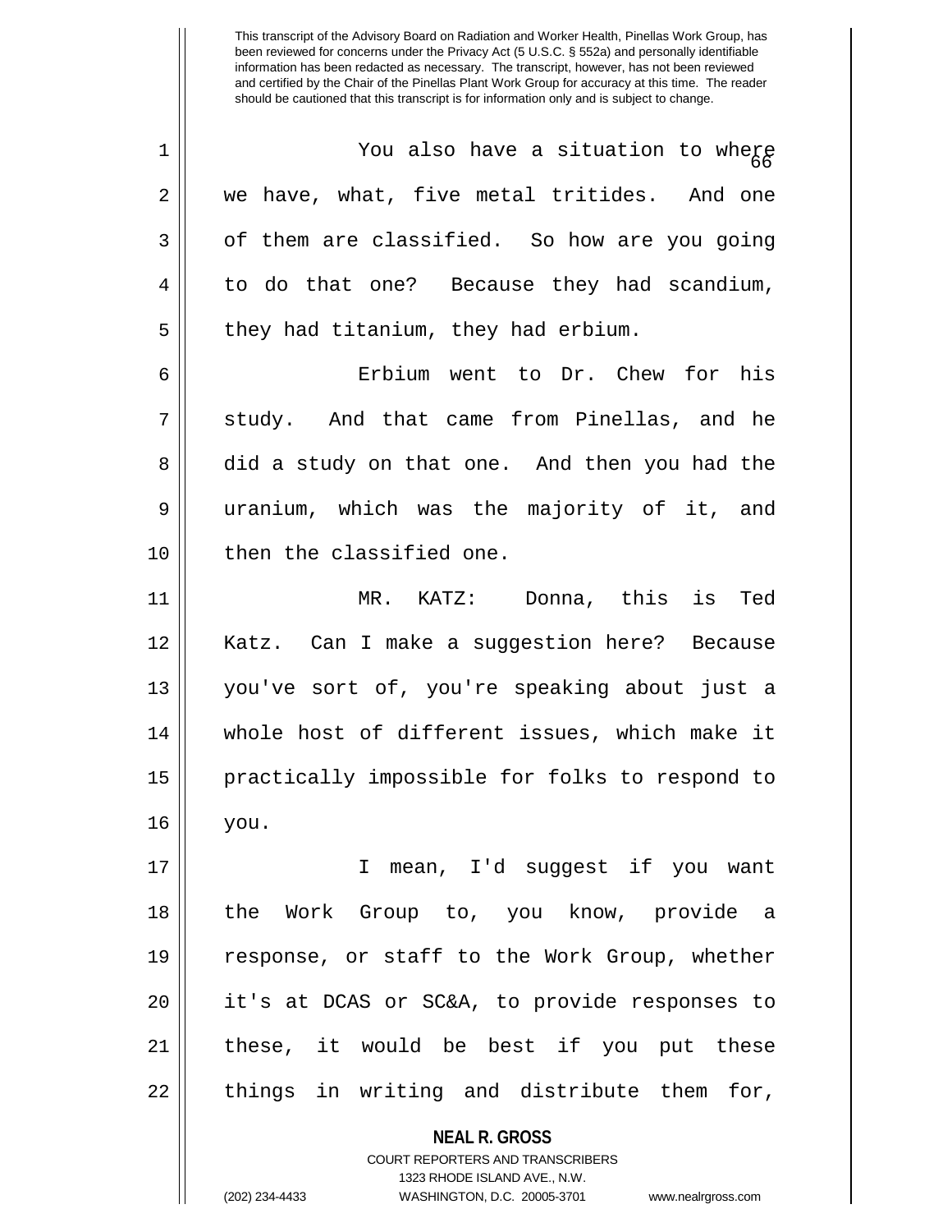You also have a situation to where we have, what, five metal tritides. And one of them are classified. So how are you going to do that one? Because they had scandium, they had titanium, they had erbium.

Erbium went to Dr. Chew for his study. And that came from Pinellas, and he did a study on that one. And then you had the uranium, which was the majority of it, and then the classified one.

MR. KATZ: Donna, this is Ted Katz. Can I make a suggestion here? Because you've sort of, you're speaking about just a whole host of different issues, which make it practically impossible for folks to respond to you.

I mean, I'd suggest if you want the Work Group to, you know, provide a response, or staff to the Work Group, whether it's at DCAS or SC&A, to provide responses to these, it would be best if you put these things in writing and distribute them for,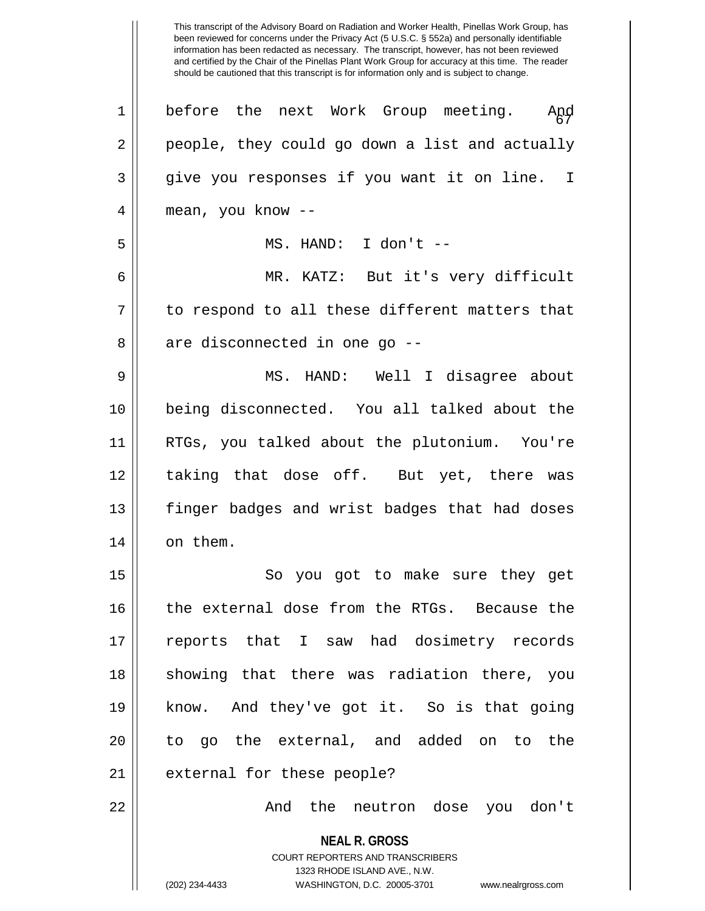This transcript of the Advisory Board on Radiation and Worker Health, Pinellas Work Group, has been reviewed for concerns under the Privacy Act (5 U.S.C. § 552a) and personally identifiable information has been redacted as necessary. The transcript, however, has not been reviewed and certified by the Chair of the Pinellas Plant Work Group for accuracy at this time. The reader should be cautioned that this transcript is for information only and is subject to change.

before the next Work Group meeting. And people, they could go down a list and actually give you responses if you want it on line. I mean, you know --

MS. HAND: I don't --

MR. KATZ: But it's very difficult to respond to all these different matters that are disconnected in one go --

MS. HAND: Well I disagree about being disconnected. You all talked about the RTGs, you talked about the plutonium. You're taking that dose off. But yet, there was finger badges and wrist badges that had doses on them.

So you got to make sure they get the external dose from the RTGs. Because the reports that I saw had dosimetry records showing that there was radiation there, you know. And they've got it. So is that going to go the external, and added on to the external for these people?

And the neutron dose you don't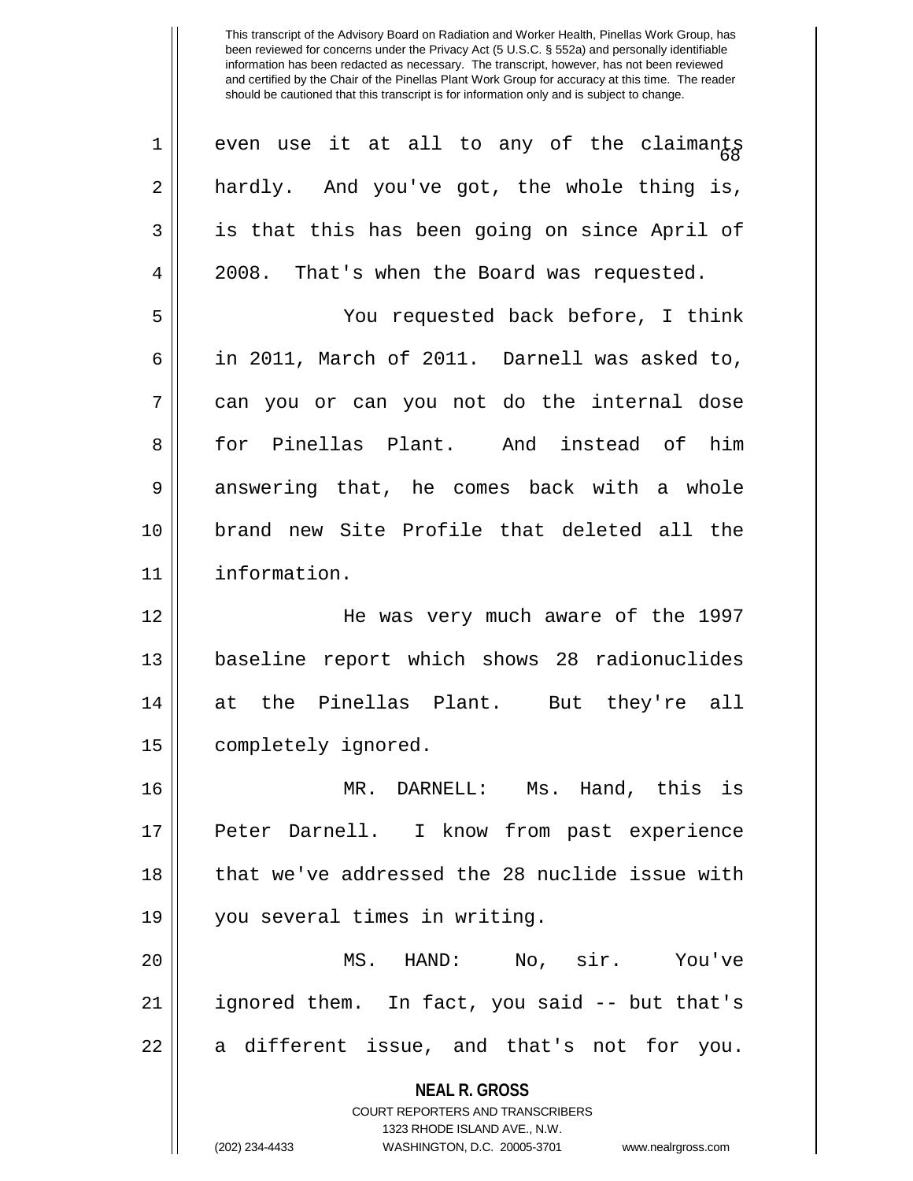even use it at all to any of the claimants hardly. And you've got, the whole thing is, is that this has been going on since April of 2008. That's when the Board was requested.

You requested back before, I think in 2011, March of 2011. Darnell was asked to, can you or can you not do the internal dose for Pinellas Plant. And instead of him answering that, he comes back with a whole brand new Site Profile that deleted all the information.

He was very much aware of the 1997 baseline report which shows 28 radionuclides at the Pinellas Plant. But they're all completely ignored.

MR. DARNELL: Ms. Hand, this is Peter Darnell. I know from past experience that we've addressed the 28 nuclide issue with you several times in writing.

MS. HAND: No, sir. You've ignored them. In fact, you said -- but that's a different issue, and that's not for you.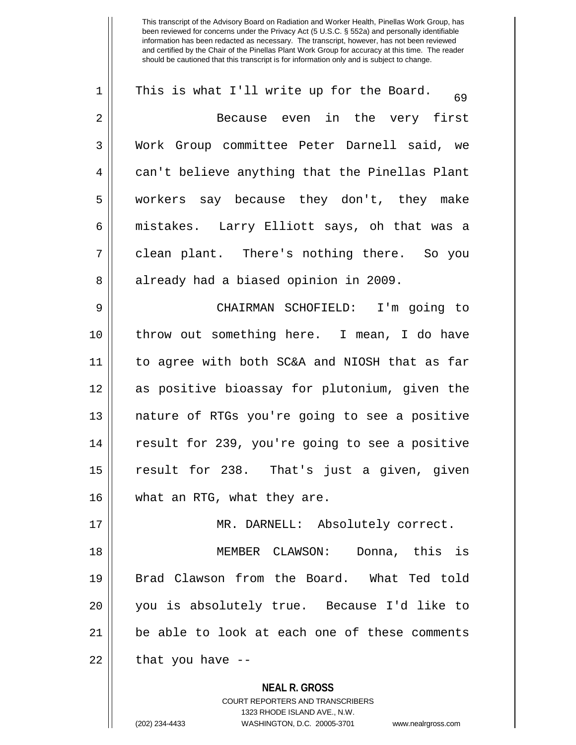This transcript of the Advisory Board on Radiation and Worker Health, Pinellas Work Group, has been reviewed for concerns under the Privacy Act (5 U.S.C. § 552a) and personally identifiable information has been redacted as necessary. The transcript, however, has not been reviewed and certified by the Chair of the Pinellas Plant Work Group for accuracy at this time. The reader should be cautioned that this transcript is for information only and is subject to change.

This is what I'll write up for the Board.

Because even in the very first Work Group committee Peter Darnell said, we can't believe anything that the Pinellas Plant workers say because they don't, they make mistakes. Larry Elliott says, oh that was a clean plant. There's nothing there. So you already had a biased opinion in 2009.

CHAIRMAN SCHOFIELD: I'm going to throw out something here. I mean, I do have to agree with both SC&A and NIOSH that as far as positive bioassay for plutonium, given the nature of RTGs you're going to see a positive result for 239, you're going to see a positive result for 238. That's just a given, given what an RTG, what they are.

MR. DARNELL: Absolutely correct.

MEMBER CLAWSON: Donna, this is Brad Clawson from the Board. What Ted told you is absolutely true. Because I'd like to be able to look at each one of these comments that you have --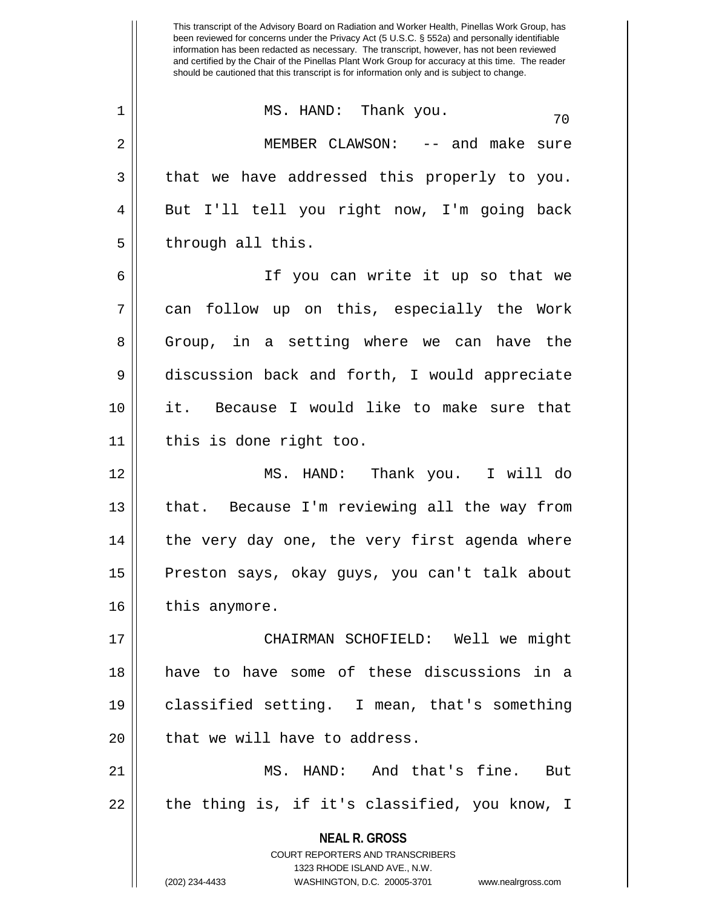This transcript of the Advisory Board on Radiation and Worker Health, Pinellas Work Group, has been reviewed for concerns under the Privacy Act (5 U.S.C. § 552a) and personally identifiable information has been redacted as necessary. The transcript, however, has not been reviewed and certified by the Chair of the Pinellas Plant Work Group for accuracy at this time. The reader should be cautioned that this transcript is for information only and is subject to change.

MS. HAND: Thank you.

MEMBER CLAWSON: -- and make sure that we have addressed this properly to you. But I'll tell you right now, I'm going back through all this.

If you can write it up so that we can follow up on this, especially the Work Group, in a setting where we can have the discussion back and forth, I would appreciate it. Because I would like to make sure that this is done right too.

MS. HAND: Thank you. I will do that. Because I'm reviewing all the way from the very day one, the very first agenda where Preston says, okay guys, you can't talk about this anymore.

CHAIRMAN SCHOFIELD: Well we might have to have some of these discussions in a classified setting. I mean, that's something that we will have to address.

MS. HAND: And that's fine. But the thing is, if it's classified, you know, I

**NEAL R. GROSS**
COURT REPORTERS AND TRANSCRIBERS
1323 RHODE ISLAND AVE., N.W.
(202) 234-4433 WASHINGTON, D.C. 20005-3701 www.nealrgross.com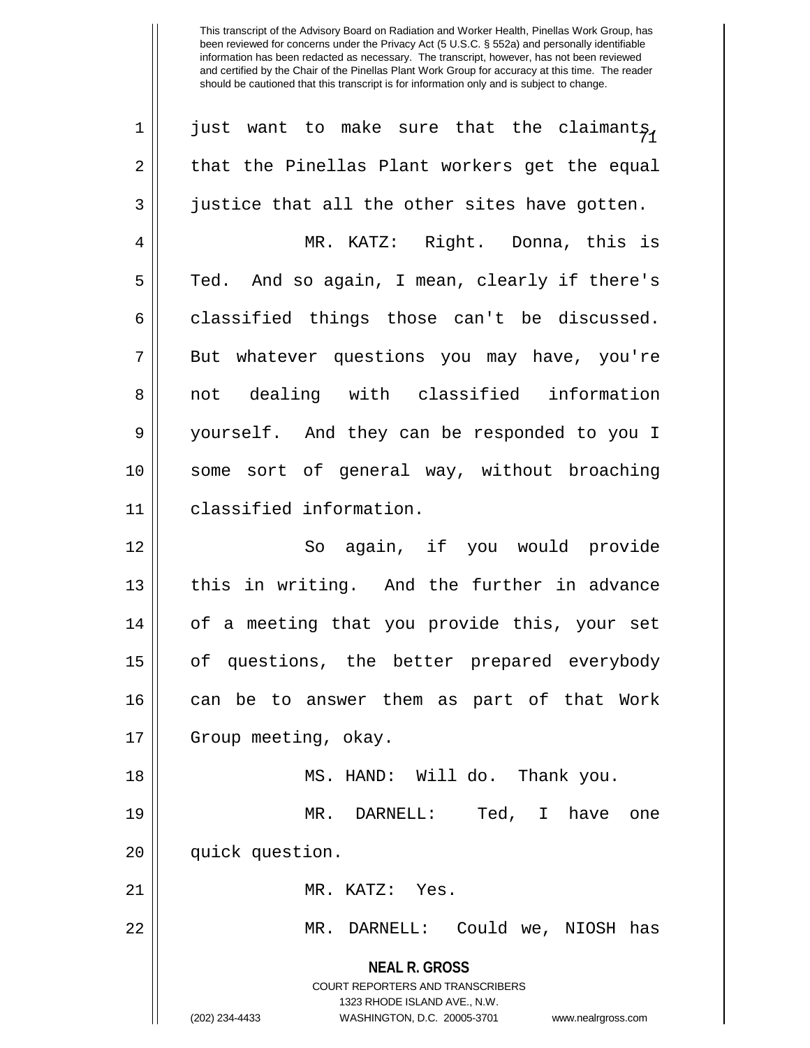just want to make sure that the claimants, that the Pinellas Plant workers get the equal justice that all the other sites have gotten.

MR. KATZ: Right. Donna, this is Ted. And so again, I mean, clearly if there's classified things those can't be discussed. But whatever questions you may have, you're not dealing with classified information yourself. And they can be responded to you I some sort of general way, without broaching classified information.

So again, if you would provide this in writing. And the further in advance of a meeting that you provide this, your set of questions, the better prepared everybody can be to answer them as part of that Work Group meeting, okay.

MS. HAND: Will do. Thank you.

MR. DARNELL: Ted, I have one quick question.

MR. KATZ: Yes.

MR. DARNELL: Could we, NIOSH has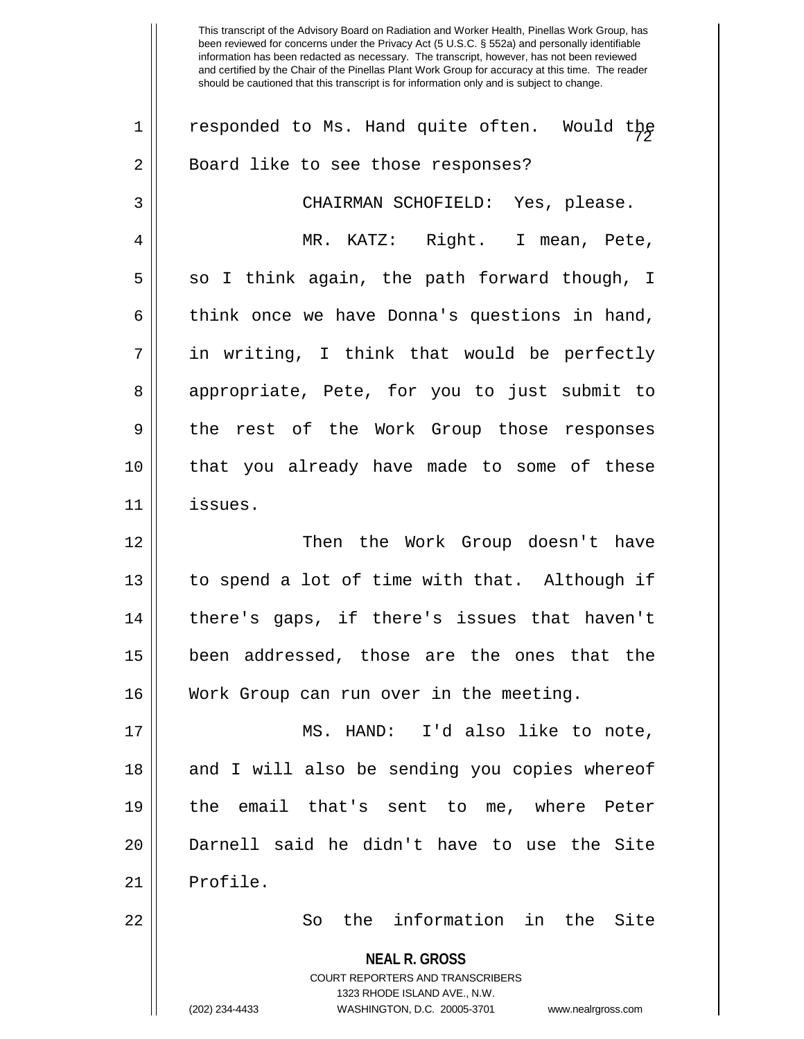responded to Ms. Hand quite often. Would the Board like to see those responses?

CHAIRMAN SCHOFIELD: Yes, please.

MR. KATZ: Right. I mean, Pete, so I think again, the path forward though, I think once we have Donna's questions in hand, in writing, I think that would be perfectly appropriate, Pete, for you to just submit to the rest of the Work Group those responses that you already have made to some of these issues.

Then the Work Group doesn't have to spend a lot of time with that. Although if there's gaps, if there's issues that haven't been addressed, those are the ones that the Work Group can run over in the meeting.

MS. HAND: I'd also like to note, and I will also be sending you copies whereof the email that's sent to me, where Peter Darnell said he didn't have to use the Site Profile.

So the information in the Site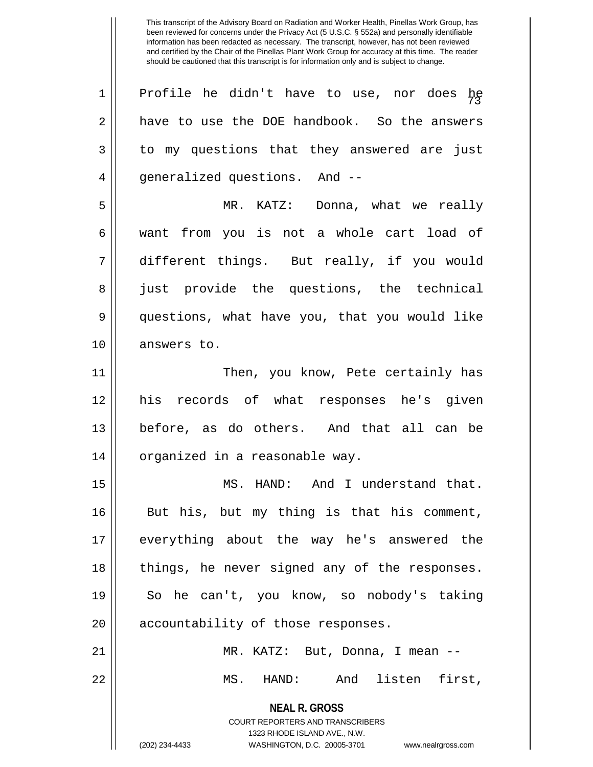Profile he didn't have to use, nor does he have to use the DOE handbook. So the answers to my questions that they answered are just generalized questions. And --

MR. KATZ: Donna, what we really want from you is not a whole cart load of different things. But really, if you would just provide the questions, the technical questions, what have you, that you would like answers to.

Then, you know, Pete certainly has his records of what responses he's given before, as do others. And that all can be organized in a reasonable way.

MS. HAND: And I understand that. But his, but my thing is that his comment, everything about the way he's answered the things, he never signed any of the responses. So he can't, you know, so nobody's taking accountability of those responses.

MR. KATZ: But, Donna, I mean --

MS. HAND: And listen first,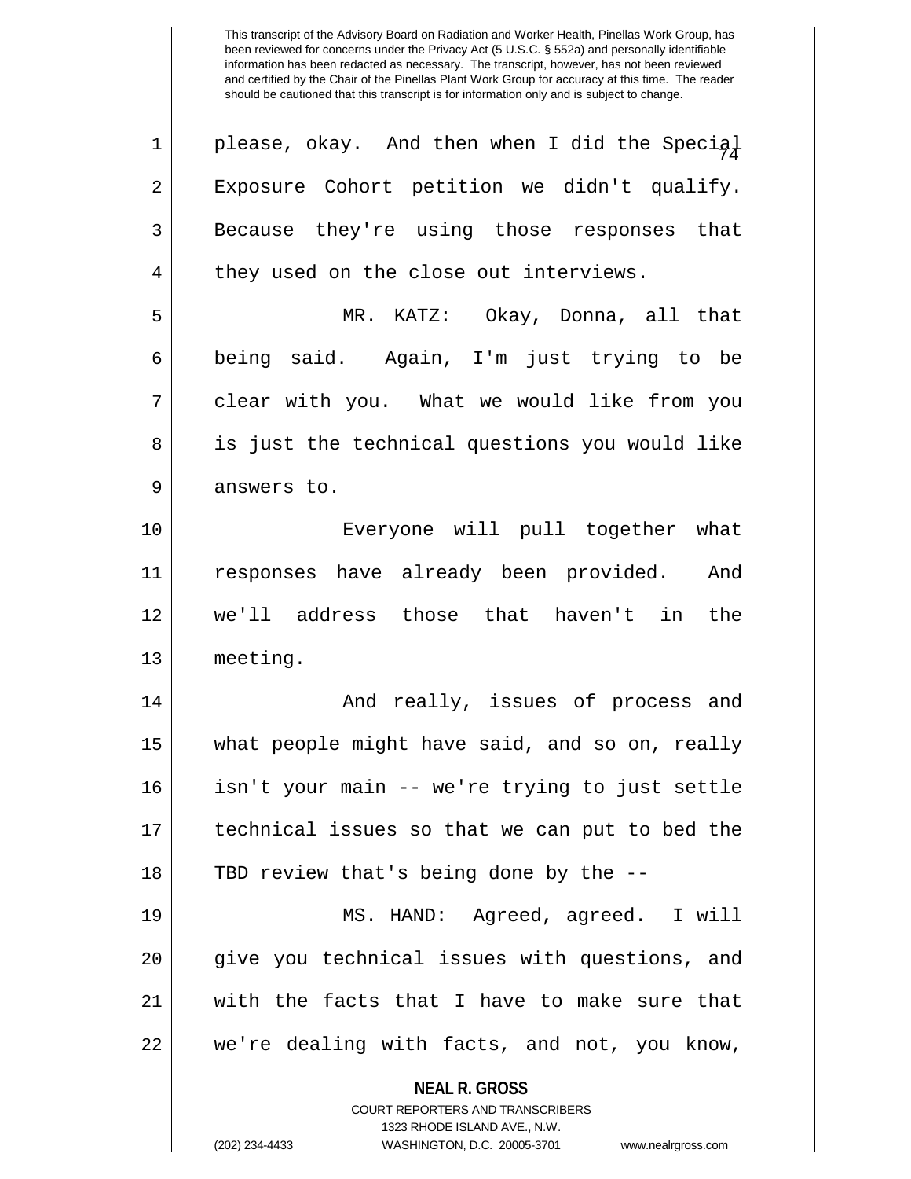please, okay. And then when I did the Special Exposure Cohort petition we didn't qualify. Because they're using those responses that they used on the close out interviews.

MR. KATZ: Okay, Donna, all that being said. Again, I'm just trying to be clear with you. What we would like from you is just the technical questions you would like answers to.

Everyone will pull together what responses have already been provided. And we'll address those that haven't in the meeting.

And really, issues of process and what people might have said, and so on, really isn't your main -- we're trying to just settle technical issues so that we can put to bed the TBD review that's being done by the --

MS. HAND: Agreed, agreed. I will give you technical issues with questions, and with the facts that I have to make sure that we're dealing with facts, and not, you know,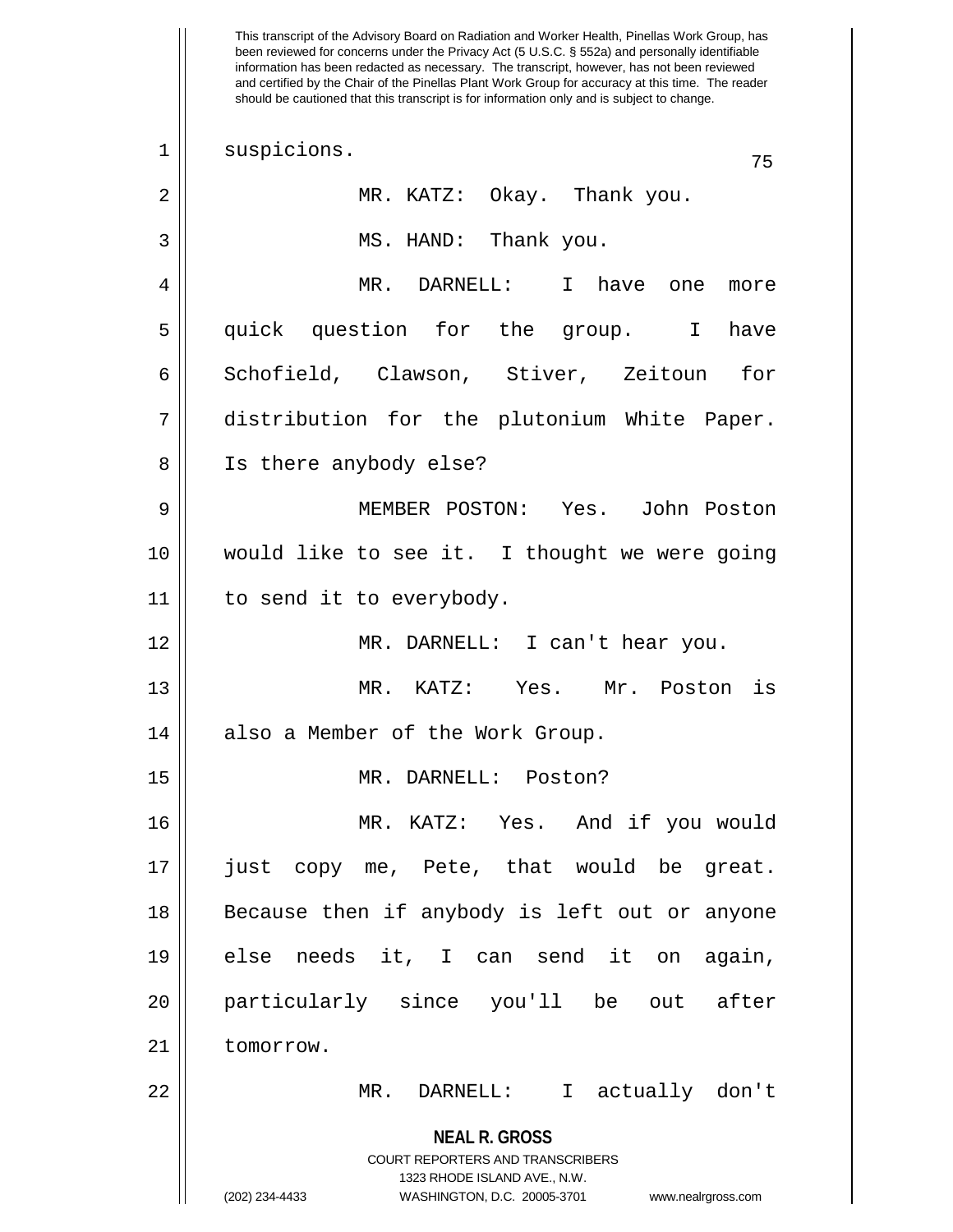suspicions.

MR. KATZ: Okay. Thank you.

MS. HAND: Thank you.

MR. DARNELL: I have one more quick question for the group. I have Schofield, Clawson, Stiver, Zeitoun for distribution for the plutonium White Paper. Is there anybody else?

MEMBER POSTON: Yes. John Poston would like to see it. I thought we were going to send it to everybody.

MR. DARNELL: I can't hear you.

MR. KATZ: Yes. Mr. Poston is also a Member of the Work Group.

MR. DARNELL: Poston?

MR. KATZ: Yes. And if you would just copy me, Pete, that would be great. Because then if anybody is left out or anyone else needs it, I can send it on again, particularly since you'll be out after tomorrow.

MR. DARNELL: I actually don't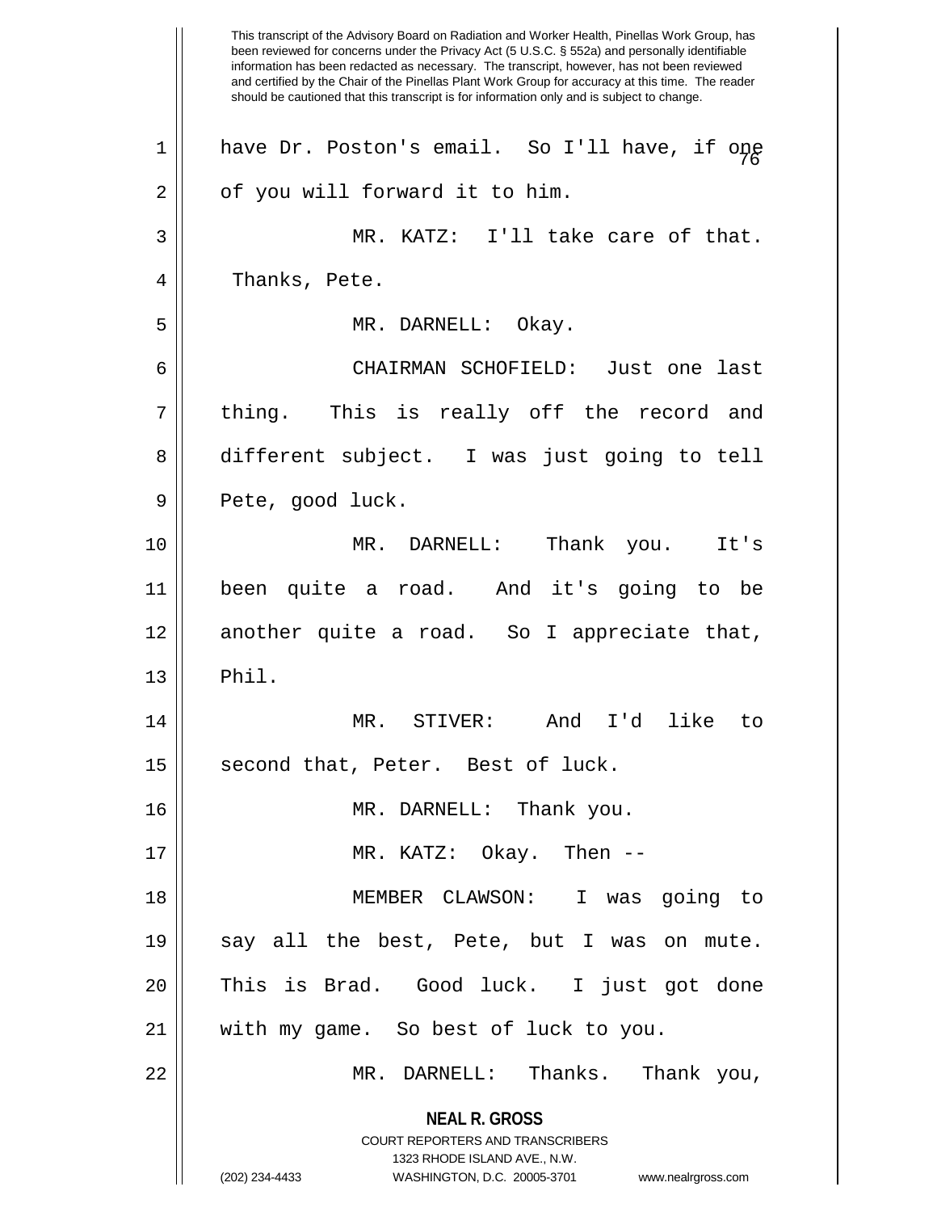have Dr. Poston's email. So I'll have, if one of you will forward it to him.

MR. KATZ: I'll take care of that. Thanks, Pete.

MR. DARNELL: Okay.

CHAIRMAN SCHOFIELD: Just one last thing. This is really off the record and different subject. I was just going to tell Pete, good luck.

MR. DARNELL: Thank you. It's been quite a road. And it's going to be another quite a road. So I appreciate that, Phil.

MR. STIVER: And I'd like to second that, Peter. Best of luck.

MR. DARNELL: Thank you.

MR. KATZ: Okay. Then --

MEMBER CLAWSON: I was going to say all the best, Pete, but I was on mute. This is Brad. Good luck. I just got done with my game. So best of luck to you.

MR. DARNELL: Thanks. Thank you,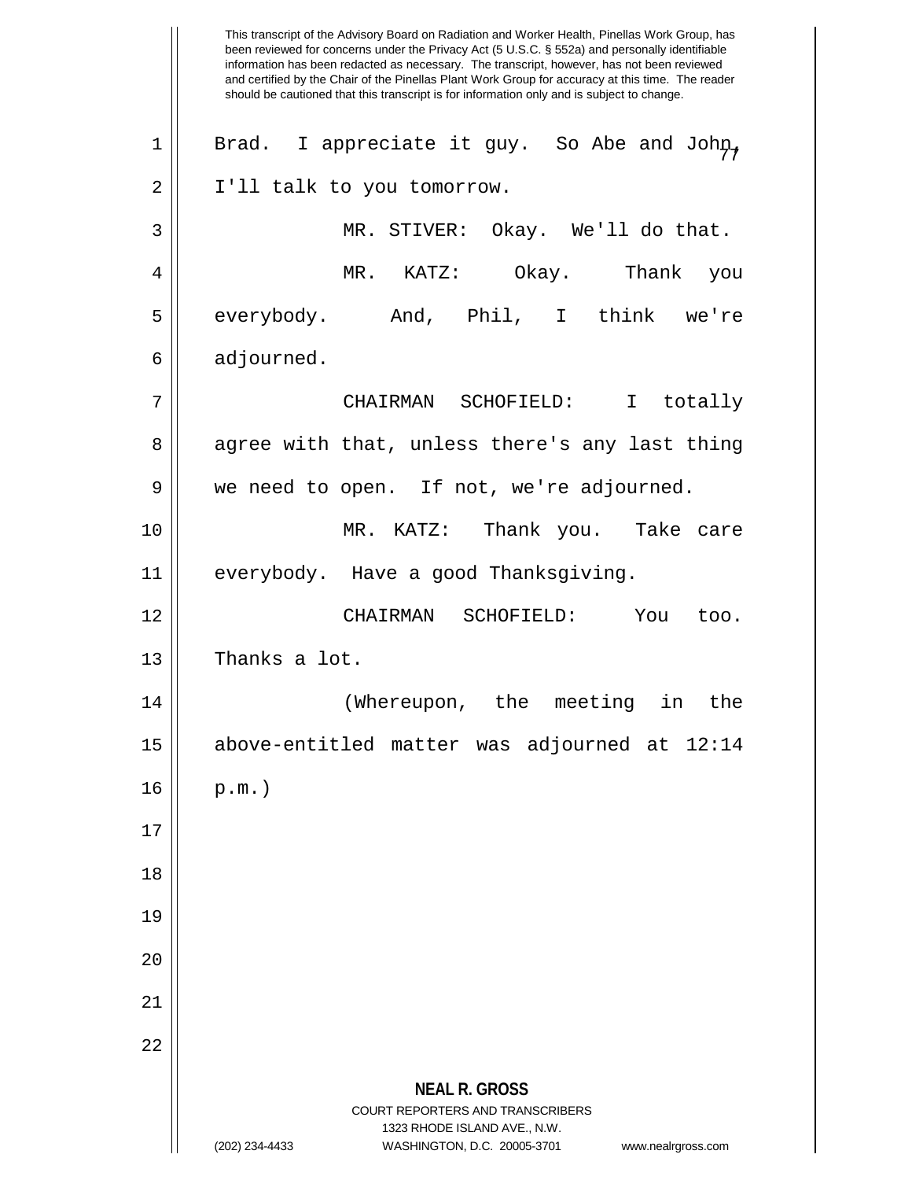Brad. I appreciate it guy. So Abe and John, I'll talk to you tomorrow.

MR. STIVER: Okay. We'll do that.

MR. KATZ: Okay. Thank you everybody. And, Phil, I think we're adjourned.

CHAIRMAN SCHOFIELD: I totally agree with that, unless there's any last thing we need to open. If not, we're adjourned.

MR. KATZ: Thank you. Take care everybody. Have a good Thanksgiving.

CHAIRMAN SCHOFIELD: You too. Thanks a lot.

(Whereupon, the meeting in the above-entitled matter was adjourned at 12:14 p.m.)